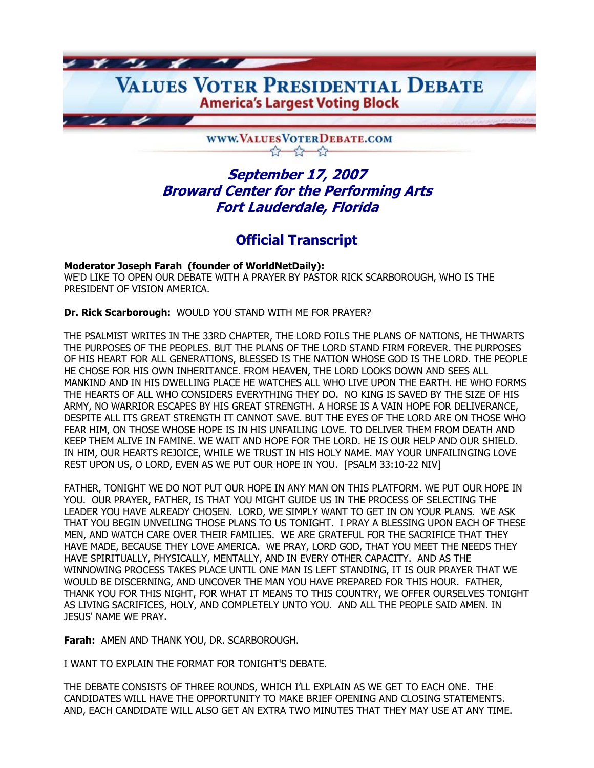# VALUES VOTER PRESIDENTIAL DEBATE

**America's Largest Voting Block**

WWW.VALUESVOTERDEBATE.COM

## *September 17, 2007*
## *Broward Center for the Performing Arts*
## *Fort Lauderdale, Florida*

## Official Transcript

**Moderator Joseph Farah (founder of WorldNetDaily):**
WE'D LIKE TO OPEN OUR DEBATE WITH A PRAYER BY PASTOR RICK SCARBOROUGH, WHO IS THE PRESIDENT OF VISION AMERICA.

**Dr. Rick Scarborough:** WOULD YOU STAND WITH ME FOR PRAYER?

THE PSALMIST WRITES IN THE 33RD CHAPTER, THE LORD FOILS THE PLANS OF NATIONS, HE THWARTS THE PURPOSES OF THE PEOPLES. BUT THE PLANS OF THE LORD STAND FIRM FOREVER. THE PURPOSES OF HIS HEART FOR ALL GENERATIONS, BLESSED IS THE NATION WHOSE GOD IS THE LORD. THE PEOPLE HE CHOSE FOR HIS OWN INHERITANCE. FROM HEAVEN, THE LORD LOOKS DOWN AND SEES ALL MANKIND AND IN HIS DWELLING PLACE HE WATCHES ALL WHO LIVE UPON THE EARTH. HE WHO FORMS THE HEARTS OF ALL WHO CONSIDERS EVERYTHING THEY DO. NO KING IS SAVED BY THE SIZE OF HIS ARMY, NO WARRIOR ESCAPES BY HIS GREAT STRENGTH. A HORSE IS A VAIN HOPE FOR DELIVERANCE, DESPITE ALL ITS GREAT STRENGTH IT CANNOT SAVE. BUT THE EYES OF THE LORD ARE ON THOSE WHO FEAR HIM, ON THOSE WHOSE HOPE IS IN HIS UNFAILING LOVE. TO DELIVER THEM FROM DEATH AND KEEP THEM ALIVE IN FAMINE. WE WAIT AND HOPE FOR THE LORD. HE IS OUR HELP AND OUR SHIELD. IN HIM, OUR HEARTS REJOICE, WHILE WE TRUST IN HIS HOLY NAME. MAY YOUR UNFAILINGING LOVE REST UPON US, O LORD, EVEN AS WE PUT OUR HOPE IN YOU. [PSALM 33:10-22 NIV]

FATHER, TONIGHT WE DO NOT PUT OUR HOPE IN ANY MAN ON THIS PLATFORM. WE PUT OUR HOPE IN YOU. OUR PRAYER, FATHER, IS THAT YOU MIGHT GUIDE US IN THE PROCESS OF SELECTING THE LEADER YOU HAVE ALREADY CHOSEN. LORD, WE SIMPLY WANT TO GET IN ON YOUR PLANS. WE ASK THAT YOU BEGIN UNVEILING THOSE PLANS TO US TONIGHT. I PRAY A BLESSING UPON EACH OF THESE MEN, AND WATCH CARE OVER THEIR FAMILIES. WE ARE GRATEFUL FOR THE SACRIFICE THAT THEY HAVE MADE, BECAUSE THEY LOVE AMERICA. WE PRAY, LORD GOD, THAT YOU MEET THE NEEDS THEY HAVE SPIRITUALLY, PHYSICALLY, MENTALLY, AND IN EVERY OTHER CAPACITY. AND AS THE WINNOWING PROCESS TAKES PLACE UNTIL ONE MAN IS LEFT STANDING, IT IS OUR PRAYER THAT WE WOULD BE DISCERNING, AND UNCOVER THE MAN YOU HAVE PREPARED FOR THIS HOUR. FATHER, THANK YOU FOR THIS NIGHT, FOR WHAT IT MEANS TO THIS COUNTRY, WE OFFER OURSELVES TONIGHT AS LIVING SACRIFICES, HOLY, AND COMPLETELY UNTO YOU. AND ALL THE PEOPLE SAID AMEN. IN JESUS' NAME WE PRAY.

**Farah:** AMEN AND THANK YOU, DR. SCARBOROUGH.

I WANT TO EXPLAIN THE FORMAT FOR TONIGHT'S DEBATE.

THE DEBATE CONSISTS OF THREE ROUNDS, WHICH I'LL EXPLAIN AS WE GET TO EACH ONE. THE CANDIDATES WILL HAVE THE OPPORTUNITY TO MAKE BRIEF OPENING AND CLOSING STATEMENTS. AND, EACH CANDIDATE WILL ALSO GET AN EXTRA TWO MINUTES THAT THEY MAY USE AT ANY TIME.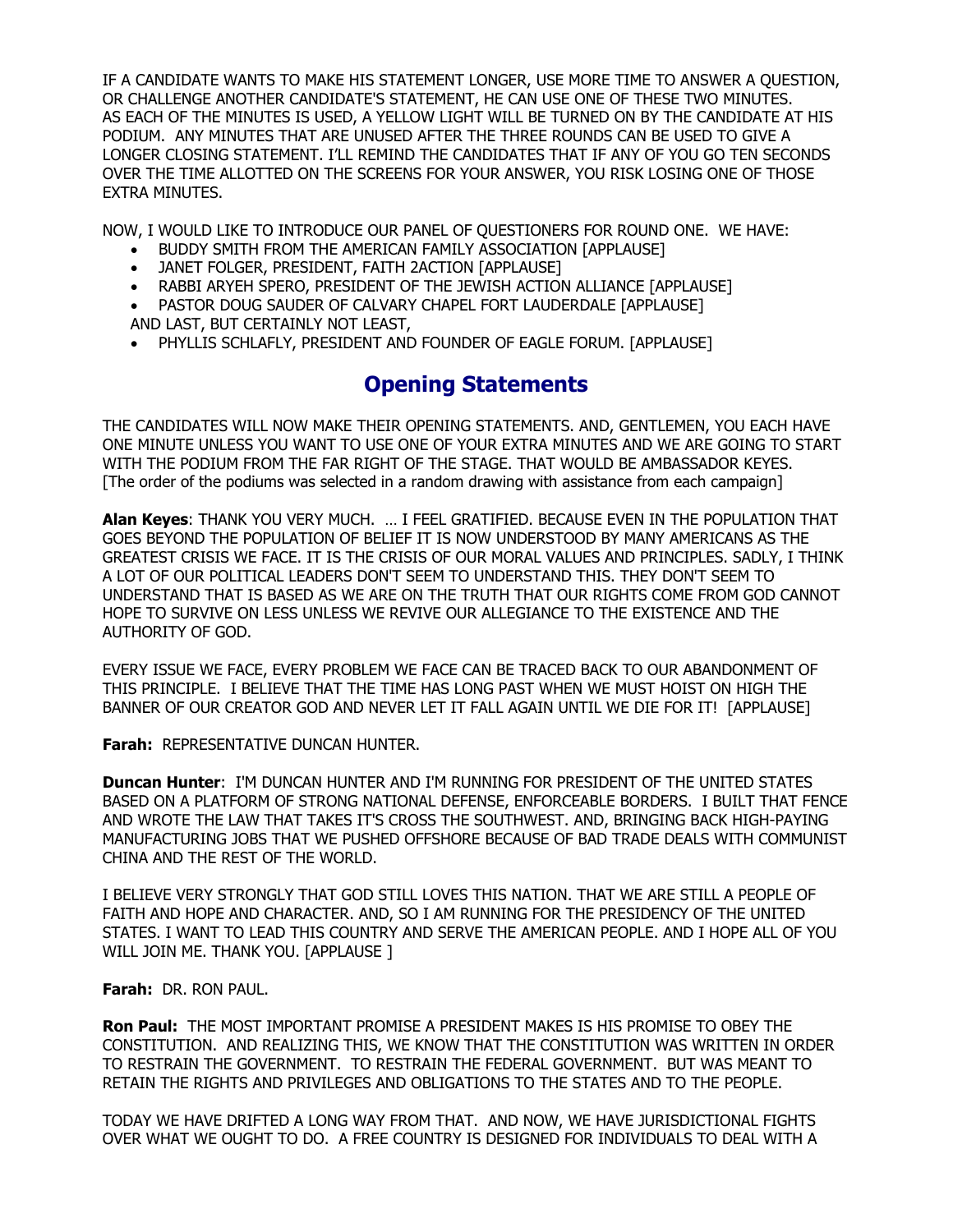IF A CANDIDATE WANTS TO MAKE HIS STATEMENT LONGER, USE MORE TIME TO ANSWER A QUESTION, OR CHALLENGE ANOTHER CANDIDATE'S STATEMENT, HE CAN USE ONE OF THESE TWO MINUTES. AS EACH OF THE MINUTES IS USED, A YELLOW LIGHT WILL BE TURNED ON BY THE CANDIDATE AT HIS PODIUM. ANY MINUTES THAT ARE UNUSED AFTER THE THREE ROUNDS CAN BE USED TO GIVE A LONGER CLOSING STATEMENT. I'LL REMIND THE CANDIDATES THAT IF ANY OF YOU GO TEN SECONDS OVER THE TIME ALLOTTED ON THE SCREENS FOR YOUR ANSWER, YOU RISK LOSING ONE OF THOSE EXTRA MINUTES.

NOW, I WOULD LIKE TO INTRODUCE OUR PANEL OF QUESTIONERS FOR ROUND ONE. WE HAVE:

- BUDDY SMITH FROM THE AMERICAN FAMILY ASSOCIATION [APPLAUSE]
- JANET FOLGER, PRESIDENT, FAITH 2ACTION [APPLAUSE]
- RABBI ARYEH SPERO, PRESIDENT OF THE JEWISH ACTION ALLIANCE [APPLAUSE]
- PASTOR DOUG SAUDER OF CALVARY CHAPEL FORT LAUDERDALE [APPLAUSE]

AND LAST, BUT CERTAINLY NOT LEAST,

- PHYLLIS SCHLAFLY, PRESIDENT AND FOUNDER OF EAGLE FORUM. [APPLAUSE]

## Opening Statements

THE CANDIDATES WILL NOW MAKE THEIR OPENING STATEMENTS. AND, GENTLEMEN, YOU EACH HAVE ONE MINUTE UNLESS YOU WANT TO USE ONE OF YOUR EXTRA MINUTES AND WE ARE GOING TO START WITH THE PODIUM FROM THE FAR RIGHT OF THE STAGE. THAT WOULD BE AMBASSADOR KEYES. [The order of the podiums was selected in a random drawing with assistance from each campaign]

**Alan Keyes**: THANK YOU VERY MUCH. … I FEEL GRATIFIED. BECAUSE EVEN IN THE POPULATION THAT GOES BEYOND THE POPULATION OF BELIEF IT IS NOW UNDERSTOOD BY MANY AMERICANS AS THE GREATEST CRISIS WE FACE. IT IS THE CRISIS OF OUR MORAL VALUES AND PRINCIPLES. SADLY, I THINK A LOT OF OUR POLITICAL LEADERS DON'T SEEM TO UNDERSTAND THIS. THEY DON'T SEEM TO UNDERSTAND THAT IS BASED AS WE ARE ON THE TRUTH THAT OUR RIGHTS COME FROM GOD CANNOT HOPE TO SURVIVE ON LESS UNLESS WE REVIVE OUR ALLEGIANCE TO THE EXISTENCE AND THE AUTHORITY OF GOD.

EVERY ISSUE WE FACE, EVERY PROBLEM WE FACE CAN BE TRACED BACK TO OUR ABANDONMENT OF THIS PRINCIPLE. I BELIEVE THAT THE TIME HAS LONG PAST WHEN WE MUST HOIST ON HIGH THE BANNER OF OUR CREATOR GOD AND NEVER LET IT FALL AGAIN UNTIL WE DIE FOR IT! [APPLAUSE]

**Farah:** REPRESENTATIVE DUNCAN HUNTER.

**Duncan Hunter**: I'M DUNCAN HUNTER AND I'M RUNNING FOR PRESIDENT OF THE UNITED STATES BASED ON A PLATFORM OF STRONG NATIONAL DEFENSE, ENFORCEABLE BORDERS. I BUILT THAT FENCE AND WROTE THE LAW THAT TAKES IT'S CROSS THE SOUTHWEST. AND, BRINGING BACK HIGH-PAYING MANUFACTURING JOBS THAT WE PUSHED OFFSHORE BECAUSE OF BAD TRADE DEALS WITH COMMUNIST CHINA AND THE REST OF THE WORLD.

I BELIEVE VERY STRONGLY THAT GOD STILL LOVES THIS NATION. THAT WE ARE STILL A PEOPLE OF FAITH AND HOPE AND CHARACTER. AND, SO I AM RUNNING FOR THE PRESIDENCY OF THE UNITED STATES. I WANT TO LEAD THIS COUNTRY AND SERVE THE AMERICAN PEOPLE. AND I HOPE ALL OF YOU WILL JOIN ME. THANK YOU. [APPLAUSE ]

**Farah:** DR. RON PAUL.

**Ron Paul:** THE MOST IMPORTANT PROMISE A PRESIDENT MAKES IS HIS PROMISE TO OBEY THE CONSTITUTION. AND REALIZING THIS, WE KNOW THAT THE CONSTITUTION WAS WRITTEN IN ORDER TO RESTRAIN THE GOVERNMENT. TO RESTRAIN THE FEDERAL GOVERNMENT. BUT WAS MEANT TO RETAIN THE RIGHTS AND PRIVILEGES AND OBLIGATIONS TO THE STATES AND TO THE PEOPLE.

TODAY WE HAVE DRIFTED A LONG WAY FROM THAT. AND NOW, WE HAVE JURISDICTIONAL FIGHTS OVER WHAT WE OUGHT TO DO. A FREE COUNTRY IS DESIGNED FOR INDIVIDUALS TO DEAL WITH A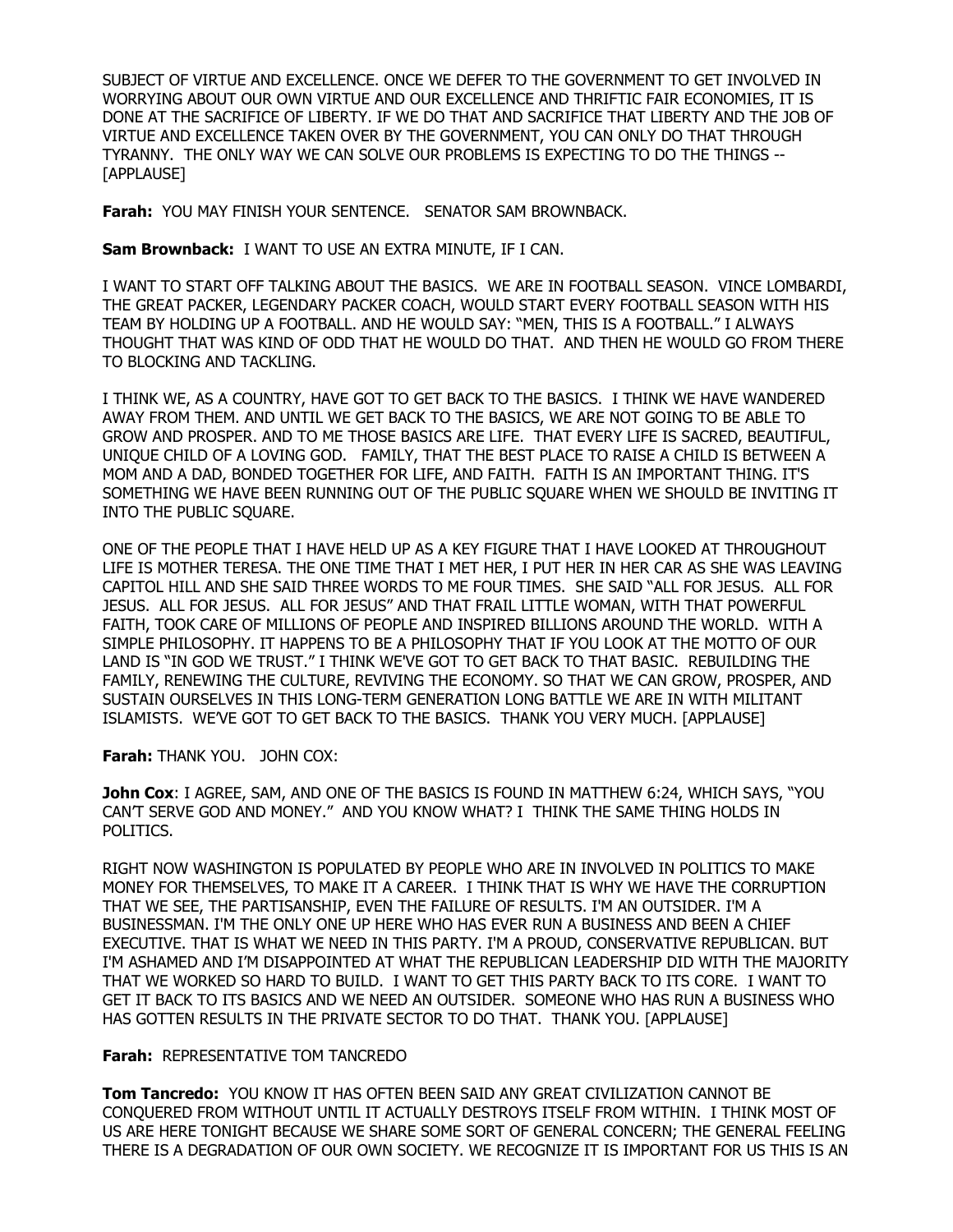SUBJECT OF VIRTUE AND EXCELLENCE. ONCE WE DEFER TO THE GOVERNMENT TO GET INVOLVED IN WORRYING ABOUT OUR OWN VIRTUE AND OUR EXCELLENCE AND THRIFTIC FAIR ECONOMIES, IT IS DONE AT THE SACRIFICE OF LIBERTY. IF WE DO THAT AND SACRIFICE THAT LIBERTY AND THE JOB OF VIRTUE AND EXCELLENCE TAKEN OVER BY THE GOVERNMENT, YOU CAN ONLY DO THAT THROUGH TYRANNY. THE ONLY WAY WE CAN SOLVE OUR PROBLEMS IS EXPECTING TO DO THE THINGS -- [APPLAUSE]

**Farah:** YOU MAY FINISH YOUR SENTENCE. SENATOR SAM BROWNBACK.

**Sam Brownback:** I WANT TO USE AN EXTRA MINUTE, IF I CAN.

I WANT TO START OFF TALKING ABOUT THE BASICS. WE ARE IN FOOTBALL SEASON. VINCE LOMBARDI, THE GREAT PACKER, LEGENDARY PACKER COACH, WOULD START EVERY FOOTBALL SEASON WITH HIS TEAM BY HOLDING UP A FOOTBALL. AND HE WOULD SAY: "MEN, THIS IS A FOOTBALL." I ALWAYS THOUGHT THAT WAS KIND OF ODD THAT HE WOULD DO THAT. AND THEN HE WOULD GO FROM THERE TO BLOCKING AND TACKLING.

I THINK WE, AS A COUNTRY, HAVE GOT TO GET BACK TO THE BASICS. I THINK WE HAVE WANDERED AWAY FROM THEM. AND UNTIL WE GET BACK TO THE BASICS, WE ARE NOT GOING TO BE ABLE TO GROW AND PROSPER. AND TO ME THOSE BASICS ARE LIFE. THAT EVERY LIFE IS SACRED, BEAUTIFUL, UNIQUE CHILD OF A LOVING GOD. FAMILY, THAT THE BEST PLACE TO RAISE A CHILD IS BETWEEN A MOM AND A DAD, BONDED TOGETHER FOR LIFE, AND FAITH. FAITH IS AN IMPORTANT THING. IT'S SOMETHING WE HAVE BEEN RUNNING OUT OF THE PUBLIC SQUARE WHEN WE SHOULD BE INVITING IT INTO THE PUBLIC SQUARE.

ONE OF THE PEOPLE THAT I HAVE HELD UP AS A KEY FIGURE THAT I HAVE LOOKED AT THROUGHOUT LIFE IS MOTHER TERESA. THE ONE TIME THAT I MET HER, I PUT HER IN HER CAR AS SHE WAS LEAVING CAPITOL HILL AND SHE SAID THREE WORDS TO ME FOUR TIMES. SHE SAID "ALL FOR JESUS. ALL FOR JESUS. ALL FOR JESUS. ALL FOR JESUS" AND THAT FRAIL LITTLE WOMAN, WITH THAT POWERFUL FAITH, TOOK CARE OF MILLIONS OF PEOPLE AND INSPIRED BILLIONS AROUND THE WORLD. WITH A SIMPLE PHILOSOPHY. IT HAPPENS TO BE A PHILOSOPHY THAT IF YOU LOOK AT THE MOTTO OF OUR LAND IS "IN GOD WE TRUST." I THINK WE'VE GOT TO GET BACK TO THAT BASIC. REBUILDING THE FAMILY, RENEWING THE CULTURE, REVIVING THE ECONOMY. SO THAT WE CAN GROW, PROSPER, AND SUSTAIN OURSELVES IN THIS LONG-TERM GENERATION LONG BATTLE WE ARE IN WITH MILITANT ISLAMISTS. WE'VE GOT TO GET BACK TO THE BASICS. THANK YOU VERY MUCH. [APPLAUSE]

**Farah:** THANK YOU. JOHN COX:

**John Cox**: I AGREE, SAM, AND ONE OF THE BASICS IS FOUND IN MATTHEW 6:24, WHICH SAYS, "YOU CAN'T SERVE GOD AND MONEY." AND YOU KNOW WHAT? I THINK THE SAME THING HOLDS IN POLITICS.

RIGHT NOW WASHINGTON IS POPULATED BY PEOPLE WHO ARE IN INVOLVED IN POLITICS TO MAKE MONEY FOR THEMSELVES, TO MAKE IT A CAREER. I THINK THAT IS WHY WE HAVE THE CORRUPTION THAT WE SEE, THE PARTISANSHIP, EVEN THE FAILURE OF RESULTS. I'M AN OUTSIDER. I'M A BUSINESSMAN. I'M THE ONLY ONE UP HERE WHO HAS EVER RUN A BUSINESS AND BEEN A CHIEF EXECUTIVE. THAT IS WHAT WE NEED IN THIS PARTY. I'M A PROUD, CONSERVATIVE REPUBLICAN. BUT I'M ASHAMED AND I'M DISAPPOINTED AT WHAT THE REPUBLICAN LEADERSHIP DID WITH THE MAJORITY THAT WE WORKED SO HARD TO BUILD. I WANT TO GET THIS PARTY BACK TO ITS CORE. I WANT TO GET IT BACK TO ITS BASICS AND WE NEED AN OUTSIDER. SOMEONE WHO HAS RUN A BUSINESS WHO HAS GOTTEN RESULTS IN THE PRIVATE SECTOR TO DO THAT. THANK YOU. [APPLAUSE]

**Farah:** REPRESENTATIVE TOM TANCREDO

**Tom Tancredo:** YOU KNOW IT HAS OFTEN BEEN SAID ANY GREAT CIVILIZATION CANNOT BE CONQUERED FROM WITHOUT UNTIL IT ACTUALLY DESTROYS ITSELF FROM WITHIN. I THINK MOST OF US ARE HERE TONIGHT BECAUSE WE SHARE SOME SORT OF GENERAL CONCERN; THE GENERAL FEELING THERE IS A DEGRADATION OF OUR OWN SOCIETY. WE RECOGNIZE IT IS IMPORTANT FOR US THIS IS AN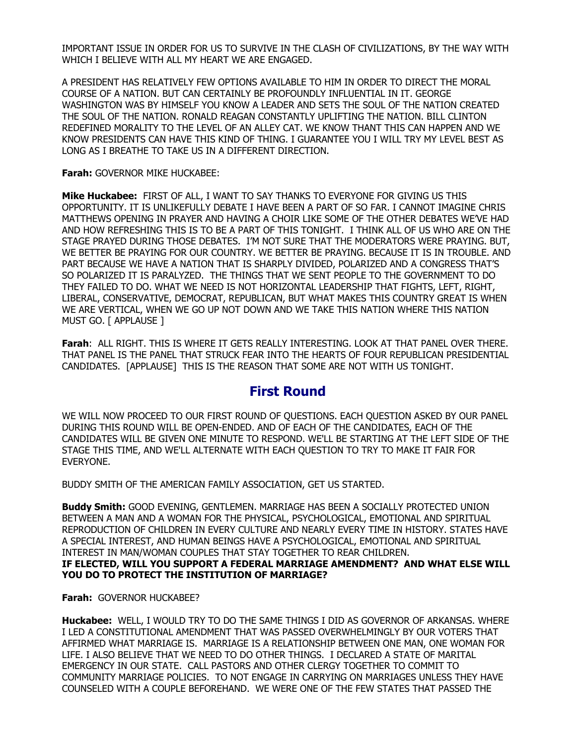IMPORTANT ISSUE IN ORDER FOR US TO SURVIVE IN THE CLASH OF CIVILIZATIONS, BY THE WAY WITH WHICH I BELIEVE WITH ALL MY HEART WE ARE ENGAGED.

A PRESIDENT HAS RELATIVELY FEW OPTIONS AVAILABLE TO HIM IN ORDER TO DIRECT THE MORAL COURSE OF A NATION. BUT CAN CERTAINLY BE PROFOUNDLY INFLUENTIAL IN IT. GEORGE WASHINGTON WAS BY HIMSELF YOU KNOW A LEADER AND SETS THE SOUL OF THE NATION CREATED THE SOUL OF THE NATION. RONALD REAGAN CONSTANTLY UPLIFTING THE NATION. BILL CLINTON REDEFINED MORALITY TO THE LEVEL OF AN ALLEY CAT. WE KNOW THANT THIS CAN HAPPEN AND WE KNOW PRESIDENTS CAN HAVE THIS KIND OF THING. I GUARANTEE YOU I WILL TRY MY LEVEL BEST AS LONG AS I BREATHE TO TAKE US IN A DIFFERENT DIRECTION.

**Farah:** GOVERNOR MIKE HUCKABEE:

**Mike Huckabee:** FIRST OF ALL, I WANT TO SAY THANKS TO EVERYONE FOR GIVING US THIS OPPORTUNITY. IT IS UNLIKEFULLY DEBATE I HAVE BEEN A PART OF SO FAR. I CANNOT IMAGINE CHRIS MATTHEWS OPENING IN PRAYER AND HAVING A CHOIR LIKE SOME OF THE OTHER DEBATES WE'VE HAD AND HOW REFRESHING THIS IS TO BE A PART OF THIS TONIGHT. I THINK ALL OF US WHO ARE ON THE STAGE PRAYED DURING THOSE DEBATES. I'M NOT SURE THAT THE MODERATORS WERE PRAYING. BUT, WE BETTER BE PRAYING FOR OUR COUNTRY. WE BETTER BE PRAYING. BECAUSE IT IS IN TROUBLE. AND PART BECAUSE WE HAVE A NATION THAT IS SHARPLY DIVIDED, POLARIZED AND A CONGRESS THAT'S SO POLARIZED IT IS PARALYZED. THE THINGS THAT WE SENT PEOPLE TO THE GOVERNMENT TO DO THEY FAILED TO DO. WHAT WE NEED IS NOT HORIZONTAL LEADERSHIP THAT FIGHTS, LEFT, RIGHT, LIBERAL, CONSERVATIVE, DEMOCRAT, REPUBLICAN, BUT WHAT MAKES THIS COUNTRY GREAT IS WHEN WE ARE VERTICAL, WHEN WE GO UP NOT DOWN AND WE TAKE THIS NATION WHERE THIS NATION MUST GO. [ APPLAUSE ]

**Farah**: ALL RIGHT. THIS IS WHERE IT GETS REALLY INTERESTING. LOOK AT THAT PANEL OVER THERE. THAT PANEL IS THE PANEL THAT STRUCK FEAR INTO THE HEARTS OF FOUR REPUBLICAN PRESIDENTIAL CANDIDATES. [APPLAUSE] THIS IS THE REASON THAT SOME ARE NOT WITH US TONIGHT.

## First Round

WE WILL NOW PROCEED TO OUR FIRST ROUND OF QUESTIONS. EACH QUESTION ASKED BY OUR PANEL DURING THIS ROUND WILL BE OPEN-ENDED. AND OF EACH OF THE CANDIDATES, EACH OF THE CANDIDATES WILL BE GIVEN ONE MINUTE TO RESPOND. WE'LL BE STARTING AT THE LEFT SIDE OF THE STAGE THIS TIME, AND WE'LL ALTERNATE WITH EACH QUESTION TO TRY TO MAKE IT FAIR FOR EVERYONE.

BUDDY SMITH OF THE AMERICAN FAMILY ASSOCIATION, GET US STARTED.

**Buddy Smith:** GOOD EVENING, GENTLEMEN. MARRIAGE HAS BEEN A SOCIALLY PROTECTED UNION BETWEEN A MAN AND A WOMAN FOR THE PHYSICAL, PSYCHOLOGICAL, EMOTIONAL AND SPIRITUAL REPRODUCTION OF CHILDREN IN EVERY CULTURE AND NEARLY EVERY TIME IN HISTORY. STATES HAVE A SPECIAL INTEREST, AND HUMAN BEINGS HAVE A PSYCHOLOGICAL, EMOTIONAL AND SPIRITUAL INTEREST IN MAN/WOMAN COUPLES THAT STAY TOGETHER TO REAR CHILDREN.
**IF ELECTED, WILL YOU SUPPORT A FEDERAL MARRIAGE AMENDMENT? AND WHAT ELSE WILL YOU DO TO PROTECT THE INSTITUTION OF MARRIAGE?**

**Farah:** GOVERNOR HUCKABEE?

**Huckabee:** WELL, I WOULD TRY TO DO THE SAME THINGS I DID AS GOVERNOR OF ARKANSAS. WHERE I LED A CONSTITUTIONAL AMENDMENT THAT WAS PASSED OVERWHELMINGLY BY OUR VOTERS THAT AFFIRMED WHAT MARRIAGE IS. MARRIAGE IS A RELATIONSHIP BETWEEN ONE MAN, ONE WOMAN FOR LIFE. I ALSO BELIEVE THAT WE NEED TO DO OTHER THINGS. I DECLARED A STATE OF MARITAL EMERGENCY IN OUR STATE. CALL PASTORS AND OTHER CLERGY TOGETHER TO COMMIT TO COMMUNITY MARRIAGE POLICIES. TO NOT ENGAGE IN CARRYING ON MARRIAGES UNLESS THEY HAVE COUNSELED WITH A COUPLE BEFOREHAND. WE WERE ONE OF THE FEW STATES THAT PASSED THE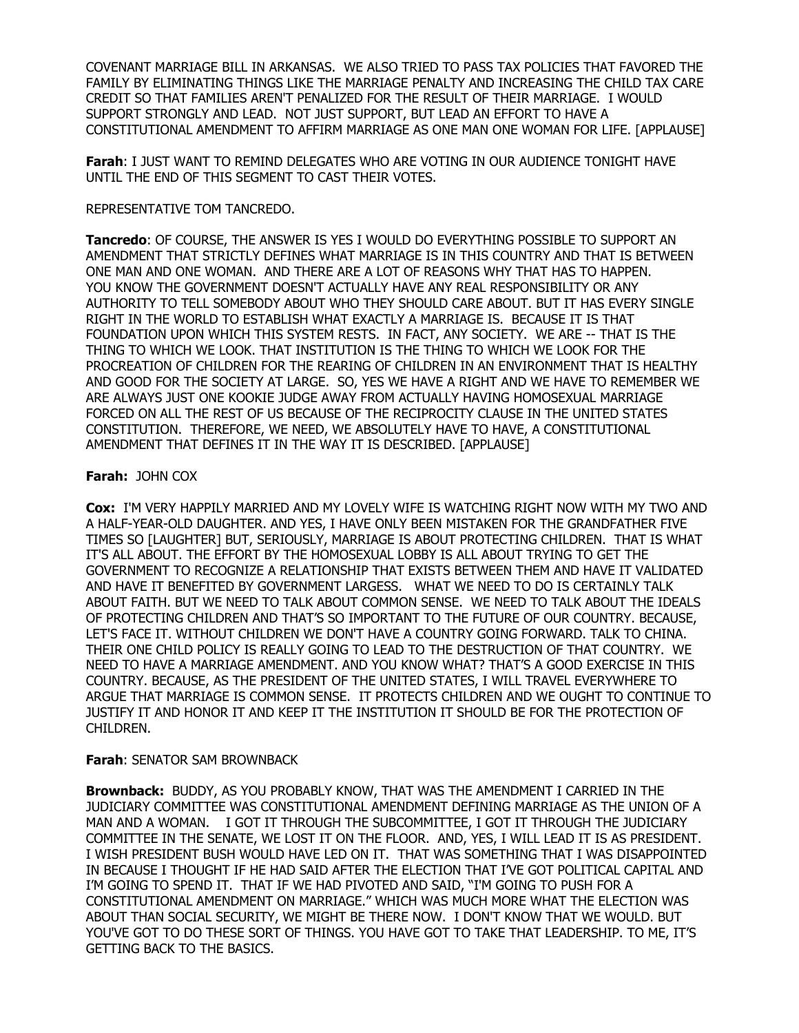COVENANT MARRIAGE BILL IN ARKANSAS. WE ALSO TRIED TO PASS TAX POLICIES THAT FAVORED THE FAMILY BY ELIMINATING THINGS LIKE THE MARRIAGE PENALTY AND INCREASING THE CHILD TAX CARE CREDIT SO THAT FAMILIES AREN'T PENALIZED FOR THE RESULT OF THEIR MARRIAGE. I WOULD SUPPORT STRONGLY AND LEAD. NOT JUST SUPPORT, BUT LEAD AN EFFORT TO HAVE A CONSTITUTIONAL AMENDMENT TO AFFIRM MARRIAGE AS ONE MAN ONE WOMAN FOR LIFE. [APPLAUSE]

**Farah**: I JUST WANT TO REMIND DELEGATES WHO ARE VOTING IN OUR AUDIENCE TONIGHT HAVE UNTIL THE END OF THIS SEGMENT TO CAST THEIR VOTES.

REPRESENTATIVE TOM TANCREDO.

**Tancredo**: OF COURSE, THE ANSWER IS YES I WOULD DO EVERYTHING POSSIBLE TO SUPPORT AN AMENDMENT THAT STRICTLY DEFINES WHAT MARRIAGE IS IN THIS COUNTRY AND THAT IS BETWEEN ONE MAN AND ONE WOMAN. AND THERE ARE A LOT OF REASONS WHY THAT HAS TO HAPPEN. YOU KNOW THE GOVERNMENT DOESN'T ACTUALLY HAVE ANY REAL RESPONSIBILITY OR ANY AUTHORITY TO TELL SOMEBODY ABOUT WHO THEY SHOULD CARE ABOUT. BUT IT HAS EVERY SINGLE RIGHT IN THE WORLD TO ESTABLISH WHAT EXACTLY A MARRIAGE IS. BECAUSE IT IS THAT FOUNDATION UPON WHICH THIS SYSTEM RESTS. IN FACT, ANY SOCIETY. WE ARE -- THAT IS THE THING TO WHICH WE LOOK. THAT INSTITUTION IS THE THING TO WHICH WE LOOK FOR THE PROCREATION OF CHILDREN FOR THE REARING OF CHILDREN IN AN ENVIRONMENT THAT IS HEALTHY AND GOOD FOR THE SOCIETY AT LARGE. SO, YES WE HAVE A RIGHT AND WE HAVE TO REMEMBER WE ARE ALWAYS JUST ONE KOOKIE JUDGE AWAY FROM ACTUALLY HAVING HOMOSEXUAL MARRIAGE FORCED ON ALL THE REST OF US BECAUSE OF THE RECIPROCITY CLAUSE IN THE UNITED STATES CONSTITUTION. THEREFORE, WE NEED, WE ABSOLUTELY HAVE TO HAVE, A CONSTITUTIONAL AMENDMENT THAT DEFINES IT IN THE WAY IT IS DESCRIBED. [APPLAUSE]

**Farah:** JOHN COX

**Cox:** I'M VERY HAPPILY MARRIED AND MY LOVELY WIFE IS WATCHING RIGHT NOW WITH MY TWO AND A HALF-YEAR-OLD DAUGHTER. AND YES, I HAVE ONLY BEEN MISTAKEN FOR THE GRANDFATHER FIVE TIMES SO [LAUGHTER] BUT, SERIOUSLY, MARRIAGE IS ABOUT PROTECTING CHILDREN. THAT IS WHAT IT'S ALL ABOUT. THE EFFORT BY THE HOMOSEXUAL LOBBY IS ALL ABOUT TRYING TO GET THE GOVERNMENT TO RECOGNIZE A RELATIONSHIP THAT EXISTS BETWEEN THEM AND HAVE IT VALIDATED AND HAVE IT BENEFITED BY GOVERNMENT LARGESS. WHAT WE NEED TO DO IS CERTAINLY TALK ABOUT FAITH. BUT WE NEED TO TALK ABOUT COMMON SENSE. WE NEED TO TALK ABOUT THE IDEALS OF PROTECTING CHILDREN AND THAT'S SO IMPORTANT TO THE FUTURE OF OUR COUNTRY. BECAUSE, LET'S FACE IT. WITHOUT CHILDREN WE DON'T HAVE A COUNTRY GOING FORWARD. TALK TO CHINA. THEIR ONE CHILD POLICY IS REALLY GOING TO LEAD TO THE DESTRUCTION OF THAT COUNTRY. WE NEED TO HAVE A MARRIAGE AMENDMENT. AND YOU KNOW WHAT? THAT'S A GOOD EXERCISE IN THIS COUNTRY. BECAUSE, AS THE PRESIDENT OF THE UNITED STATES, I WILL TRAVEL EVERYWHERE TO ARGUE THAT MARRIAGE IS COMMON SENSE. IT PROTECTS CHILDREN AND WE OUGHT TO CONTINUE TO JUSTIFY IT AND HONOR IT AND KEEP IT THE INSTITUTION IT SHOULD BE FOR THE PROTECTION OF CHILDREN.

**Farah**: SENATOR SAM BROWNBACK

**Brownback:** BUDDY, AS YOU PROBABLY KNOW, THAT WAS THE AMENDMENT I CARRIED IN THE JUDICIARY COMMITTEE WAS CONSTITUTIONAL AMENDMENT DEFINING MARRIAGE AS THE UNION OF A MAN AND A WOMAN. I GOT IT THROUGH THE SUBCOMMITTEE, I GOT IT THROUGH THE JUDICIARY COMMITTEE IN THE SENATE, WE LOST IT ON THE FLOOR. AND, YES, I WILL LEAD IT IS AS PRESIDENT. I WISH PRESIDENT BUSH WOULD HAVE LED ON IT. THAT WAS SOMETHING THAT I WAS DISAPPOINTED IN BECAUSE I THOUGHT IF HE HAD SAID AFTER THE ELECTION THAT I'VE GOT POLITICAL CAPITAL AND I'M GOING TO SPEND IT. THAT IF WE HAD PIVOTED AND SAID, "I'M GOING TO PUSH FOR A CONSTITUTIONAL AMENDMENT ON MARRIAGE." WHICH WAS MUCH MORE WHAT THE ELECTION WAS ABOUT THAN SOCIAL SECURITY, WE MIGHT BE THERE NOW. I DON'T KNOW THAT WE WOULD. BUT YOU'VE GOT TO DO THESE SORT OF THINGS. YOU HAVE GOT TO TAKE THAT LEADERSHIP. TO ME, IT'S GETTING BACK TO THE BASICS.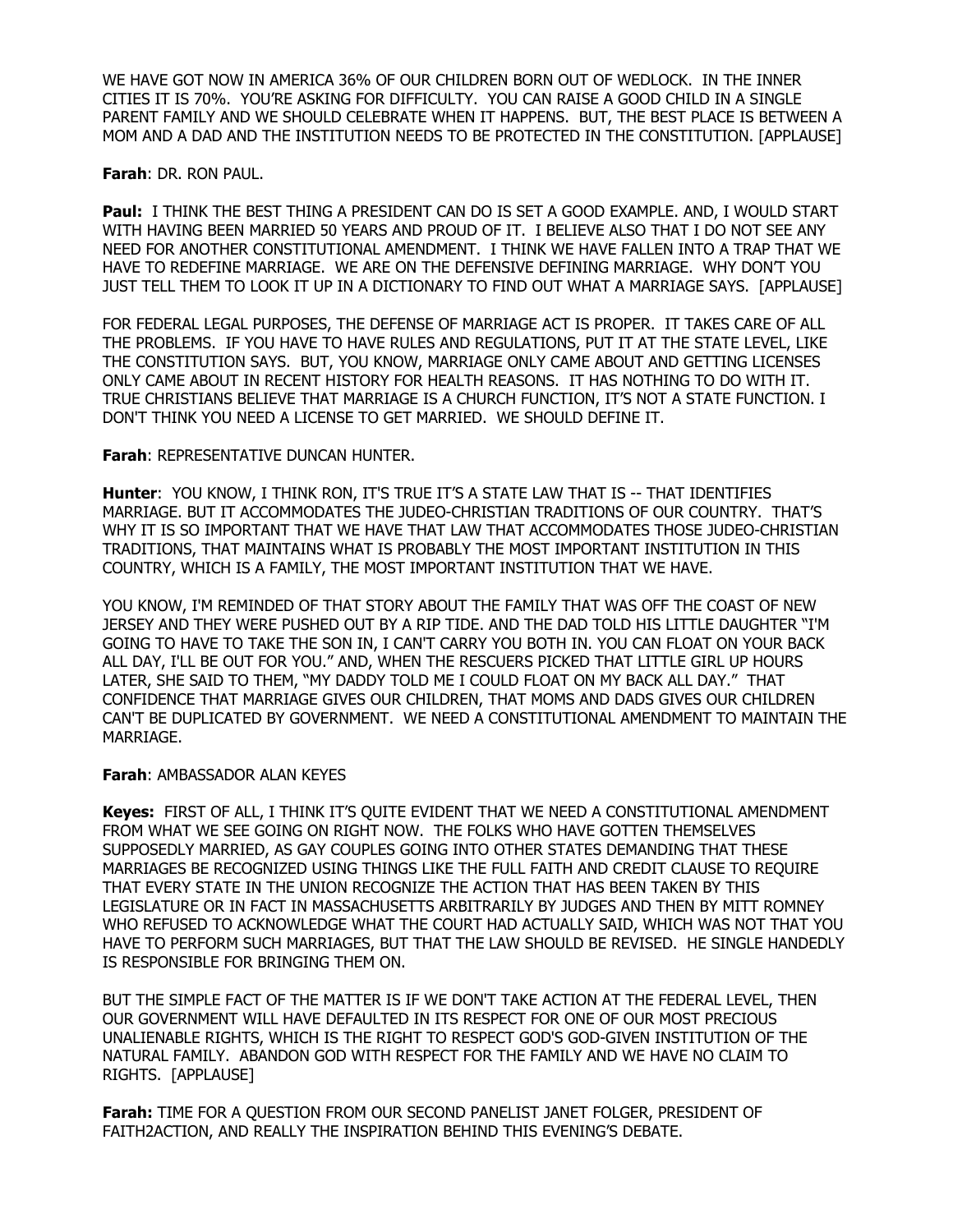WE HAVE GOT NOW IN AMERICA 36% OF OUR CHILDREN BORN OUT OF WEDLOCK. IN THE INNER CITIES IT IS 70%. YOU'RE ASKING FOR DIFFICULTY. YOU CAN RAISE A GOOD CHILD IN A SINGLE PARENT FAMILY AND WE SHOULD CELEBRATE WHEN IT HAPPENS. BUT, THE BEST PLACE IS BETWEEN A MOM AND A DAD AND THE INSTITUTION NEEDS TO BE PROTECTED IN THE CONSTITUTION. [APPLAUSE]

**Farah**: DR. RON PAUL.

**Paul:** I THINK THE BEST THING A PRESIDENT CAN DO IS SET A GOOD EXAMPLE. AND, I WOULD START WITH HAVING BEEN MARRIED 50 YEARS AND PROUD OF IT. I BELIEVE ALSO THAT I DO NOT SEE ANY NEED FOR ANOTHER CONSTITUTIONAL AMENDMENT. I THINK WE HAVE FALLEN INTO A TRAP THAT WE HAVE TO REDEFINE MARRIAGE. WE ARE ON THE DEFENSIVE DEFINING MARRIAGE. WHY DON'T YOU JUST TELL THEM TO LOOK IT UP IN A DICTIONARY TO FIND OUT WHAT A MARRIAGE SAYS. [APPLAUSE]

FOR FEDERAL LEGAL PURPOSES, THE DEFENSE OF MARRIAGE ACT IS PROPER. IT TAKES CARE OF ALL THE PROBLEMS. IF YOU HAVE TO HAVE RULES AND REGULATIONS, PUT IT AT THE STATE LEVEL, LIKE THE CONSTITUTION SAYS. BUT, YOU KNOW, MARRIAGE ONLY CAME ABOUT AND GETTING LICENSES ONLY CAME ABOUT IN RECENT HISTORY FOR HEALTH REASONS. IT HAS NOTHING TO DO WITH IT. TRUE CHRISTIANS BELIEVE THAT MARRIAGE IS A CHURCH FUNCTION, IT'S NOT A STATE FUNCTION. I DON'T THINK YOU NEED A LICENSE TO GET MARRIED. WE SHOULD DEFINE IT.

**Farah**: REPRESENTATIVE DUNCAN HUNTER.

**Hunter**: YOU KNOW, I THINK RON, IT'S TRUE IT'S A STATE LAW THAT IS -- THAT IDENTIFIES MARRIAGE. BUT IT ACCOMMODATES THE JUDEO-CHRISTIAN TRADITIONS OF OUR COUNTRY. THAT'S WHY IT IS SO IMPORTANT THAT WE HAVE THAT LAW THAT ACCOMMODATES THOSE JUDEO-CHRISTIAN TRADITIONS, THAT MAINTAINS WHAT IS PROBABLY THE MOST IMPORTANT INSTITUTION IN THIS COUNTRY, WHICH IS A FAMILY, THE MOST IMPORTANT INSTITUTION THAT WE HAVE.

YOU KNOW, I'M REMINDED OF THAT STORY ABOUT THE FAMILY THAT WAS OFF THE COAST OF NEW JERSEY AND THEY WERE PUSHED OUT BY A RIP TIDE. AND THE DAD TOLD HIS LITTLE DAUGHTER "I'M GOING TO HAVE TO TAKE THE SON IN, I CAN'T CARRY YOU BOTH IN. YOU CAN FLOAT ON YOUR BACK ALL DAY, I'LL BE OUT FOR YOU." AND, WHEN THE RESCUERS PICKED THAT LITTLE GIRL UP HOURS LATER, SHE SAID TO THEM, "MY DADDY TOLD ME I COULD FLOAT ON MY BACK ALL DAY." THAT CONFIDENCE THAT MARRIAGE GIVES OUR CHILDREN, THAT MOMS AND DADS GIVES OUR CHILDREN CAN'T BE DUPLICATED BY GOVERNMENT. WE NEED A CONSTITUTIONAL AMENDMENT TO MAINTAIN THE MARRIAGE.

**Farah**: AMBASSADOR ALAN KEYES

**Keyes:** FIRST OF ALL, I THINK IT'S QUITE EVIDENT THAT WE NEED A CONSTITUTIONAL AMENDMENT FROM WHAT WE SEE GOING ON RIGHT NOW. THE FOLKS WHO HAVE GOTTEN THEMSELVES SUPPOSEDLY MARRIED, AS GAY COUPLES GOING INTO OTHER STATES DEMANDING THAT THESE MARRIAGES BE RECOGNIZED USING THINGS LIKE THE FULL FAITH AND CREDIT CLAUSE TO REQUIRE THAT EVERY STATE IN THE UNION RECOGNIZE THE ACTION THAT HAS BEEN TAKEN BY THIS LEGISLATURE OR IN FACT IN MASSACHUSETTS ARBITRARILY BY JUDGES AND THEN BY MITT ROMNEY WHO REFUSED TO ACKNOWLEDGE WHAT THE COURT HAD ACTUALLY SAID, WHICH WAS NOT THAT YOU HAVE TO PERFORM SUCH MARRIAGES, BUT THAT THE LAW SHOULD BE REVISED. HE SINGLE HANDEDLY IS RESPONSIBLE FOR BRINGING THEM ON.

BUT THE SIMPLE FACT OF THE MATTER IS IF WE DON'T TAKE ACTION AT THE FEDERAL LEVEL, THEN OUR GOVERNMENT WILL HAVE DEFAULTED IN ITS RESPECT FOR ONE OF OUR MOST PRECIOUS UNALIENABLE RIGHTS, WHICH IS THE RIGHT TO RESPECT GOD'S GOD-GIVEN INSTITUTION OF THE NATURAL FAMILY. ABANDON GOD WITH RESPECT FOR THE FAMILY AND WE HAVE NO CLAIM TO RIGHTS. [APPLAUSE]

**Farah:** TIME FOR A QUESTION FROM OUR SECOND PANELIST JANET FOLGER, PRESIDENT OF FAITH2ACTION, AND REALLY THE INSPIRATION BEHIND THIS EVENING'S DEBATE.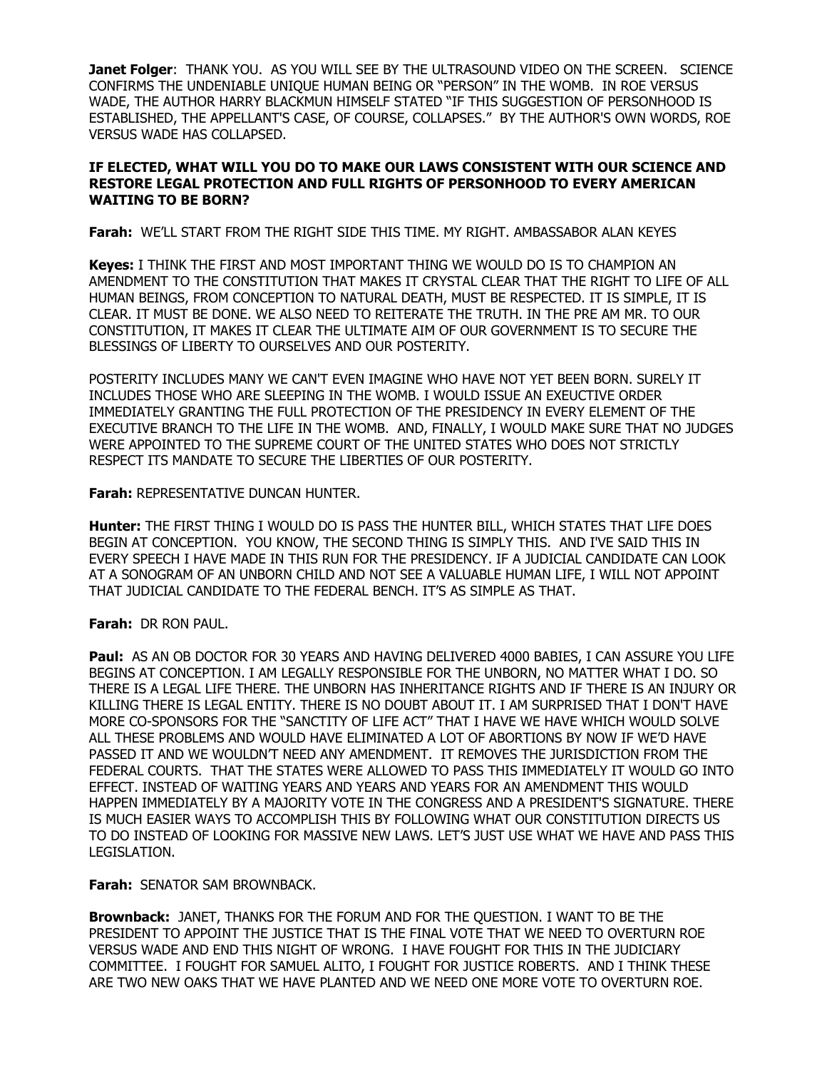**Janet Folger**: THANK YOU. AS YOU WILL SEE BY THE ULTRASOUND VIDEO ON THE SCREEN. SCIENCE CONFIRMS THE UNDENIABLE UNIQUE HUMAN BEING OR "PERSON" IN THE WOMB. IN ROE VERSUS WADE, THE AUTHOR HARRY BLACKMUN HIMSELF STATED "IF THIS SUGGESTION OF PERSONHOOD IS ESTABLISHED, THE APPELLANT'S CASE, OF COURSE, COLLAPSES." BY THE AUTHOR'S OWN WORDS, ROE VERSUS WADE HAS COLLAPSED.

**IF ELECTED, WHAT WILL YOU DO TO MAKE OUR LAWS CONSISTENT WITH OUR SCIENCE AND RESTORE LEGAL PROTECTION AND FULL RIGHTS OF PERSONHOOD TO EVERY AMERICAN WAITING TO BE BORN?**

**Farah:** WE'LL START FROM THE RIGHT SIDE THIS TIME. MY RIGHT. AMBASSABOR ALAN KEYES

**Keyes:** I THINK THE FIRST AND MOST IMPORTANT THING WE WOULD DO IS TO CHAMPION AN AMENDMENT TO THE CONSTITUTION THAT MAKES IT CRYSTAL CLEAR THAT THE RIGHT TO LIFE OF ALL HUMAN BEINGS, FROM CONCEPTION TO NATURAL DEATH, MUST BE RESPECTED. IT IS SIMPLE, IT IS CLEAR. IT MUST BE DONE. WE ALSO NEED TO REITERATE THE TRUTH. IN THE PRE AM MR. TO OUR CONSTITUTION, IT MAKES IT CLEAR THE ULTIMATE AIM OF OUR GOVERNMENT IS TO SECURE THE BLESSINGS OF LIBERTY TO OURSELVES AND OUR POSTERITY.

POSTERITY INCLUDES MANY WE CAN'T EVEN IMAGINE WHO HAVE NOT YET BEEN BORN. SURELY IT INCLUDES THOSE WHO ARE SLEEPING IN THE WOMB. I WOULD ISSUE AN EXEUCTIVE ORDER IMMEDIATELY GRANTING THE FULL PROTECTION OF THE PRESIDENCY IN EVERY ELEMENT OF THE EXECUTIVE BRANCH TO THE LIFE IN THE WOMB. AND, FINALLY, I WOULD MAKE SURE THAT NO JUDGES WERE APPOINTED TO THE SUPREME COURT OF THE UNITED STATES WHO DOES NOT STRICTLY RESPECT ITS MANDATE TO SECURE THE LIBERTIES OF OUR POSTERITY.

**Farah:** REPRESENTATIVE DUNCAN HUNTER.

**Hunter:** THE FIRST THING I WOULD DO IS PASS THE HUNTER BILL, WHICH STATES THAT LIFE DOES BEGIN AT CONCEPTION. YOU KNOW, THE SECOND THING IS SIMPLY THIS. AND I'VE SAID THIS IN EVERY SPEECH I HAVE MADE IN THIS RUN FOR THE PRESIDENCY. IF A JUDICIAL CANDIDATE CAN LOOK AT A SONOGRAM OF AN UNBORN CHILD AND NOT SEE A VALUABLE HUMAN LIFE, I WILL NOT APPOINT THAT JUDICIAL CANDIDATE TO THE FEDERAL BENCH. IT'S AS SIMPLE AS THAT.

**Farah:** DR RON PAUL.

**Paul:** AS AN OB DOCTOR FOR 30 YEARS AND HAVING DELIVERED 4000 BABIES, I CAN ASSURE YOU LIFE BEGINS AT CONCEPTION. I AM LEGALLY RESPONSIBLE FOR THE UNBORN, NO MATTER WHAT I DO. SO THERE IS A LEGAL LIFE THERE. THE UNBORN HAS INHERITANCE RIGHTS AND IF THERE IS AN INJURY OR KILLING THERE IS LEGAL ENTITY. THERE IS NO DOUBT ABOUT IT. I AM SURPRISED THAT I DON'T HAVE MORE CO-SPONSORS FOR THE "SANCTITY OF LIFE ACT" THAT I HAVE WE HAVE WHICH WOULD SOLVE ALL THESE PROBLEMS AND WOULD HAVE ELIMINATED A LOT OF ABORTIONS BY NOW IF WE'D HAVE PASSED IT AND WE WOULDN'T NEED ANY AMENDMENT. IT REMOVES THE JURISDICTION FROM THE FEDERAL COURTS. THAT THE STATES WERE ALLOWED TO PASS THIS IMMEDIATELY IT WOULD GO INTO EFFECT. INSTEAD OF WAITING YEARS AND YEARS AND YEARS FOR AN AMENDMENT THIS WOULD HAPPEN IMMEDIATELY BY A MAJORITY VOTE IN THE CONGRESS AND A PRESIDENT'S SIGNATURE. THERE IS MUCH EASIER WAYS TO ACCOMPLISH THIS BY FOLLOWING WHAT OUR CONSTITUTION DIRECTS US TO DO INSTEAD OF LOOKING FOR MASSIVE NEW LAWS. LET'S JUST USE WHAT WE HAVE AND PASS THIS LEGISLATION.

**Farah:** SENATOR SAM BROWNBACK.

**Brownback:** JANET, THANKS FOR THE FORUM AND FOR THE QUESTION. I WANT TO BE THE PRESIDENT TO APPOINT THE JUSTICE THAT IS THE FINAL VOTE THAT WE NEED TO OVERTURN ROE VERSUS WADE AND END THIS NIGHT OF WRONG. I HAVE FOUGHT FOR THIS IN THE JUDICIARY COMMITTEE. I FOUGHT FOR SAMUEL ALITO, I FOUGHT FOR JUSTICE ROBERTS. AND I THINK THESE ARE TWO NEW OAKS THAT WE HAVE PLANTED AND WE NEED ONE MORE VOTE TO OVERTURN ROE.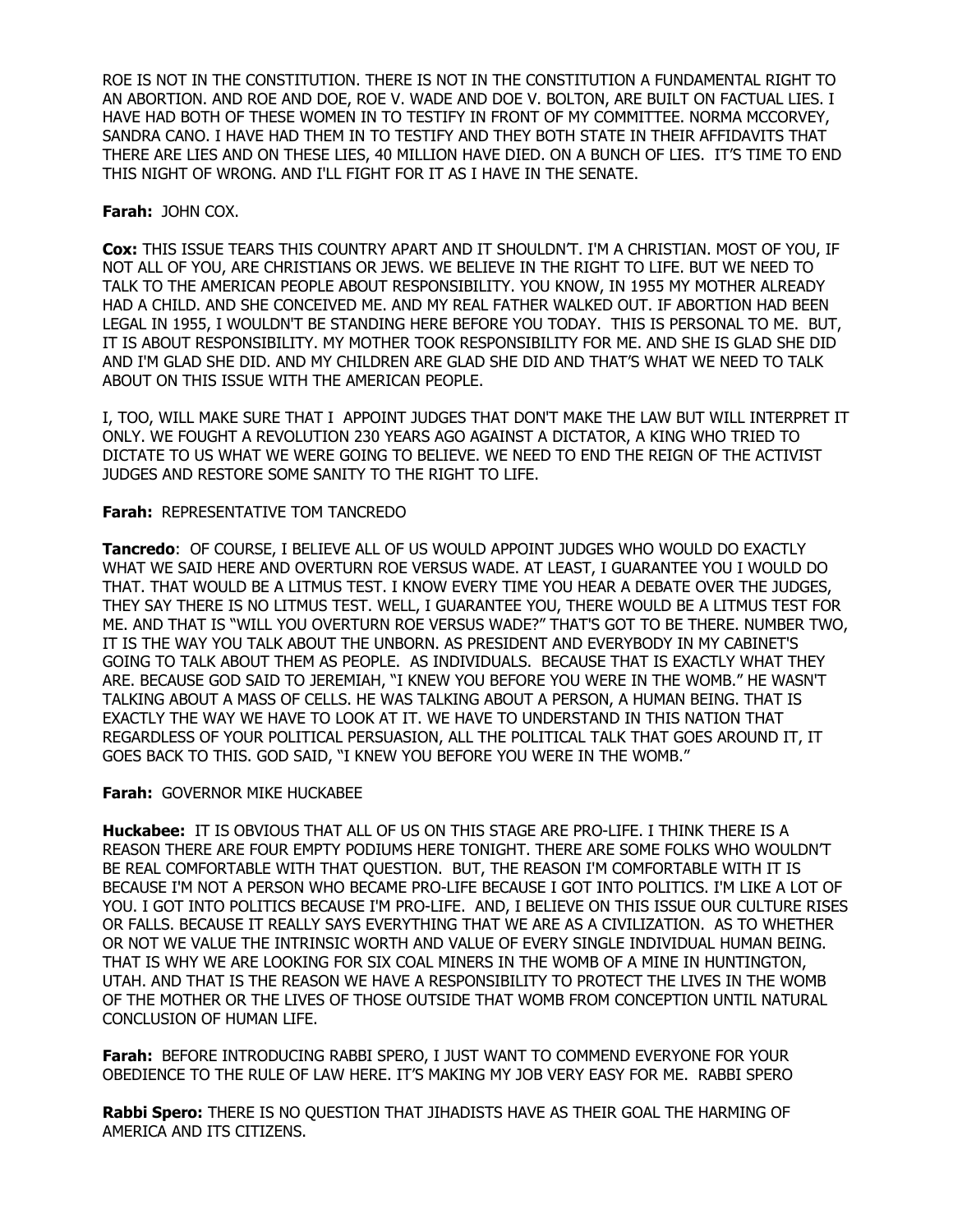ROE IS NOT IN THE CONSTITUTION. THERE IS NOT IN THE CONSTITUTION A FUNDAMENTAL RIGHT TO AN ABORTION. AND ROE AND DOE, ROE V. WADE AND DOE V. BOLTON, ARE BUILT ON FACTUAL LIES. I HAVE HAD BOTH OF THESE WOMEN IN TO TESTIFY IN FRONT OF MY COMMITTEE. NORMA MCCORVEY, SANDRA CANO. I HAVE HAD THEM IN TO TESTIFY AND THEY BOTH STATE IN THEIR AFFIDAVITS THAT THERE ARE LIES AND ON THESE LIES, 40 MILLION HAVE DIED. ON A BUNCH OF LIES. IT'S TIME TO END THIS NIGHT OF WRONG. AND I'LL FIGHT FOR IT AS I HAVE IN THE SENATE.

**Farah:** JOHN COX.

**Cox:** THIS ISSUE TEARS THIS COUNTRY APART AND IT SHOULDN'T. I'M A CHRISTIAN. MOST OF YOU, IF NOT ALL OF YOU, ARE CHRISTIANS OR JEWS. WE BELIEVE IN THE RIGHT TO LIFE. BUT WE NEED TO TALK TO THE AMERICAN PEOPLE ABOUT RESPONSIBILITY. YOU KNOW, IN 1955 MY MOTHER ALREADY HAD A CHILD. AND SHE CONCEIVED ME. AND MY REAL FATHER WALKED OUT. IF ABORTION HAD BEEN LEGAL IN 1955, I WOULDN'T BE STANDING HERE BEFORE YOU TODAY. THIS IS PERSONAL TO ME. BUT, IT IS ABOUT RESPONSIBILITY. MY MOTHER TOOK RESPONSIBILITY FOR ME. AND SHE IS GLAD SHE DID AND I'M GLAD SHE DID. AND MY CHILDREN ARE GLAD SHE DID AND THAT'S WHAT WE NEED TO TALK ABOUT ON THIS ISSUE WITH THE AMERICAN PEOPLE.

I, TOO, WILL MAKE SURE THAT I APPOINT JUDGES THAT DON'T MAKE THE LAW BUT WILL INTERPRET IT ONLY. WE FOUGHT A REVOLUTION 230 YEARS AGO AGAINST A DICTATOR, A KING WHO TRIED TO DICTATE TO US WHAT WE WERE GOING TO BELIEVE. WE NEED TO END THE REIGN OF THE ACTIVIST JUDGES AND RESTORE SOME SANITY TO THE RIGHT TO LIFE.

**Farah:** REPRESENTATIVE TOM TANCREDO

**Tancredo**: OF COURSE, I BELIEVE ALL OF US WOULD APPOINT JUDGES WHO WOULD DO EXACTLY WHAT WE SAID HERE AND OVERTURN ROE VERSUS WADE. AT LEAST, I GUARANTEE YOU I WOULD DO THAT. THAT WOULD BE A LITMUS TEST. I KNOW EVERY TIME YOU HEAR A DEBATE OVER THE JUDGES, THEY SAY THERE IS NO LITMUS TEST. WELL, I GUARANTEE YOU, THERE WOULD BE A LITMUS TEST FOR ME. AND THAT IS "WILL YOU OVERTURN ROE VERSUS WADE?" THAT'S GOT TO BE THERE. NUMBER TWO, IT IS THE WAY YOU TALK ABOUT THE UNBORN. AS PRESIDENT AND EVERYBODY IN MY CABINET'S GOING TO TALK ABOUT THEM AS PEOPLE. AS INDIVIDUALS. BECAUSE THAT IS EXACTLY WHAT THEY ARE. BECAUSE GOD SAID TO JEREMIAH, "I KNEW YOU BEFORE YOU WERE IN THE WOMB." HE WASN'T TALKING ABOUT A MASS OF CELLS. HE WAS TALKING ABOUT A PERSON, A HUMAN BEING. THAT IS EXACTLY THE WAY WE HAVE TO LOOK AT IT. WE HAVE TO UNDERSTAND IN THIS NATION THAT REGARDLESS OF YOUR POLITICAL PERSUASION, ALL THE POLITICAL TALK THAT GOES AROUND IT, IT GOES BACK TO THIS. GOD SAID, "I KNEW YOU BEFORE YOU WERE IN THE WOMB."

**Farah:** GOVERNOR MIKE HUCKABEE

**Huckabee:** IT IS OBVIOUS THAT ALL OF US ON THIS STAGE ARE PRO-LIFE. I THINK THERE IS A REASON THERE ARE FOUR EMPTY PODIUMS HERE TONIGHT. THERE ARE SOME FOLKS WHO WOULDN'T BE REAL COMFORTABLE WITH THAT QUESTION. BUT, THE REASON I'M COMFORTABLE WITH IT IS BECAUSE I'M NOT A PERSON WHO BECAME PRO-LIFE BECAUSE I GOT INTO POLITICS. I'M LIKE A LOT OF YOU. I GOT INTO POLITICS BECAUSE I'M PRO-LIFE. AND, I BELIEVE ON THIS ISSUE OUR CULTURE RISES OR FALLS. BECAUSE IT REALLY SAYS EVERYTHING THAT WE ARE AS A CIVILIZATION. AS TO WHETHER OR NOT WE VALUE THE INTRINSIC WORTH AND VALUE OF EVERY SINGLE INDIVIDUAL HUMAN BEING. THAT IS WHY WE ARE LOOKING FOR SIX COAL MINERS IN THE WOMB OF A MINE IN HUNTINGTON, UTAH. AND THAT IS THE REASON WE HAVE A RESPONSIBILITY TO PROTECT THE LIVES IN THE WOMB OF THE MOTHER OR THE LIVES OF THOSE OUTSIDE THAT WOMB FROM CONCEPTION UNTIL NATURAL CONCLUSION OF HUMAN LIFE.

**Farah:** BEFORE INTRODUCING RABBI SPERO, I JUST WANT TO COMMEND EVERYONE FOR YOUR OBEDIENCE TO THE RULE OF LAW HERE. IT'S MAKING MY JOB VERY EASY FOR ME. RABBI SPERO

**Rabbi Spero:** THERE IS NO QUESTION THAT JIHADISTS HAVE AS THEIR GOAL THE HARMING OF AMERICA AND ITS CITIZENS.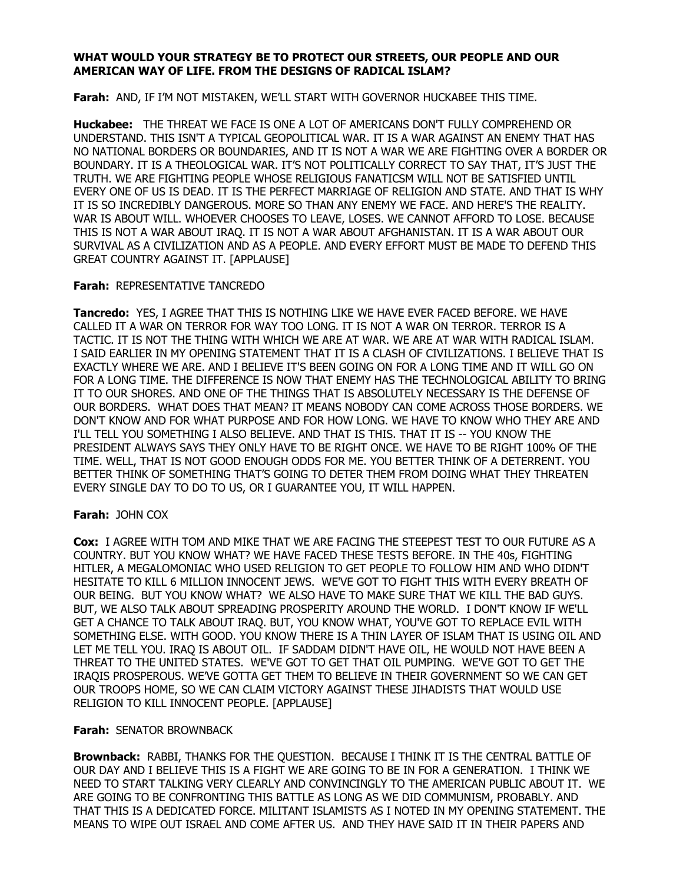**WHAT WOULD YOUR STRATEGY BE TO PROTECT OUR STREETS, OUR PEOPLE AND OUR AMERICAN WAY OF LIFE. FROM THE DESIGNS OF RADICAL ISLAM?**

**Farah:** AND, IF I'M NOT MISTAKEN, WE'LL START WITH GOVERNOR HUCKABEE THIS TIME.

**Huckabee:** THE THREAT WE FACE IS ONE A LOT OF AMERICANS DON'T FULLY COMPREHEND OR UNDERSTAND. THIS ISN'T A TYPICAL GEOPOLITICAL WAR. IT IS A WAR AGAINST AN ENEMY THAT HAS NO NATIONAL BORDERS OR BOUNDARIES, AND IT IS NOT A WAR WE ARE FIGHTING OVER A BORDER OR BOUNDARY. IT IS A THEOLOGICAL WAR. IT'S NOT POLITICALLY CORRECT TO SAY THAT, IT'S JUST THE TRUTH. WE ARE FIGHTING PEOPLE WHOSE RELIGIOUS FANATICSM WILL NOT BE SATISFIED UNTIL EVERY ONE OF US IS DEAD. IT IS THE PERFECT MARRIAGE OF RELIGION AND STATE. AND THAT IS WHY IT IS SO INCREDIBLY DANGEROUS. MORE SO THAN ANY ENEMY WE FACE. AND HERE'S THE REALITY. WAR IS ABOUT WILL. WHOEVER CHOOSES TO LEAVE, LOSES. WE CANNOT AFFORD TO LOSE. BECAUSE THIS IS NOT A WAR ABOUT IRAQ. IT IS NOT A WAR ABOUT AFGHANISTAN. IT IS A WAR ABOUT OUR SURVIVAL AS A CIVILIZATION AND AS A PEOPLE. AND EVERY EFFORT MUST BE MADE TO DEFEND THIS GREAT COUNTRY AGAINST IT. [APPLAUSE]

**Farah:** REPRESENTATIVE TANCREDO

**Tancredo:** YES, I AGREE THAT THIS IS NOTHING LIKE WE HAVE EVER FACED BEFORE. WE HAVE CALLED IT A WAR ON TERROR FOR WAY TOO LONG. IT IS NOT A WAR ON TERROR. TERROR IS A TACTIC. IT IS NOT THE THING WITH WHICH WE ARE AT WAR. WE ARE AT WAR WITH RADICAL ISLAM. I SAID EARLIER IN MY OPENING STATEMENT THAT IT IS A CLASH OF CIVILIZATIONS. I BELIEVE THAT IS EXACTLY WHERE WE ARE. AND I BELIEVE IT'S BEEN GOING ON FOR A LONG TIME AND IT WILL GO ON FOR A LONG TIME. THE DIFFERENCE IS NOW THAT ENEMY HAS THE TECHNOLOGICAL ABILITY TO BRING IT TO OUR SHORES. AND ONE OF THE THINGS THAT IS ABSOLUTELY NECESSARY IS THE DEFENSE OF OUR BORDERS. WHAT DOES THAT MEAN? IT MEANS NOBODY CAN COME ACROSS THOSE BORDERS. WE DON'T KNOW AND FOR WHAT PURPOSE AND FOR HOW LONG. WE HAVE TO KNOW WHO THEY ARE AND I'LL TELL YOU SOMETHING I ALSO BELIEVE. AND THAT IS THIS. THAT IT IS -- YOU KNOW THE PRESIDENT ALWAYS SAYS THEY ONLY HAVE TO BE RIGHT ONCE. WE HAVE TO BE RIGHT 100% OF THE TIME. WELL, THAT IS NOT GOOD ENOUGH ODDS FOR ME. YOU BETTER THINK OF A DETERRENT. YOU BETTER THINK OF SOMETHING THAT'S GOING TO DETER THEM FROM DOING WHAT THEY THREATEN EVERY SINGLE DAY TO DO TO US, OR I GUARANTEE YOU, IT WILL HAPPEN.

**Farah:** JOHN COX

**Cox:** I AGREE WITH TOM AND MIKE THAT WE ARE FACING THE STEEPEST TEST TO OUR FUTURE AS A COUNTRY. BUT YOU KNOW WHAT? WE HAVE FACED THESE TESTS BEFORE. IN THE 40s, FIGHTING HITLER, A MEGALOMONIAC WHO USED RELIGION TO GET PEOPLE TO FOLLOW HIM AND WHO DIDN'T HESITATE TO KILL 6 MILLION INNOCENT JEWS. WE'VE GOT TO FIGHT THIS WITH EVERY BREATH OF OUR BEING. BUT YOU KNOW WHAT? WE ALSO HAVE TO MAKE SURE THAT WE KILL THE BAD GUYS. BUT, WE ALSO TALK ABOUT SPREADING PROSPERITY AROUND THE WORLD. I DON'T KNOW IF WE'LL GET A CHANCE TO TALK ABOUT IRAQ. BUT, YOU KNOW WHAT, YOU'VE GOT TO REPLACE EVIL WITH SOMETHING ELSE. WITH GOOD. YOU KNOW THERE IS A THIN LAYER OF ISLAM THAT IS USING OIL AND LET ME TELL YOU. IRAQ IS ABOUT OIL. IF SADDAM DIDN'T HAVE OIL, HE WOULD NOT HAVE BEEN A THREAT TO THE UNITED STATES. WE'VE GOT TO GET THAT OIL PUMPING. WE'VE GOT TO GET THE IRAQIS PROSPEROUS. WE'VE GOTTA GET THEM TO BELIEVE IN THEIR GOVERNMENT SO WE CAN GET OUR TROOPS HOME, SO WE CAN CLAIM VICTORY AGAINST THESE JIHADISTS THAT WOULD USE RELIGION TO KILL INNOCENT PEOPLE. [APPLAUSE]

**Farah:** SENATOR BROWNBACK

**Brownback:** RABBI, THANKS FOR THE QUESTION. BECAUSE I THINK IT IS THE CENTRAL BATTLE OF OUR DAY AND I BELIEVE THIS IS A FIGHT WE ARE GOING TO BE IN FOR A GENERATION. I THINK WE NEED TO START TALKING VERY CLEARLY AND CONVINCINGLY TO THE AMERICAN PUBLIC ABOUT IT. WE ARE GOING TO BE CONFRONTING THIS BATTLE AS LONG AS WE DID COMMUNISM, PROBABLY. AND THAT THIS IS A DEDICATED FORCE. MILITANT ISLAMISTS AS I NOTED IN MY OPENING STATEMENT. THE MEANS TO WIPE OUT ISRAEL AND COME AFTER US. AND THEY HAVE SAID IT IN THEIR PAPERS AND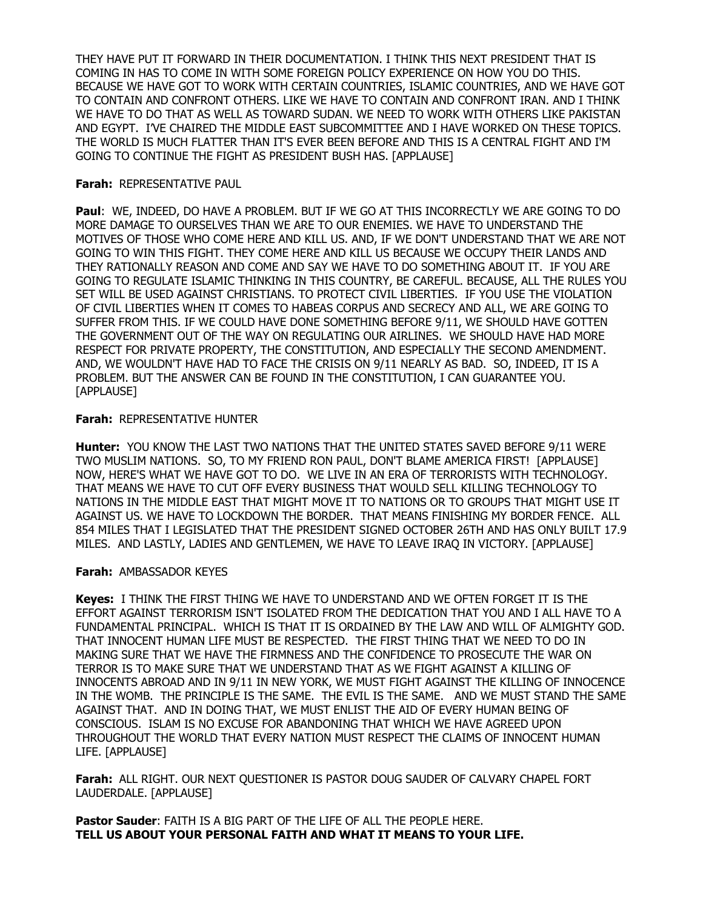THEY HAVE PUT IT FORWARD IN THEIR DOCUMENTATION. I THINK THIS NEXT PRESIDENT THAT IS COMING IN HAS TO COME IN WITH SOME FOREIGN POLICY EXPERIENCE ON HOW YOU DO THIS. BECAUSE WE HAVE GOT TO WORK WITH CERTAIN COUNTRIES, ISLAMIC COUNTRIES, AND WE HAVE GOT TO CONTAIN AND CONFRONT OTHERS. LIKE WE HAVE TO CONTAIN AND CONFRONT IRAN. AND I THINK WE HAVE TO DO THAT AS WELL AS TOWARD SUDAN. WE NEED TO WORK WITH OTHERS LIKE PAKISTAN AND EGYPT. I'VE CHAIRED THE MIDDLE EAST SUBCOMMITTEE AND I HAVE WORKED ON THESE TOPICS. THE WORLD IS MUCH FLATTER THAN IT'S EVER BEEN BEFORE AND THIS IS A CENTRAL FIGHT AND I'M GOING TO CONTINUE THE FIGHT AS PRESIDENT BUSH HAS. [APPLAUSE]

**Farah:** REPRESENTATIVE PAUL

**Paul**: WE, INDEED, DO HAVE A PROBLEM. BUT IF WE GO AT THIS INCORRECTLY WE ARE GOING TO DO MORE DAMAGE TO OURSELVES THAN WE ARE TO OUR ENEMIES. WE HAVE TO UNDERSTAND THE MOTIVES OF THOSE WHO COME HERE AND KILL US. AND, IF WE DON'T UNDERSTAND THAT WE ARE NOT GOING TO WIN THIS FIGHT. THEY COME HERE AND KILL US BECAUSE WE OCCUPY THEIR LANDS AND THEY RATIONALLY REASON AND COME AND SAY WE HAVE TO DO SOMETHING ABOUT IT. IF YOU ARE GOING TO REGULATE ISLAMIC THINKING IN THIS COUNTRY, BE CAREFUL. BECAUSE, ALL THE RULES YOU SET WILL BE USED AGAINST CHRISTIANS. TO PROTECT CIVIL LIBERTIES. IF YOU USE THE VIOLATION OF CIVIL LIBERTIES WHEN IT COMES TO HABEAS CORPUS AND SECRECY AND ALL, WE ARE GOING TO SUFFER FROM THIS. IF WE COULD HAVE DONE SOMETHING BEFORE 9/11, WE SHOULD HAVE GOTTEN THE GOVERNMENT OUT OF THE WAY ON REGULATING OUR AIRLINES. WE SHOULD HAVE HAD MORE RESPECT FOR PRIVATE PROPERTY, THE CONSTITUTION, AND ESPECIALLY THE SECOND AMENDMENT. AND, WE WOULDN'T HAVE HAD TO FACE THE CRISIS ON 9/11 NEARLY AS BAD. SO, INDEED, IT IS A PROBLEM. BUT THE ANSWER CAN BE FOUND IN THE CONSTITUTION, I CAN GUARANTEE YOU. [APPLAUSE]

**Farah:** REPRESENTATIVE HUNTER

**Hunter:** YOU KNOW THE LAST TWO NATIONS THAT THE UNITED STATES SAVED BEFORE 9/11 WERE TWO MUSLIM NATIONS. SO, TO MY FRIEND RON PAUL, DON'T BLAME AMERICA FIRST! [APPLAUSE] NOW, HERE'S WHAT WE HAVE GOT TO DO. WE LIVE IN AN ERA OF TERRORISTS WITH TECHNOLOGY. THAT MEANS WE HAVE TO CUT OFF EVERY BUSINESS THAT WOULD SELL KILLING TECHNOLOGY TO NATIONS IN THE MIDDLE EAST THAT MIGHT MOVE IT TO NATIONS OR TO GROUPS THAT MIGHT USE IT AGAINST US. WE HAVE TO LOCKDOWN THE BORDER. THAT MEANS FINISHING MY BORDER FENCE. ALL 854 MILES THAT I LEGISLATED THAT THE PRESIDENT SIGNED OCTOBER 26TH AND HAS ONLY BUILT 17.9 MILES. AND LASTLY, LADIES AND GENTLEMEN, WE HAVE TO LEAVE IRAQ IN VICTORY. [APPLAUSE]

**Farah:** AMBASSADOR KEYES

**Keyes:** I THINK THE FIRST THING WE HAVE TO UNDERSTAND AND WE OFTEN FORGET IT IS THE EFFORT AGAINST TERRORISM ISN'T ISOLATED FROM THE DEDICATION THAT YOU AND I ALL HAVE TO A FUNDAMENTAL PRINCIPAL. WHICH IS THAT IT IS ORDAINED BY THE LAW AND WILL OF ALMIGHTY GOD. THAT INNOCENT HUMAN LIFE MUST BE RESPECTED. THE FIRST THING THAT WE NEED TO DO IN MAKING SURE THAT WE HAVE THE FIRMNESS AND THE CONFIDENCE TO PROSECUTE THE WAR ON TERROR IS TO MAKE SURE THAT WE UNDERSTAND THAT AS WE FIGHT AGAINST A KILLING OF INNOCENTS ABROAD AND IN 9/11 IN NEW YORK, WE MUST FIGHT AGAINST THE KILLING OF INNOCENCE IN THE WOMB. THE PRINCIPLE IS THE SAME. THE EVIL IS THE SAME. AND WE MUST STAND THE SAME AGAINST THAT. AND IN DOING THAT, WE MUST ENLIST THE AID OF EVERY HUMAN BEING OF CONSCIOUS. ISLAM IS NO EXCUSE FOR ABANDONING THAT WHICH WE HAVE AGREED UPON THROUGHOUT THE WORLD THAT EVERY NATION MUST RESPECT THE CLAIMS OF INNOCENT HUMAN LIFE. [APPLAUSE]

**Farah:** ALL RIGHT. OUR NEXT QUESTIONER IS PASTOR DOUG SAUDER OF CALVARY CHAPEL FORT LAUDERDALE. [APPLAUSE]

**Pastor Sauder**: FAITH IS A BIG PART OF THE LIFE OF ALL THE PEOPLE HERE.
**TELL US ABOUT YOUR PERSONAL FAITH AND WHAT IT MEANS TO YOUR LIFE.**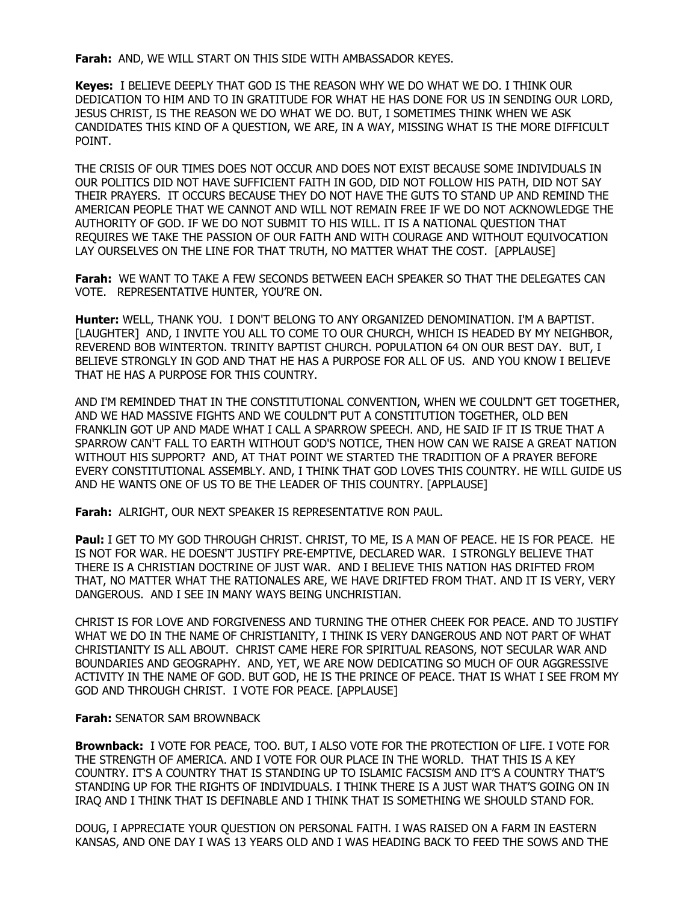**Farah:** AND, WE WILL START ON THIS SIDE WITH AMBASSADOR KEYES.

**Keyes:** I BELIEVE DEEPLY THAT GOD IS THE REASON WHY WE DO WHAT WE DO. I THINK OUR DEDICATION TO HIM AND TO IN GRATITUDE FOR WHAT HE HAS DONE FOR US IN SENDING OUR LORD, JESUS CHRIST, IS THE REASON WE DO WHAT WE DO. BUT, I SOMETIMES THINK WHEN WE ASK CANDIDATES THIS KIND OF A QUESTION, WE ARE, IN A WAY, MISSING WHAT IS THE MORE DIFFICULT POINT.

THE CRISIS OF OUR TIMES DOES NOT OCCUR AND DOES NOT EXIST BECAUSE SOME INDIVIDUALS IN OUR POLITICS DID NOT HAVE SUFFICIENT FAITH IN GOD, DID NOT FOLLOW HIS PATH, DID NOT SAY THEIR PRAYERS. IT OCCURS BECAUSE THEY DO NOT HAVE THE GUTS TO STAND UP AND REMIND THE AMERICAN PEOPLE THAT WE CANNOT AND WILL NOT REMAIN FREE IF WE DO NOT ACKNOWLEDGE THE AUTHORITY OF GOD. IF WE DO NOT SUBMIT TO HIS WILL. IT IS A NATIONAL QUESTION THAT REQUIRES WE TAKE THE PASSION OF OUR FAITH AND WITH COURAGE AND WITHOUT EQUIVOCATION LAY OURSELVES ON THE LINE FOR THAT TRUTH, NO MATTER WHAT THE COST. [APPLAUSE]

**Farah:** WE WANT TO TAKE A FEW SECONDS BETWEEN EACH SPEAKER SO THAT THE DELEGATES CAN VOTE. REPRESENTATIVE HUNTER, YOU'RE ON.

**Hunter:** WELL, THANK YOU. I DON'T BELONG TO ANY ORGANIZED DENOMINATION. I'M A BAPTIST. [LAUGHTER] AND, I INVITE YOU ALL TO COME TO OUR CHURCH, WHICH IS HEADED BY MY NEIGHBOR, REVEREND BOB WINTERTON. TRINITY BAPTIST CHURCH. POPULATION 64 ON OUR BEST DAY. BUT, I BELIEVE STRONGLY IN GOD AND THAT HE HAS A PURPOSE FOR ALL OF US. AND YOU KNOW I BELIEVE THAT HE HAS A PURPOSE FOR THIS COUNTRY.

AND I'M REMINDED THAT IN THE CONSTITUTIONAL CONVENTION, WHEN WE COULDN'T GET TOGETHER, AND WE HAD MASSIVE FIGHTS AND WE COULDN'T PUT A CONSTITUTION TOGETHER, OLD BEN FRANKLIN GOT UP AND MADE WHAT I CALL A SPARROW SPEECH. AND, HE SAID IF IT IS TRUE THAT A SPARROW CAN'T FALL TO EARTH WITHOUT GOD'S NOTICE, THEN HOW CAN WE RAISE A GREAT NATION WITHOUT HIS SUPPORT? AND, AT THAT POINT WE STARTED THE TRADITION OF A PRAYER BEFORE EVERY CONSTITUTIONAL ASSEMBLY. AND, I THINK THAT GOD LOVES THIS COUNTRY. HE WILL GUIDE US AND HE WANTS ONE OF US TO BE THE LEADER OF THIS COUNTRY. [APPLAUSE]

**Farah:** ALRIGHT, OUR NEXT SPEAKER IS REPRESENTATIVE RON PAUL.

**Paul:** I GET TO MY GOD THROUGH CHRIST. CHRIST, TO ME, IS A MAN OF PEACE. HE IS FOR PEACE. HE IS NOT FOR WAR. HE DOESN'T JUSTIFY PRE-EMPTIVE, DECLARED WAR. I STRONGLY BELIEVE THAT THERE IS A CHRISTIAN DOCTRINE OF JUST WAR. AND I BELIEVE THIS NATION HAS DRIFTED FROM THAT, NO MATTER WHAT THE RATIONALES ARE, WE HAVE DRIFTED FROM THAT. AND IT IS VERY, VERY DANGEROUS. AND I SEE IN MANY WAYS BEING UNCHRISTIAN.

CHRIST IS FOR LOVE AND FORGIVENESS AND TURNING THE OTHER CHEEK FOR PEACE. AND TO JUSTIFY WHAT WE DO IN THE NAME OF CHRISTIANITY, I THINK IS VERY DANGEROUS AND NOT PART OF WHAT CHRISTIANITY IS ALL ABOUT. CHRIST CAME HERE FOR SPIRITUAL REASONS, NOT SECULAR WAR AND BOUNDARIES AND GEOGRAPHY. AND, YET, WE ARE NOW DEDICATING SO MUCH OF OUR AGGRESSIVE ACTIVITY IN THE NAME OF GOD. BUT GOD, HE IS THE PRINCE OF PEACE. THAT IS WHAT I SEE FROM MY GOD AND THROUGH CHRIST. I VOTE FOR PEACE. [APPLAUSE]

**Farah:** SENATOR SAM BROWNBACK

**Brownback:** I VOTE FOR PEACE, TOO. BUT, I ALSO VOTE FOR THE PROTECTION OF LIFE. I VOTE FOR THE STRENGTH OF AMERICA. AND I VOTE FOR OUR PLACE IN THE WORLD. THAT THIS IS A KEY COUNTRY. IT'S A COUNTRY THAT IS STANDING UP TO ISLAMIC FACSISM AND IT'S A COUNTRY THAT'S STANDING UP FOR THE RIGHTS OF INDIVIDUALS. I THINK THERE IS A JUST WAR THAT'S GOING ON IN IRAQ AND I THINK THAT IS DEFINABLE AND I THINK THAT IS SOMETHING WE SHOULD STAND FOR.

DOUG, I APPRECIATE YOUR QUESTION ON PERSONAL FAITH. I WAS RAISED ON A FARM IN EASTERN KANSAS, AND ONE DAY I WAS 13 YEARS OLD AND I WAS HEADING BACK TO FEED THE SOWS AND THE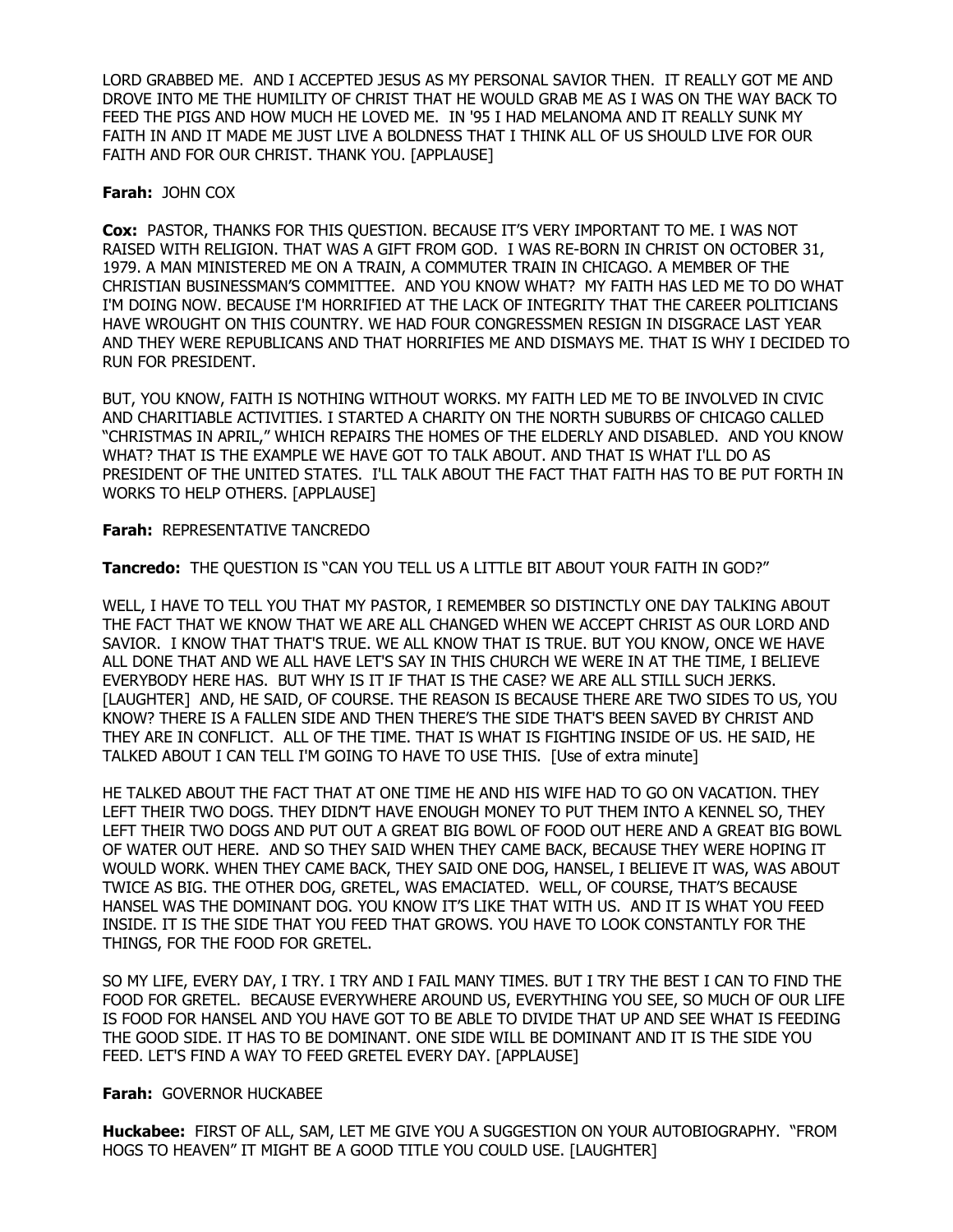LORD GRABBED ME. AND I ACCEPTED JESUS AS MY PERSONAL SAVIOR THEN. IT REALLY GOT ME AND DROVE INTO ME THE HUMILITY OF CHRIST THAT HE WOULD GRAB ME AS I WAS ON THE WAY BACK TO FEED THE PIGS AND HOW MUCH HE LOVED ME. IN '95 I HAD MELANOMA AND IT REALLY SUNK MY FAITH IN AND IT MADE ME JUST LIVE A BOLDNESS THAT I THINK ALL OF US SHOULD LIVE FOR OUR FAITH AND FOR OUR CHRIST. THANK YOU. [APPLAUSE]

**Farah:** JOHN COX

**Cox:** PASTOR, THANKS FOR THIS QUESTION. BECAUSE IT'S VERY IMPORTANT TO ME. I WAS NOT RAISED WITH RELIGION. THAT WAS A GIFT FROM GOD. I WAS RE-BORN IN CHRIST ON OCTOBER 31, 1979. A MAN MINISTERED ME ON A TRAIN, A COMMUTER TRAIN IN CHICAGO. A MEMBER OF THE CHRISTIAN BUSINESSMAN'S COMMITTEE. AND YOU KNOW WHAT? MY FAITH HAS LED ME TO DO WHAT I'M DOING NOW. BECAUSE I'M HORRIFIED AT THE LACK OF INTEGRITY THAT THE CAREER POLITICIANS HAVE WROUGHT ON THIS COUNTRY. WE HAD FOUR CONGRESSMEN RESIGN IN DISGRACE LAST YEAR AND THEY WERE REPUBLICANS AND THAT HORRIFIES ME AND DISMAYS ME. THAT IS WHY I DECIDED TO RUN FOR PRESIDENT.

BUT, YOU KNOW, FAITH IS NOTHING WITHOUT WORKS. MY FAITH LED ME TO BE INVOLVED IN CIVIC AND CHARITIABLE ACTIVITIES. I STARTED A CHARITY ON THE NORTH SUBURBS OF CHICAGO CALLED "CHRISTMAS IN APRIL," WHICH REPAIRS THE HOMES OF THE ELDERLY AND DISABLED. AND YOU KNOW WHAT? THAT IS THE EXAMPLE WE HAVE GOT TO TALK ABOUT. AND THAT IS WHAT I'LL DO AS PRESIDENT OF THE UNITED STATES. I'LL TALK ABOUT THE FACT THAT FAITH HAS TO BE PUT FORTH IN WORKS TO HELP OTHERS. [APPLAUSE]

**Farah:** REPRESENTATIVE TANCREDO

**Tancredo:** THE QUESTION IS "CAN YOU TELL US A LITTLE BIT ABOUT YOUR FAITH IN GOD?"

WELL, I HAVE TO TELL YOU THAT MY PASTOR, I REMEMBER SO DISTINCTLY ONE DAY TALKING ABOUT THE FACT THAT WE KNOW THAT WE ARE ALL CHANGED WHEN WE ACCEPT CHRIST AS OUR LORD AND SAVIOR. I KNOW THAT THAT'S TRUE. WE ALL KNOW THAT IS TRUE. BUT YOU KNOW, ONCE WE HAVE ALL DONE THAT AND WE ALL HAVE LET'S SAY IN THIS CHURCH WE WERE IN AT THE TIME, I BELIEVE EVERYBODY HERE HAS. BUT WHY IS IT IF THAT IS THE CASE? WE ARE ALL STILL SUCH JERKS. [LAUGHTER] AND, HE SAID, OF COURSE. THE REASON IS BECAUSE THERE ARE TWO SIDES TO US, YOU KNOW? THERE IS A FALLEN SIDE AND THEN THERE'S THE SIDE THAT'S BEEN SAVED BY CHRIST AND THEY ARE IN CONFLICT. ALL OF THE TIME. THAT IS WHAT IS FIGHTING INSIDE OF US. HE SAID, HE TALKED ABOUT I CAN TELL I'M GOING TO HAVE TO USE THIS. [Use of extra minute]

HE TALKED ABOUT THE FACT THAT AT ONE TIME HE AND HIS WIFE HAD TO GO ON VACATION. THEY LEFT THEIR TWO DOGS. THEY DIDN'T HAVE ENOUGH MONEY TO PUT THEM INTO A KENNEL SO, THEY LEFT THEIR TWO DOGS AND PUT OUT A GREAT BIG BOWL OF FOOD OUT HERE AND A GREAT BIG BOWL OF WATER OUT HERE. AND SO THEY SAID WHEN THEY CAME BACK, BECAUSE THEY WERE HOPING IT WOULD WORK. WHEN THEY CAME BACK, THEY SAID ONE DOG, HANSEL, I BELIEVE IT WAS, WAS ABOUT TWICE AS BIG. THE OTHER DOG, GRETEL, WAS EMACIATED. WELL, OF COURSE, THAT'S BECAUSE HANSEL WAS THE DOMINANT DOG. YOU KNOW IT'S LIKE THAT WITH US. AND IT IS WHAT YOU FEED INSIDE. IT IS THE SIDE THAT YOU FEED THAT GROWS. YOU HAVE TO LOOK CONSTANTLY FOR THE THINGS, FOR THE FOOD FOR GRETEL.

SO MY LIFE, EVERY DAY, I TRY. I TRY AND I FAIL MANY TIMES. BUT I TRY THE BEST I CAN TO FIND THE FOOD FOR GRETEL. BECAUSE EVERYWHERE AROUND US, EVERYTHING YOU SEE, SO MUCH OF OUR LIFE IS FOOD FOR HANSEL AND YOU HAVE GOT TO BE ABLE TO DIVIDE THAT UP AND SEE WHAT IS FEEDING THE GOOD SIDE. IT HAS TO BE DOMINANT. ONE SIDE WILL BE DOMINANT AND IT IS THE SIDE YOU FEED. LET'S FIND A WAY TO FEED GRETEL EVERY DAY. [APPLAUSE]

**Farah:** GOVERNOR HUCKABEE

**Huckabee:** FIRST OF ALL, SAM, LET ME GIVE YOU A SUGGESTION ON YOUR AUTOBIOGRAPHY. "FROM HOGS TO HEAVEN" IT MIGHT BE A GOOD TITLE YOU COULD USE. [LAUGHTER]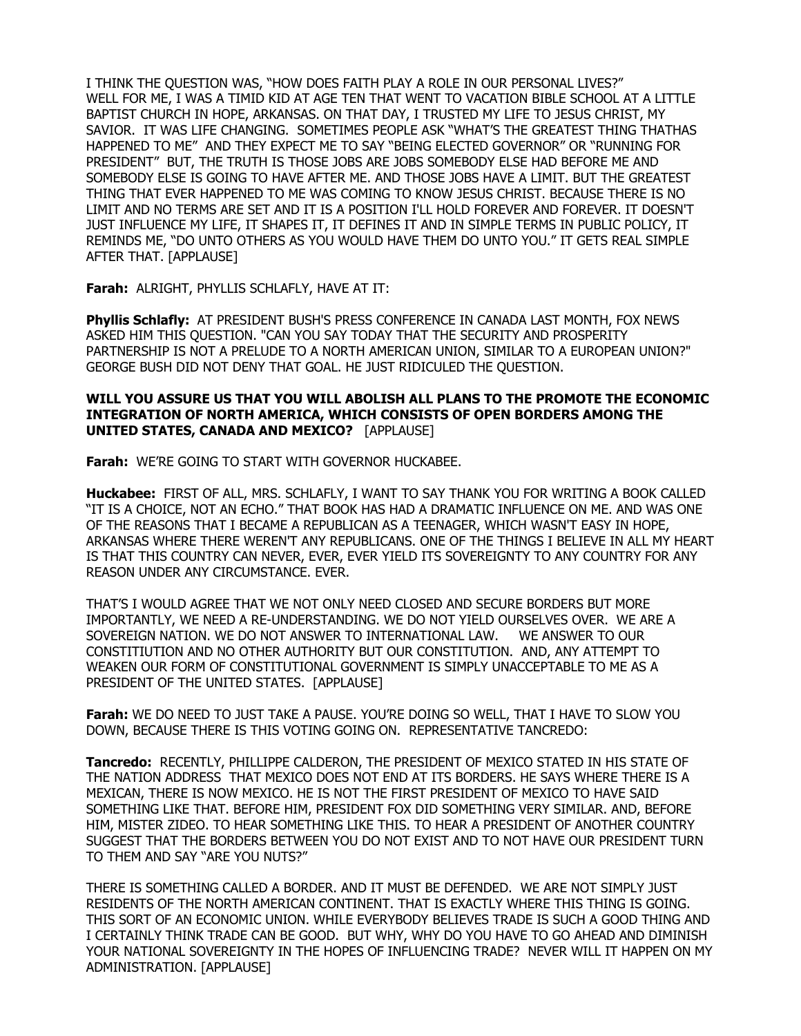I THINK THE QUESTION WAS, "HOW DOES FAITH PLAY A ROLE IN OUR PERSONAL LIVES?" WELL FOR ME, I WAS A TIMID KID AT AGE TEN THAT WENT TO VACATION BIBLE SCHOOL AT A LITTLE BAPTIST CHURCH IN HOPE, ARKANSAS. ON THAT DAY, I TRUSTED MY LIFE TO JESUS CHRIST, MY SAVIOR. IT WAS LIFE CHANGING. SOMETIMES PEOPLE ASK "WHAT'S THE GREATEST THING THATHAS HAPPENED TO ME" AND THEY EXPECT ME TO SAY "BEING ELECTED GOVERNOR" OR "RUNNING FOR PRESIDENT" BUT, THE TRUTH IS THOSE JOBS ARE JOBS SOMEBODY ELSE HAD BEFORE ME AND SOMEBODY ELSE IS GOING TO HAVE AFTER ME. AND THOSE JOBS HAVE A LIMIT. BUT THE GREATEST THING THAT EVER HAPPENED TO ME WAS COMING TO KNOW JESUS CHRIST. BECAUSE THERE IS NO LIMIT AND NO TERMS ARE SET AND IT IS A POSITION I'LL HOLD FOREVER AND FOREVER. IT DOESN'T JUST INFLUENCE MY LIFE, IT SHAPES IT, IT DEFINES IT AND IN SIMPLE TERMS IN PUBLIC POLICY, IT REMINDS ME, "DO UNTO OTHERS AS YOU WOULD HAVE THEM DO UNTO YOU." IT GETS REAL SIMPLE AFTER THAT. [APPLAUSE]

**Farah:** ALRIGHT, PHYLLIS SCHLAFLY, HAVE AT IT:

**Phyllis Schlafly:** AT PRESIDENT BUSH'S PRESS CONFERENCE IN CANADA LAST MONTH, FOX NEWS ASKED HIM THIS QUESTION. "CAN YOU SAY TODAY THAT THE SECURITY AND PROSPERITY PARTNERSHIP IS NOT A PRELUDE TO A NORTH AMERICAN UNION, SIMILAR TO A EUROPEAN UNION?" GEORGE BUSH DID NOT DENY THAT GOAL. HE JUST RIDICULED THE QUESTION.

**WILL YOU ASSURE US THAT YOU WILL ABOLISH ALL PLANS TO THE PROMOTE THE ECONOMIC INTEGRATION OF NORTH AMERICA, WHICH CONSISTS OF OPEN BORDERS AMONG THE UNITED STATES, CANADA AND MEXICO?** [APPLAUSE]

**Farah:** WE'RE GOING TO START WITH GOVERNOR HUCKABEE.

**Huckabee:** FIRST OF ALL, MRS. SCHLAFLY, I WANT TO SAY THANK YOU FOR WRITING A BOOK CALLED "IT IS A CHOICE, NOT AN ECHO." THAT BOOK HAS HAD A DRAMATIC INFLUENCE ON ME. AND WAS ONE OF THE REASONS THAT I BECAME A REPUBLICAN AS A TEENAGER, WHICH WASN'T EASY IN HOPE, ARKANSAS WHERE THERE WEREN'T ANY REPUBLICANS. ONE OF THE THINGS I BELIEVE IN ALL MY HEART IS THAT THIS COUNTRY CAN NEVER, EVER, EVER YIELD ITS SOVEREIGNTY TO ANY COUNTRY FOR ANY REASON UNDER ANY CIRCUMSTANCE. EVER.

THAT'S I WOULD AGREE THAT WE NOT ONLY NEED CLOSED AND SECURE BORDERS BUT MORE IMPORTANTLY, WE NEED A RE-UNDERSTANDING. WE DO NOT YIELD OURSELVES OVER. WE ARE A SOVEREIGN NATION. WE DO NOT ANSWER TO INTERNATIONAL LAW. WE ANSWER TO OUR CONSTITIUTION AND NO OTHER AUTHORITY BUT OUR CONSTITUTION. AND, ANY ATTEMPT TO WEAKEN OUR FORM OF CONSTITUTIONAL GOVERNMENT IS SIMPLY UNACCEPTABLE TO ME AS A PRESIDENT OF THE UNITED STATES. [APPLAUSE]

**Farah:** WE DO NEED TO JUST TAKE A PAUSE. YOU'RE DOING SO WELL, THAT I HAVE TO SLOW YOU DOWN, BECAUSE THERE IS THIS VOTING GOING ON. REPRESENTATIVE TANCREDO:

**Tancredo:** RECENTLY, PHILLIPPE CALDERON, THE PRESIDENT OF MEXICO STATED IN HIS STATE OF THE NATION ADDRESS THAT MEXICO DOES NOT END AT ITS BORDERS. HE SAYS WHERE THERE IS A MEXICAN, THERE IS NOW MEXICO. HE IS NOT THE FIRST PRESIDENT OF MEXICO TO HAVE SAID SOMETHING LIKE THAT. BEFORE HIM, PRESIDENT FOX DID SOMETHING VERY SIMILAR. AND, BEFORE HIM, MISTER ZIDEO. TO HEAR SOMETHING LIKE THIS. TO HEAR A PRESIDENT OF ANOTHER COUNTRY SUGGEST THAT THE BORDERS BETWEEN YOU DO NOT EXIST AND TO NOT HAVE OUR PRESIDENT TURN TO THEM AND SAY "ARE YOU NUTS?"

THERE IS SOMETHING CALLED A BORDER. AND IT MUST BE DEFENDED. WE ARE NOT SIMPLY JUST RESIDENTS OF THE NORTH AMERICAN CONTINENT. THAT IS EXACTLY WHERE THIS THING IS GOING. THIS SORT OF AN ECONOMIC UNION. WHILE EVERYBODY BELIEVES TRADE IS SUCH A GOOD THING AND I CERTAINLY THINK TRADE CAN BE GOOD. BUT WHY, WHY DO YOU HAVE TO GO AHEAD AND DIMINISH YOUR NATIONAL SOVEREIGNTY IN THE HOPES OF INFLUENCING TRADE? NEVER WILL IT HAPPEN ON MY ADMINISTRATION. [APPLAUSE]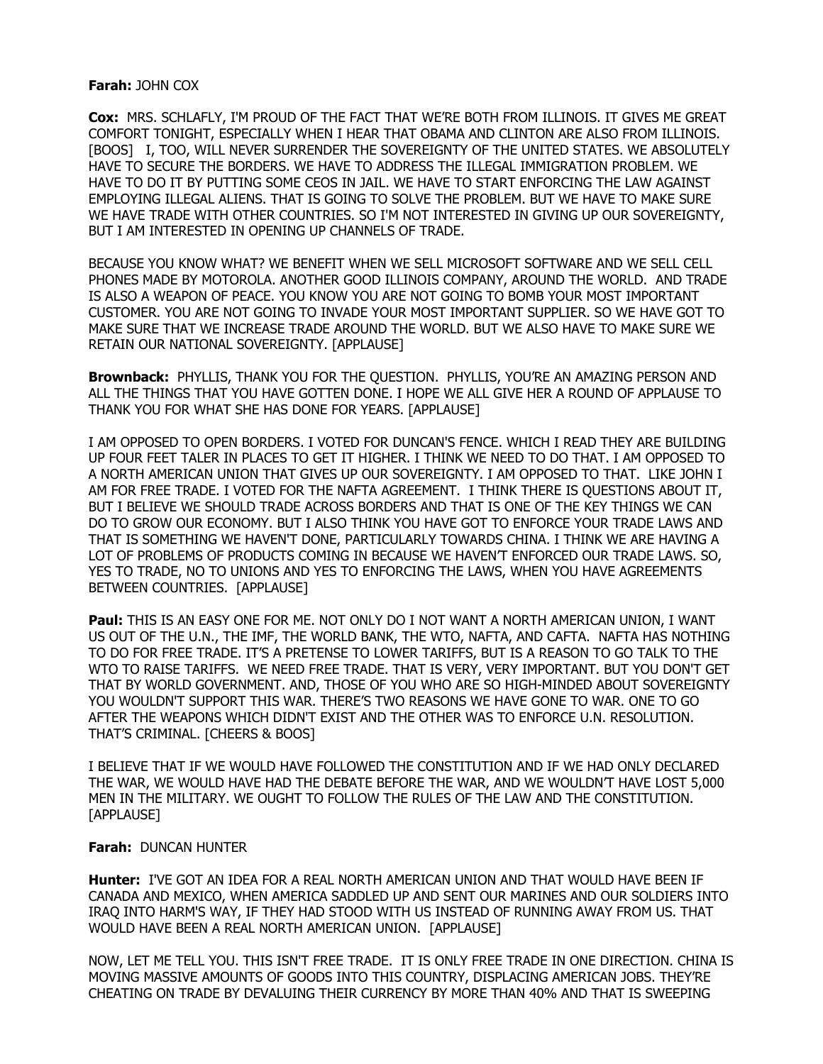**Farah:** JOHN COX

**Cox:** MRS. SCHLAFLY, I'M PROUD OF THE FACT THAT WE'RE BOTH FROM ILLINOIS. IT GIVES ME GREAT COMFORT TONIGHT, ESPECIALLY WHEN I HEAR THAT OBAMA AND CLINTON ARE ALSO FROM ILLINOIS. [BOOS] I, TOO, WILL NEVER SURRENDER THE SOVEREIGNTY OF THE UNITED STATES. WE ABSOLUTELY HAVE TO SECURE THE BORDERS. WE HAVE TO ADDRESS THE ILLEGAL IMMIGRATION PROBLEM. WE HAVE TO DO IT BY PUTTING SOME CEOS IN JAIL. WE HAVE TO START ENFORCING THE LAW AGAINST EMPLOYING ILLEGAL ALIENS. THAT IS GOING TO SOLVE THE PROBLEM. BUT WE HAVE TO MAKE SURE WE HAVE TRADE WITH OTHER COUNTRIES. SO I'M NOT INTERESTED IN GIVING UP OUR SOVEREIGNTY, BUT I AM INTERESTED IN OPENING UP CHANNELS OF TRADE.

BECAUSE YOU KNOW WHAT? WE BENEFIT WHEN WE SELL MICROSOFT SOFTWARE AND WE SELL CELL PHONES MADE BY MOTOROLA. ANOTHER GOOD ILLINOIS COMPANY, AROUND THE WORLD. AND TRADE IS ALSO A WEAPON OF PEACE. YOU KNOW YOU ARE NOT GOING TO BOMB YOUR MOST IMPORTANT CUSTOMER. YOU ARE NOT GOING TO INVADE YOUR MOST IMPORTANT SUPPLIER. SO WE HAVE GOT TO MAKE SURE THAT WE INCREASE TRADE AROUND THE WORLD. BUT WE ALSO HAVE TO MAKE SURE WE RETAIN OUR NATIONAL SOVEREIGNTY. [APPLAUSE]

**Brownback:** PHYLLIS, THANK YOU FOR THE QUESTION. PHYLLIS, YOU'RE AN AMAZING PERSON AND ALL THE THINGS THAT YOU HAVE GOTTEN DONE. I HOPE WE ALL GIVE HER A ROUND OF APPLAUSE TO THANK YOU FOR WHAT SHE HAS DONE FOR YEARS. [APPLAUSE]

I AM OPPOSED TO OPEN BORDERS. I VOTED FOR DUNCAN'S FENCE. WHICH I READ THEY ARE BUILDING UP FOUR FEET TALER IN PLACES TO GET IT HIGHER. I THINK WE NEED TO DO THAT. I AM OPPOSED TO A NORTH AMERICAN UNION THAT GIVES UP OUR SOVEREIGNTY. I AM OPPOSED TO THAT. LIKE JOHN I AM FOR FREE TRADE. I VOTED FOR THE NAFTA AGREEMENT. I THINK THERE IS QUESTIONS ABOUT IT, BUT I BELIEVE WE SHOULD TRADE ACROSS BORDERS AND THAT IS ONE OF THE KEY THINGS WE CAN DO TO GROW OUR ECONOMY. BUT I ALSO THINK YOU HAVE GOT TO ENFORCE YOUR TRADE LAWS AND THAT IS SOMETHING WE HAVEN'T DONE, PARTICULARLY TOWARDS CHINA. I THINK WE ARE HAVING A LOT OF PROBLEMS OF PRODUCTS COMING IN BECAUSE WE HAVEN'T ENFORCED OUR TRADE LAWS. SO, YES TO TRADE, NO TO UNIONS AND YES TO ENFORCING THE LAWS, WHEN YOU HAVE AGREEMENTS BETWEEN COUNTRIES. [APPLAUSE]

**Paul:** THIS IS AN EASY ONE FOR ME. NOT ONLY DO I NOT WANT A NORTH AMERICAN UNION, I WANT US OUT OF THE U.N., THE IMF, THE WORLD BANK, THE WTO, NAFTA, AND CAFTA. NAFTA HAS NOTHING TO DO FOR FREE TRADE. IT'S A PRETENSE TO LOWER TARIFFS, BUT IS A REASON TO GO TALK TO THE WTO TO RAISE TARIFFS. WE NEED FREE TRADE. THAT IS VERY, VERY IMPORTANT. BUT YOU DON'T GET THAT BY WORLD GOVERNMENT. AND, THOSE OF YOU WHO ARE SO HIGH-MINDED ABOUT SOVEREIGNTY YOU WOULDN'T SUPPORT THIS WAR. THERE'S TWO REASONS WE HAVE GONE TO WAR. ONE TO GO AFTER THE WEAPONS WHICH DIDN'T EXIST AND THE OTHER WAS TO ENFORCE U.N. RESOLUTION. THAT'S CRIMINAL. [CHEERS & BOOS]

I BELIEVE THAT IF WE WOULD HAVE FOLLOWED THE CONSTITUTION AND IF WE HAD ONLY DECLARED THE WAR, WE WOULD HAVE HAD THE DEBATE BEFORE THE WAR, AND WE WOULDN'T HAVE LOST 5,000 MEN IN THE MILITARY. WE OUGHT TO FOLLOW THE RULES OF THE LAW AND THE CONSTITUTION. [APPLAUSE]

**Farah:** DUNCAN HUNTER

**Hunter:** I'VE GOT AN IDEA FOR A REAL NORTH AMERICAN UNION AND THAT WOULD HAVE BEEN IF CANADA AND MEXICO, WHEN AMERICA SADDLED UP AND SENT OUR MARINES AND OUR SOLDIERS INTO IRAQ INTO HARM'S WAY, IF THEY HAD STOOD WITH US INSTEAD OF RUNNING AWAY FROM US. THAT WOULD HAVE BEEN A REAL NORTH AMERICAN UNION. [APPLAUSE]

NOW, LET ME TELL YOU. THIS ISN'T FREE TRADE. IT IS ONLY FREE TRADE IN ONE DIRECTION. CHINA IS MOVING MASSIVE AMOUNTS OF GOODS INTO THIS COUNTRY, DISPLACING AMERICAN JOBS. THEY'RE CHEATING ON TRADE BY DEVALUING THEIR CURRENCY BY MORE THAN 40% AND THAT IS SWEEPING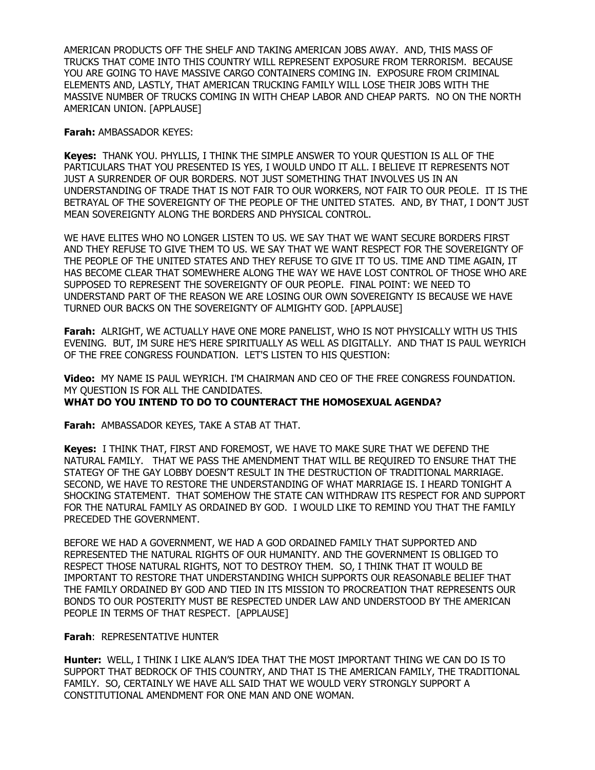AMERICAN PRODUCTS OFF THE SHELF AND TAKING AMERICAN JOBS AWAY. AND, THIS MASS OF TRUCKS THAT COME INTO THIS COUNTRY WILL REPRESENT EXPOSURE FROM TERRORISM. BECAUSE YOU ARE GOING TO HAVE MASSIVE CARGO CONTAINERS COMING IN. EXPOSURE FROM CRIMINAL ELEMENTS AND, LASTLY, THAT AMERICAN TRUCKING FAMILY WILL LOSE THEIR JOBS WITH THE MASSIVE NUMBER OF TRUCKS COMING IN WITH CHEAP LABOR AND CHEAP PARTS. NO ON THE NORTH AMERICAN UNION. [APPLAUSE]

**Farah:** AMBASSADOR KEYES:

**Keyes:** THANK YOU. PHYLLIS, I THINK THE SIMPLE ANSWER TO YOUR QUESTION IS ALL OF THE PARTICULARS THAT YOU PRESENTED IS YES, I WOULD UNDO IT ALL. I BELIEVE IT REPRESENTS NOT JUST A SURRENDER OF OUR BORDERS. NOT JUST SOMETHING THAT INVOLVES US IN AN UNDERSTANDING OF TRADE THAT IS NOT FAIR TO OUR WORKERS, NOT FAIR TO OUR PEOLE. IT IS THE BETRAYAL OF THE SOVEREIGNTY OF THE PEOPLE OF THE UNITED STATES. AND, BY THAT, I DON'T JUST MEAN SOVEREIGNTY ALONG THE BORDERS AND PHYSICAL CONTROL.

WE HAVE ELITES WHO NO LONGER LISTEN TO US. WE SAY THAT WE WANT SECURE BORDERS FIRST AND THEY REFUSE TO GIVE THEM TO US. WE SAY THAT WE WANT RESPECT FOR THE SOVEREIGNTY OF THE PEOPLE OF THE UNITED STATES AND THEY REFUSE TO GIVE IT TO US. TIME AND TIME AGAIN, IT HAS BECOME CLEAR THAT SOMEWHERE ALONG THE WAY WE HAVE LOST CONTROL OF THOSE WHO ARE SUPPOSED TO REPRESENT THE SOVEREIGNTY OF OUR PEOPLE. FINAL POINT: WE NEED TO UNDERSTAND PART OF THE REASON WE ARE LOSING OUR OWN SOVEREIGNTY IS BECAUSE WE HAVE TURNED OUR BACKS ON THE SOVEREIGNTY OF ALMIGHTY GOD. [APPLAUSE]

**Farah:** ALRIGHT, WE ACTUALLY HAVE ONE MORE PANELIST, WHO IS NOT PHYSICALLY WITH US THIS EVENING. BUT, IM SURE HE'S HERE SPIRITUALLY AS WELL AS DIGITALLY. AND THAT IS PAUL WEYRICH OF THE FREE CONGRESS FOUNDATION. LET'S LISTEN TO HIS QUESTION:

**Video:** MY NAME IS PAUL WEYRICH. I'M CHAIRMAN AND CEO OF THE FREE CONGRESS FOUNDATION. MY QUESTION IS FOR ALL THE CANDIDATES.
**WHAT DO YOU INTEND TO DO TO COUNTERACT THE HOMOSEXUAL AGENDA?**

**Farah:** AMBASSADOR KEYES, TAKE A STAB AT THAT.

**Keyes:** I THINK THAT, FIRST AND FOREMOST, WE HAVE TO MAKE SURE THAT WE DEFEND THE NATURAL FAMILY. THAT WE PASS THE AMENDMENT THAT WILL BE REQUIRED TO ENSURE THAT THE STATEGY OF THE GAY LOBBY DOESN'T RESULT IN THE DESTRUCTION OF TRADITIONAL MARRIAGE. SECOND, WE HAVE TO RESTORE THE UNDERSTANDING OF WHAT MARRIAGE IS. I HEARD TONIGHT A SHOCKING STATEMENT. THAT SOMEHOW THE STATE CAN WITHDRAW ITS RESPECT FOR AND SUPPORT FOR THE NATURAL FAMILY AS ORDAINED BY GOD. I WOULD LIKE TO REMIND YOU THAT THE FAMILY PRECEDED THE GOVERNMENT.

BEFORE WE HAD A GOVERNMENT, WE HAD A GOD ORDAINED FAMILY THAT SUPPORTED AND REPRESENTED THE NATURAL RIGHTS OF OUR HUMANITY. AND THE GOVERNMENT IS OBLIGED TO RESPECT THOSE NATURAL RIGHTS, NOT TO DESTROY THEM. SO, I THINK THAT IT WOULD BE IMPORTANT TO RESTORE THAT UNDERSTANDING WHICH SUPPORTS OUR REASONABLE BELIEF THAT THE FAMILY ORDAINED BY GOD AND TIED IN ITS MISSION TO PROCREATION THAT REPRESENTS OUR BONDS TO OUR POSTERITY MUST BE RESPECTED UNDER LAW AND UNDERSTOOD BY THE AMERICAN PEOPLE IN TERMS OF THAT RESPECT. [APPLAUSE]

**Farah**: REPRESENTATIVE HUNTER

**Hunter:** WELL, I THINK I LIKE ALAN'S IDEA THAT THE MOST IMPORTANT THING WE CAN DO IS TO SUPPORT THAT BEDROCK OF THIS COUNTRY, AND THAT IS THE AMERICAN FAMILY, THE TRADITIONAL FAMILY. SO, CERTAINLY WE HAVE ALL SAID THAT WE WOULD VERY STRONGLY SUPPORT A CONSTITUTIONAL AMENDMENT FOR ONE MAN AND ONE WOMAN.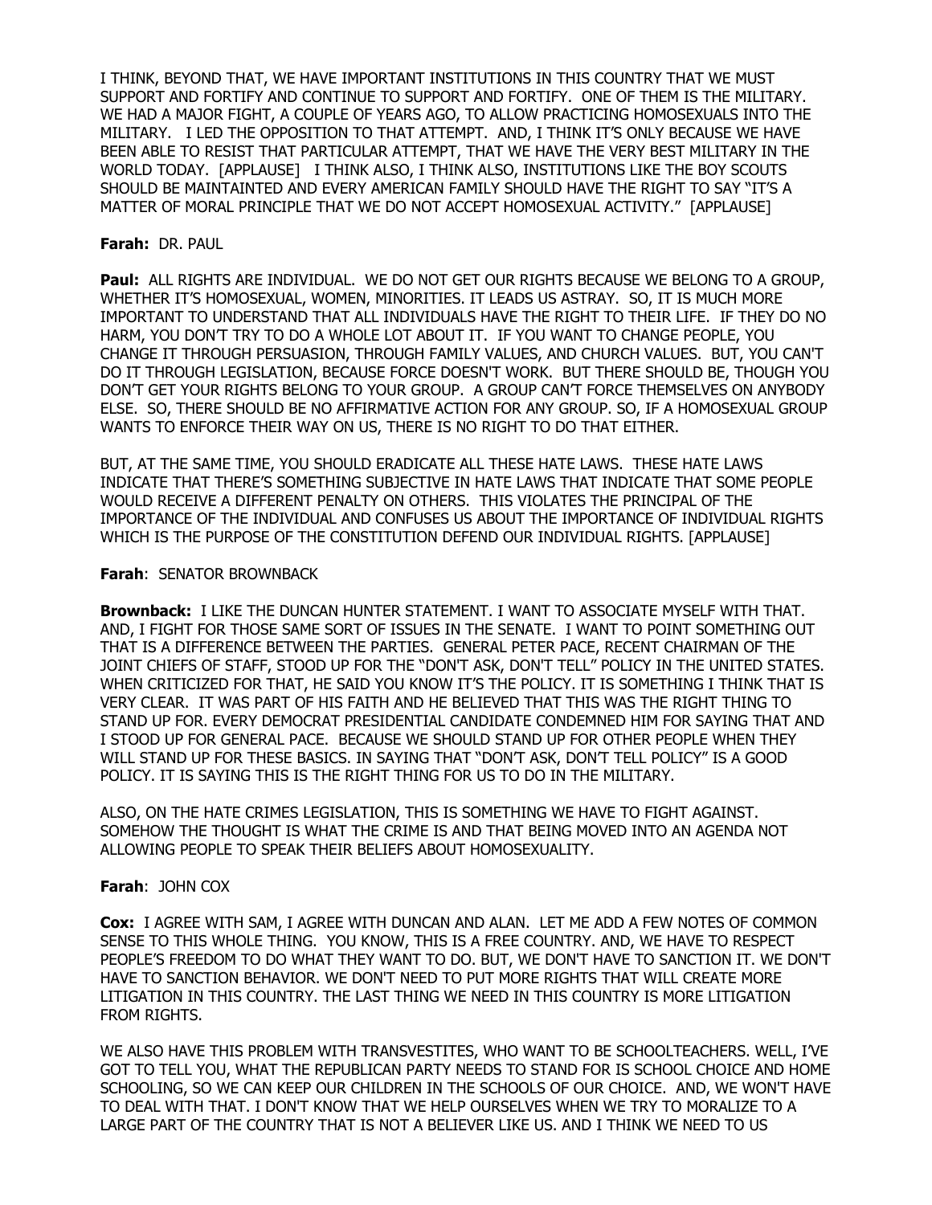I THINK, BEYOND THAT, WE HAVE IMPORTANT INSTITUTIONS IN THIS COUNTRY THAT WE MUST SUPPORT AND FORTIFY AND CONTINUE TO SUPPORT AND FORTIFY. ONE OF THEM IS THE MILITARY. WE HAD A MAJOR FIGHT, A COUPLE OF YEARS AGO, TO ALLOW PRACTICING HOMOSEXUALS INTO THE MILITARY. I LED THE OPPOSITION TO THAT ATTEMPT. AND, I THINK IT'S ONLY BECAUSE WE HAVE BEEN ABLE TO RESIST THAT PARTICULAR ATTEMPT, THAT WE HAVE THE VERY BEST MILITARY IN THE WORLD TODAY. [APPLAUSE] I THINK ALSO, I THINK ALSO, INSTITUTIONS LIKE THE BOY SCOUTS SHOULD BE MAINTAINTED AND EVERY AMERICAN FAMILY SHOULD HAVE THE RIGHT TO SAY "IT'S A MATTER OF MORAL PRINCIPLE THAT WE DO NOT ACCEPT HOMOSEXUAL ACTIVITY." [APPLAUSE]

**Farah:** DR. PAUL

**Paul:** ALL RIGHTS ARE INDIVIDUAL. WE DO NOT GET OUR RIGHTS BECAUSE WE BELONG TO A GROUP, WHETHER IT'S HOMOSEXUAL, WOMEN, MINORITIES. IT LEADS US ASTRAY. SO, IT IS MUCH MORE IMPORTANT TO UNDERSTAND THAT ALL INDIVIDUALS HAVE THE RIGHT TO THEIR LIFE. IF THEY DO NO HARM, YOU DON'T TRY TO DO A WHOLE LOT ABOUT IT. IF YOU WANT TO CHANGE PEOPLE, YOU CHANGE IT THROUGH PERSUASION, THROUGH FAMILY VALUES, AND CHURCH VALUES. BUT, YOU CAN'T DO IT THROUGH LEGISLATION, BECAUSE FORCE DOESN'T WORK. BUT THERE SHOULD BE, THOUGH YOU DON'T GET YOUR RIGHTS BELONG TO YOUR GROUP. A GROUP CAN'T FORCE THEMSELVES ON ANYBODY ELSE. SO, THERE SHOULD BE NO AFFIRMATIVE ACTION FOR ANY GROUP. SO, IF A HOMOSEXUAL GROUP WANTS TO ENFORCE THEIR WAY ON US, THERE IS NO RIGHT TO DO THAT EITHER.

BUT, AT THE SAME TIME, YOU SHOULD ERADICATE ALL THESE HATE LAWS. THESE HATE LAWS INDICATE THAT THERE'S SOMETHING SUBJECTIVE IN HATE LAWS THAT INDICATE THAT SOME PEOPLE WOULD RECEIVE A DIFFERENT PENALTY ON OTHERS. THIS VIOLATES THE PRINCIPAL OF THE IMPORTANCE OF THE INDIVIDUAL AND CONFUSES US ABOUT THE IMPORTANCE OF INDIVIDUAL RIGHTS WHICH IS THE PURPOSE OF THE CONSTITUTION DEFEND OUR INDIVIDUAL RIGHTS. [APPLAUSE]

**Farah**: SENATOR BROWNBACK

**Brownback:** I LIKE THE DUNCAN HUNTER STATEMENT. I WANT TO ASSOCIATE MYSELF WITH THAT. AND, I FIGHT FOR THOSE SAME SORT OF ISSUES IN THE SENATE. I WANT TO POINT SOMETHING OUT THAT IS A DIFFERENCE BETWEEN THE PARTIES. GENERAL PETER PACE, RECENT CHAIRMAN OF THE JOINT CHIEFS OF STAFF, STOOD UP FOR THE "DON'T ASK, DON'T TELL" POLICY IN THE UNITED STATES. WHEN CRITICIZED FOR THAT, HE SAID YOU KNOW IT'S THE POLICY. IT IS SOMETHING I THINK THAT IS VERY CLEAR. IT WAS PART OF HIS FAITH AND HE BELIEVED THAT THIS WAS THE RIGHT THING TO STAND UP FOR. EVERY DEMOCRAT PRESIDENTIAL CANDIDATE CONDEMNED HIM FOR SAYING THAT AND I STOOD UP FOR GENERAL PACE. BECAUSE WE SHOULD STAND UP FOR OTHER PEOPLE WHEN THEY WILL STAND UP FOR THESE BASICS. IN SAYING THAT "DON'T ASK, DON'T TELL POLICY" IS A GOOD POLICY. IT IS SAYING THIS IS THE RIGHT THING FOR US TO DO IN THE MILITARY.

ALSO, ON THE HATE CRIMES LEGISLATION, THIS IS SOMETHING WE HAVE TO FIGHT AGAINST. SOMEHOW THE THOUGHT IS WHAT THE CRIME IS AND THAT BEING MOVED INTO AN AGENDA NOT ALLOWING PEOPLE TO SPEAK THEIR BELIEFS ABOUT HOMOSEXUALITY.

**Farah**: JOHN COX

**Cox:** I AGREE WITH SAM, I AGREE WITH DUNCAN AND ALAN. LET ME ADD A FEW NOTES OF COMMON SENSE TO THIS WHOLE THING. YOU KNOW, THIS IS A FREE COUNTRY. AND, WE HAVE TO RESPECT PEOPLE'S FREEDOM TO DO WHAT THEY WANT TO DO. BUT, WE DON'T HAVE TO SANCTION IT. WE DON'T HAVE TO SANCTION BEHAVIOR. WE DON'T NEED TO PUT MORE RIGHTS THAT WILL CREATE MORE LITIGATION IN THIS COUNTRY. THE LAST THING WE NEED IN THIS COUNTRY IS MORE LITIGATION FROM RIGHTS.

WE ALSO HAVE THIS PROBLEM WITH TRANSVESTITES, WHO WANT TO BE SCHOOLTEACHERS. WELL, I'VE GOT TO TELL YOU, WHAT THE REPUBLICAN PARTY NEEDS TO STAND FOR IS SCHOOL CHOICE AND HOME SCHOOLING, SO WE CAN KEEP OUR CHILDREN IN THE SCHOOLS OF OUR CHOICE. AND, WE WON'T HAVE TO DEAL WITH THAT. I DON'T KNOW THAT WE HELP OURSELVES WHEN WE TRY TO MORALIZE TO A LARGE PART OF THE COUNTRY THAT IS NOT A BELIEVER LIKE US. AND I THINK WE NEED TO US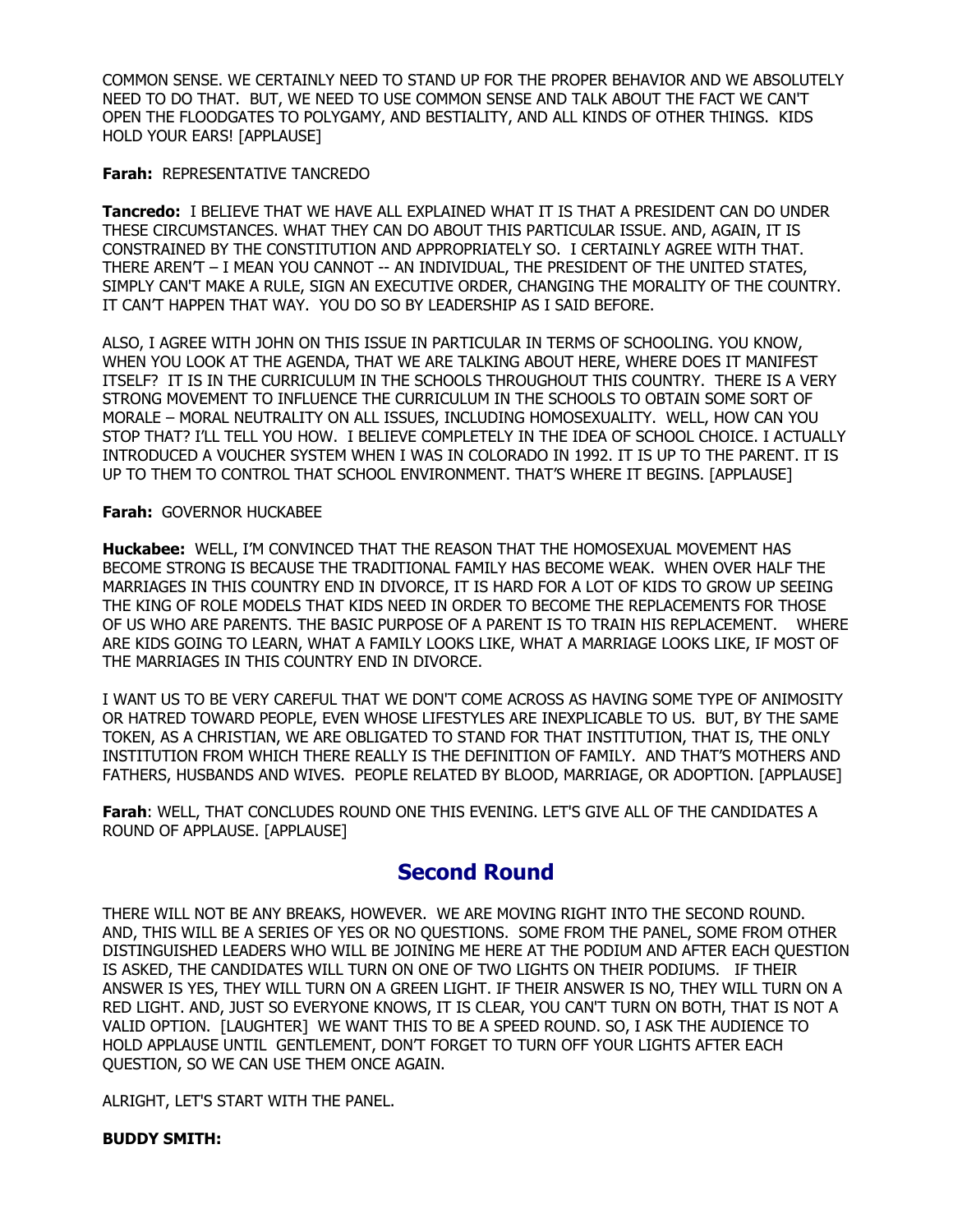COMMON SENSE. WE CERTAINLY NEED TO STAND UP FOR THE PROPER BEHAVIOR AND WE ABSOLUTELY NEED TO DO THAT. BUT, WE NEED TO USE COMMON SENSE AND TALK ABOUT THE FACT WE CAN'T OPEN THE FLOODGATES TO POLYGAMY, AND BESTIALITY, AND ALL KINDS OF OTHER THINGS. KIDS HOLD YOUR EARS! [APPLAUSE]

**Farah:** REPRESENTATIVE TANCREDO

**Tancredo:** I BELIEVE THAT WE HAVE ALL EXPLAINED WHAT IT IS THAT A PRESIDENT CAN DO UNDER THESE CIRCUMSTANCES. WHAT THEY CAN DO ABOUT THIS PARTICULAR ISSUE. AND, AGAIN, IT IS CONSTRAINED BY THE CONSTITUTION AND APPROPRIATELY SO. I CERTAINLY AGREE WITH THAT. THERE AREN'T – I MEAN YOU CANNOT -- AN INDIVIDUAL, THE PRESIDENT OF THE UNITED STATES, SIMPLY CAN'T MAKE A RULE, SIGN AN EXECUTIVE ORDER, CHANGING THE MORALITY OF THE COUNTRY. IT CAN'T HAPPEN THAT WAY. YOU DO SO BY LEADERSHIP AS I SAID BEFORE.

ALSO, I AGREE WITH JOHN ON THIS ISSUE IN PARTICULAR IN TERMS OF SCHOOLING. YOU KNOW, WHEN YOU LOOK AT THE AGENDA, THAT WE ARE TALKING ABOUT HERE, WHERE DOES IT MANIFEST ITSELF? IT IS IN THE CURRICULUM IN THE SCHOOLS THROUGHOUT THIS COUNTRY. THERE IS A VERY STRONG MOVEMENT TO INFLUENCE THE CURRICULUM IN THE SCHOOLS TO OBTAIN SOME SORT OF MORALE – MORAL NEUTRALITY ON ALL ISSUES, INCLUDING HOMOSEXUALITY. WELL, HOW CAN YOU STOP THAT? I'LL TELL YOU HOW. I BELIEVE COMPLETELY IN THE IDEA OF SCHOOL CHOICE. I ACTUALLY INTRODUCED A VOUCHER SYSTEM WHEN I WAS IN COLORADO IN 1992. IT IS UP TO THE PARENT. IT IS UP TO THEM TO CONTROL THAT SCHOOL ENVIRONMENT. THAT'S WHERE IT BEGINS. [APPLAUSE]

**Farah:** GOVERNOR HUCKABEE

**Huckabee:** WELL, I'M CONVINCED THAT THE REASON THAT THE HOMOSEXUAL MOVEMENT HAS BECOME STRONG IS BECAUSE THE TRADITIONAL FAMILY HAS BECOME WEAK. WHEN OVER HALF THE MARRIAGES IN THIS COUNTRY END IN DIVORCE, IT IS HARD FOR A LOT OF KIDS TO GROW UP SEEING THE KING OF ROLE MODELS THAT KIDS NEED IN ORDER TO BECOME THE REPLACEMENTS FOR THOSE OF US WHO ARE PARENTS. THE BASIC PURPOSE OF A PARENT IS TO TRAIN HIS REPLACEMENT. WHERE ARE KIDS GOING TO LEARN, WHAT A FAMILY LOOKS LIKE, WHAT A MARRIAGE LOOKS LIKE, IF MOST OF THE MARRIAGES IN THIS COUNTRY END IN DIVORCE.

I WANT US TO BE VERY CAREFUL THAT WE DON'T COME ACROSS AS HAVING SOME TYPE OF ANIMOSITY OR HATRED TOWARD PEOPLE, EVEN WHOSE LIFESTYLES ARE INEXPLICABLE TO US. BUT, BY THE SAME TOKEN, AS A CHRISTIAN, WE ARE OBLIGATED TO STAND FOR THAT INSTITUTION, THAT IS, THE ONLY INSTITUTION FROM WHICH THERE REALLY IS THE DEFINITION OF FAMILY. AND THAT'S MOTHERS AND FATHERS, HUSBANDS AND WIVES. PEOPLE RELATED BY BLOOD, MARRIAGE, OR ADOPTION. [APPLAUSE]

**Farah**: WELL, THAT CONCLUDES ROUND ONE THIS EVENING. LET'S GIVE ALL OF THE CANDIDATES A ROUND OF APPLAUSE. [APPLAUSE]

## Second Round

THERE WILL NOT BE ANY BREAKS, HOWEVER. WE ARE MOVING RIGHT INTO THE SECOND ROUND. AND, THIS WILL BE A SERIES OF YES OR NO QUESTIONS. SOME FROM THE PANEL, SOME FROM OTHER DISTINGUISHED LEADERS WHO WILL BE JOINING ME HERE AT THE PODIUM AND AFTER EACH QUESTION IS ASKED, THE CANDIDATES WILL TURN ON ONE OF TWO LIGHTS ON THEIR PODIUMS. IF THEIR ANSWER IS YES, THEY WILL TURN ON A GREEN LIGHT. IF THEIR ANSWER IS NO, THEY WILL TURN ON A RED LIGHT. AND, JUST SO EVERYONE KNOWS, IT IS CLEAR, YOU CAN'T TURN ON BOTH, THAT IS NOT A VALID OPTION. [LAUGHTER] WE WANT THIS TO BE A SPEED ROUND. SO, I ASK THE AUDIENCE TO HOLD APPLAUSE UNTIL GENTLEMENT, DON'T FORGET TO TURN OFF YOUR LIGHTS AFTER EACH QUESTION, SO WE CAN USE THEM ONCE AGAIN.

ALRIGHT, LET'S START WITH THE PANEL.

**BUDDY SMITH:**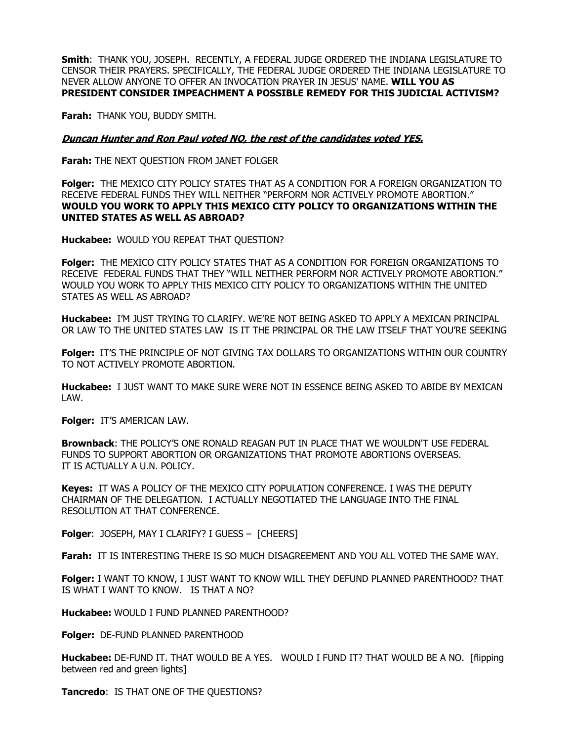**Smith**: THANK YOU, JOSEPH. RECENTLY, A FEDERAL JUDGE ORDERED THE INDIANA LEGISLATURE TO CENSOR THEIR PRAYERS. SPECIFICALLY, THE FEDERAL JUDGE ORDERED THE INDIANA LEGISLATURE TO NEVER ALLOW ANYONE TO OFFER AN INVOCATION PRAYER IN JESUS' NAME. **WILL YOU AS PRESIDENT CONSIDER IMPEACHMENT A POSSIBLE REMEDY FOR THIS JUDICIAL ACTIVISM?**

**Farah:** THANK YOU, BUDDY SMITH.

***Duncan Hunter and Ron Paul voted NO, the rest of the candidates voted YES.***

**Farah:** THE NEXT QUESTION FROM JANET FOLGER

**Folger:** THE MEXICO CITY POLICY STATES THAT AS A CONDITION FOR A FOREIGN ORGANIZATION TO RECEIVE FEDERAL FUNDS THEY WILL NEITHER "PERFORM NOR ACTIVELY PROMOTE ABORTION." **WOULD YOU WORK TO APPLY THIS MEXICO CITY POLICY TO ORGANIZATIONS WITHIN THE UNITED STATES AS WELL AS ABROAD?**

**Huckabee:** WOULD YOU REPEAT THAT QUESTION?

**Folger:** THE MEXICO CITY POLICY STATES THAT AS A CONDITION FOR FOREIGN ORGANIZATIONS TO RECEIVE FEDERAL FUNDS THAT THEY "WILL NEITHER PERFORM NOR ACTIVELY PROMOTE ABORTION." WOULD YOU WORK TO APPLY THIS MEXICO CITY POLICY TO ORGANIZATIONS WITHIN THE UNITED STATES AS WELL AS ABROAD?

**Huckabee:** I'M JUST TRYING TO CLARIFY. WE'RE NOT BEING ASKED TO APPLY A MEXICAN PRINCIPAL OR LAW TO THE UNITED STATES LAW IS IT THE PRINCIPAL OR THE LAW ITSELF THAT YOU'RE SEEKING

**Folger:** IT'S THE PRINCIPLE OF NOT GIVING TAX DOLLARS TO ORGANIZATIONS WITHIN OUR COUNTRY TO NOT ACTIVELY PROMOTE ABORTION.

**Huckabee:** I JUST WANT TO MAKE SURE WERE NOT IN ESSENCE BEING ASKED TO ABIDE BY MEXICAN LAW.

**Folger:** IT'S AMERICAN LAW.

**Brownback**: THE POLICY'S ONE RONALD REAGAN PUT IN PLACE THAT WE WOULDN'T USE FEDERAL FUNDS TO SUPPORT ABORTION OR ORGANIZATIONS THAT PROMOTE ABORTIONS OVERSEAS. IT IS ACTUALLY A U.N. POLICY.

**Keyes:** IT WAS A POLICY OF THE MEXICO CITY POPULATION CONFERENCE. I WAS THE DEPUTY CHAIRMAN OF THE DELEGATION. I ACTUALLY NEGOTIATED THE LANGUAGE INTO THE FINAL RESOLUTION AT THAT CONFERENCE.

**Folger**: JOSEPH, MAY I CLARIFY? I GUESS – [CHEERS]

**Farah:** IT IS INTERESTING THERE IS SO MUCH DISAGREEMENT AND YOU ALL VOTED THE SAME WAY.

**Folger:** I WANT TO KNOW, I JUST WANT TO KNOW WILL THEY DEFUND PLANNED PARENTHOOD? THAT IS WHAT I WANT TO KNOW. IS THAT A NO?

**Huckabee:** WOULD I FUND PLANNED PARENTHOOD?

**Folger:** DE-FUND PLANNED PARENTHOOD

**Huckabee:** DE-FUND IT. THAT WOULD BE A YES. WOULD I FUND IT? THAT WOULD BE A NO. [flipping between red and green lights]

**Tancredo**: IS THAT ONE OF THE QUESTIONS?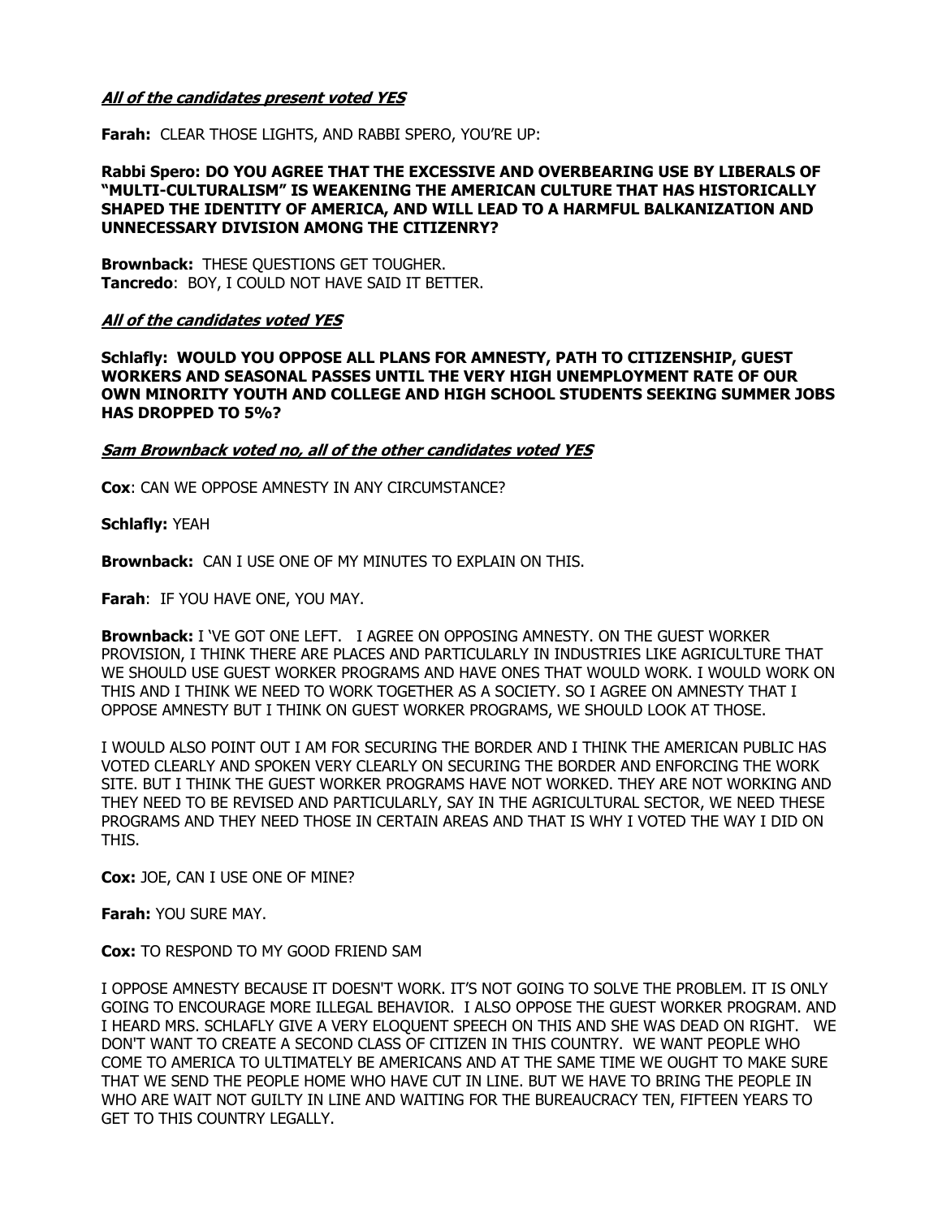***All of the candidates present voted YES***

**Farah:** CLEAR THOSE LIGHTS, AND RABBI SPERO, YOU'RE UP:

**Rabbi Spero: DO YOU AGREE THAT THE EXCESSIVE AND OVERBEARING USE BY LIBERALS OF "MULTI-CULTURALISM" IS WEAKENING THE AMERICAN CULTURE THAT HAS HISTORICALLY SHAPED THE IDENTITY OF AMERICA, AND WILL LEAD TO A HARMFUL BALKANIZATION AND UNNECESSARY DIVISION AMONG THE CITIZENRY?**

**Brownback:** THESE QUESTIONS GET TOUGHER.
**Tancredo**: BOY, I COULD NOT HAVE SAID IT BETTER.

***All of the candidates voted YES***

**Schlafly: WOULD YOU OPPOSE ALL PLANS FOR AMNESTY, PATH TO CITIZENSHIP, GUEST WORKERS AND SEASONAL PASSES UNTIL THE VERY HIGH UNEMPLOYMENT RATE OF OUR OWN MINORITY YOUTH AND COLLEGE AND HIGH SCHOOL STUDENTS SEEKING SUMMER JOBS HAS DROPPED TO 5%?**

***Sam Brownback voted no, all of the other candidates voted YES***

**Cox**: CAN WE OPPOSE AMNESTY IN ANY CIRCUMSTANCE?

**Schlafly:** YEAH

**Brownback:** CAN I USE ONE OF MY MINUTES TO EXPLAIN ON THIS.

**Farah**: IF YOU HAVE ONE, YOU MAY.

**Brownback:** I 'VE GOT ONE LEFT. I AGREE ON OPPOSING AMNESTY. ON THE GUEST WORKER PROVISION, I THINK THERE ARE PLACES AND PARTICULARLY IN INDUSTRIES LIKE AGRICULTURE THAT WE SHOULD USE GUEST WORKER PROGRAMS AND HAVE ONES THAT WOULD WORK. I WOULD WORK ON THIS AND I THINK WE NEED TO WORK TOGETHER AS A SOCIETY. SO I AGREE ON AMNESTY THAT I OPPOSE AMNESTY BUT I THINK ON GUEST WORKER PROGRAMS, WE SHOULD LOOK AT THOSE.

I WOULD ALSO POINT OUT I AM FOR SECURING THE BORDER AND I THINK THE AMERICAN PUBLIC HAS VOTED CLEARLY AND SPOKEN VERY CLEARLY ON SECURING THE BORDER AND ENFORCING THE WORK SITE. BUT I THINK THE GUEST WORKER PROGRAMS HAVE NOT WORKED. THEY ARE NOT WORKING AND THEY NEED TO BE REVISED AND PARTICULARLY, SAY IN THE AGRICULTURAL SECTOR, WE NEED THESE PROGRAMS AND THEY NEED THOSE IN CERTAIN AREAS AND THAT IS WHY I VOTED THE WAY I DID ON THIS.

**Cox:** JOE, CAN I USE ONE OF MINE?

**Farah:** YOU SURE MAY.

**Cox:** TO RESPOND TO MY GOOD FRIEND SAM

I OPPOSE AMNESTY BECAUSE IT DOESN'T WORK. IT'S NOT GOING TO SOLVE THE PROBLEM. IT IS ONLY GOING TO ENCOURAGE MORE ILLEGAL BEHAVIOR. I ALSO OPPOSE THE GUEST WORKER PROGRAM. AND I HEARD MRS. SCHLAFLY GIVE A VERY ELOQUENT SPEECH ON THIS AND SHE WAS DEAD ON RIGHT. WE DON'T WANT TO CREATE A SECOND CLASS OF CITIZEN IN THIS COUNTRY. WE WANT PEOPLE WHO COME TO AMERICA TO ULTIMATELY BE AMERICANS AND AT THE SAME TIME WE OUGHT TO MAKE SURE THAT WE SEND THE PEOPLE HOME WHO HAVE CUT IN LINE. BUT WE HAVE TO BRING THE PEOPLE IN WHO ARE WAIT NOT GUILTY IN LINE AND WAITING FOR THE BUREAUCRACY TEN, FIFTEEN YEARS TO GET TO THIS COUNTRY LEGALLY.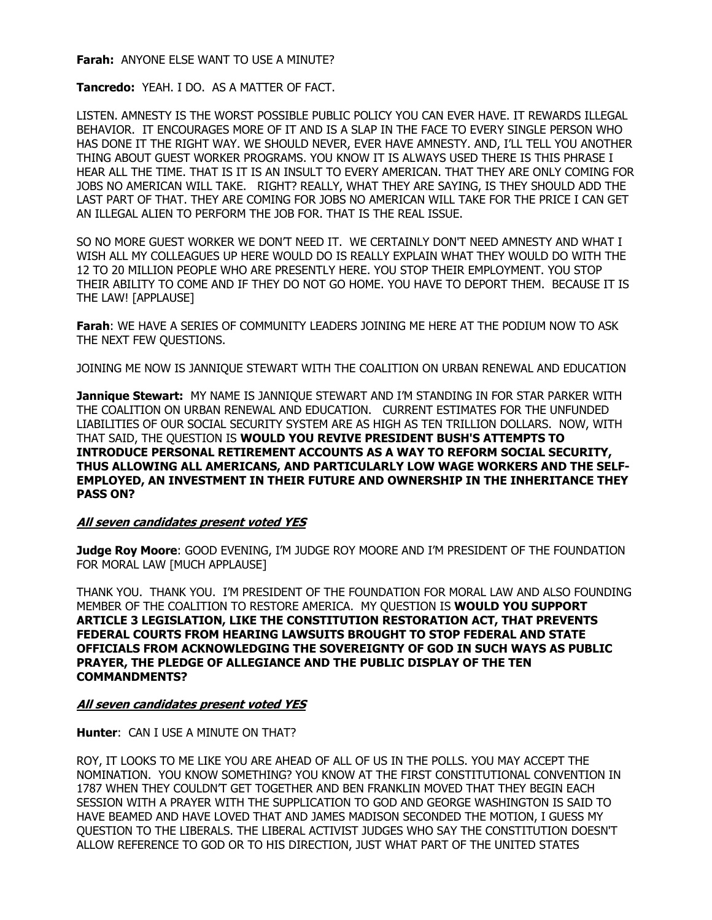**Farah:** ANYONE ELSE WANT TO USE A MINUTE?

**Tancredo:** YEAH. I DO. AS A MATTER OF FACT.

LISTEN. AMNESTY IS THE WORST POSSIBLE PUBLIC POLICY YOU CAN EVER HAVE. IT REWARDS ILLEGAL BEHAVIOR. IT ENCOURAGES MORE OF IT AND IS A SLAP IN THE FACE TO EVERY SINGLE PERSON WHO HAS DONE IT THE RIGHT WAY. WE SHOULD NEVER, EVER HAVE AMNESTY. AND, I'LL TELL YOU ANOTHER THING ABOUT GUEST WORKER PROGRAMS. YOU KNOW IT IS ALWAYS USED THERE IS THIS PHRASE I HEAR ALL THE TIME. THAT IS IT IS AN INSULT TO EVERY AMERICAN. THAT THEY ARE ONLY COMING FOR JOBS NO AMERICAN WILL TAKE. RIGHT? REALLY, WHAT THEY ARE SAYING, IS THEY SHOULD ADD THE LAST PART OF THAT. THEY ARE COMING FOR JOBS NO AMERICAN WILL TAKE FOR THE PRICE I CAN GET AN ILLEGAL ALIEN TO PERFORM THE JOB FOR. THAT IS THE REAL ISSUE.

SO NO MORE GUEST WORKER WE DON'T NEED IT. WE CERTAINLY DON'T NEED AMNESTY AND WHAT I WISH ALL MY COLLEAGUES UP HERE WOULD DO IS REALLY EXPLAIN WHAT THEY WOULD DO WITH THE 12 TO 20 MILLION PEOPLE WHO ARE PRESENTLY HERE. YOU STOP THEIR EMPLOYMENT. YOU STOP THEIR ABILITY TO COME AND IF THEY DO NOT GO HOME. YOU HAVE TO DEPORT THEM. BECAUSE IT IS THE LAW! [APPLAUSE]

**Farah**: WE HAVE A SERIES OF COMMUNITY LEADERS JOINING ME HERE AT THE PODIUM NOW TO ASK THE NEXT FEW QUESTIONS.

JOINING ME NOW IS JANNIQUE STEWART WITH THE COALITION ON URBAN RENEWAL AND EDUCATION

**Jannique Stewart:** MY NAME IS JANNIQUE STEWART AND I'M STANDING IN FOR STAR PARKER WITH THE COALITION ON URBAN RENEWAL AND EDUCATION. CURRENT ESTIMATES FOR THE UNFUNDED LIABILITIES OF OUR SOCIAL SECURITY SYSTEM ARE AS HIGH AS TEN TRILLION DOLLARS. NOW, WITH THAT SAID, THE QUESTION IS **WOULD YOU REVIVE PRESIDENT BUSH'S ATTEMPTS TO INTRODUCE PERSONAL RETIREMENT ACCOUNTS AS A WAY TO REFORM SOCIAL SECURITY, THUS ALLOWING ALL AMERICANS, AND PARTICULARLY LOW WAGE WORKERS AND THE SELF-EMPLOYED, AN INVESTMENT IN THEIR FUTURE AND OWNERSHIP IN THE INHERITANCE THEY PASS ON?**

***All seven candidates present voted YES***

**Judge Roy Moore**: GOOD EVENING, I'M JUDGE ROY MOORE AND I'M PRESIDENT OF THE FOUNDATION FOR MORAL LAW [MUCH APPLAUSE]

THANK YOU. THANK YOU. I'M PRESIDENT OF THE FOUNDATION FOR MORAL LAW AND ALSO FOUNDING MEMBER OF THE COALITION TO RESTORE AMERICA. MY QUESTION IS **WOULD YOU SUPPORT ARTICLE 3 LEGISLATION, LIKE THE CONSTITUTION RESTORATION ACT, THAT PREVENTS FEDERAL COURTS FROM HEARING LAWSUITS BROUGHT TO STOP FEDERAL AND STATE OFFICIALS FROM ACKNOWLEDGING THE SOVEREIGNTY OF GOD IN SUCH WAYS AS PUBLIC PRAYER, THE PLEDGE OF ALLEGIANCE AND THE PUBLIC DISPLAY OF THE TEN COMMANDMENTS?**

***All seven candidates present voted YES***

**Hunter**: CAN I USE A MINUTE ON THAT?

ROY, IT LOOKS TO ME LIKE YOU ARE AHEAD OF ALL OF US IN THE POLLS. YOU MAY ACCEPT THE NOMINATION. YOU KNOW SOMETHING? YOU KNOW AT THE FIRST CONSTITUTIONAL CONVENTION IN 1787 WHEN THEY COULDN'T GET TOGETHER AND BEN FRANKLIN MOVED THAT THEY BEGIN EACH SESSION WITH A PRAYER WITH THE SUPPLICATION TO GOD AND GEORGE WASHINGTON IS SAID TO HAVE BEAMED AND HAVE LOVED THAT AND JAMES MADISON SECONDED THE MOTION, I GUESS MY QUESTION TO THE LIBERALS. THE LIBERAL ACTIVIST JUDGES WHO SAY THE CONSTITUTION DOESN'T ALLOW REFERENCE TO GOD OR TO HIS DIRECTION, JUST WHAT PART OF THE UNITED STATES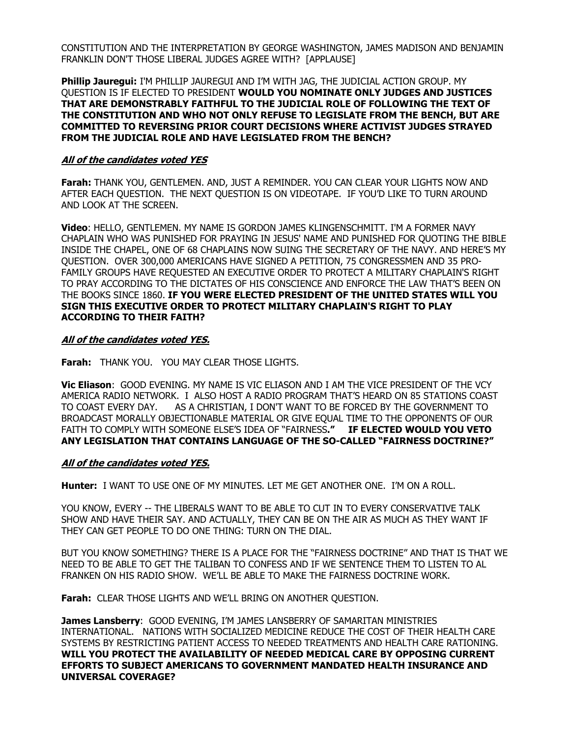CONSTITUTION AND THE INTERPRETATION BY GEORGE WASHINGTON, JAMES MADISON AND BENJAMIN FRANKLIN DON'T THOSE LIBERAL JUDGES AGREE WITH? [APPLAUSE]

**Phillip Jauregui:** I'M PHILLIP JAUREGUI AND I'M WITH JAG, THE JUDICIAL ACTION GROUP. MY QUESTION IS IF ELECTED TO PRESIDENT **WOULD YOU NOMINATE ONLY JUDGES AND JUSTICES THAT ARE DEMONSTRABLY FAITHFUL TO THE JUDICIAL ROLE OF FOLLOWING THE TEXT OF THE CONSTITUTION AND WHO NOT ONLY REFUSE TO LEGISLATE FROM THE BENCH, BUT ARE COMMITTED TO REVERSING PRIOR COURT DECISIONS WHERE ACTIVIST JUDGES STRAYED FROM THE JUDICIAL ROLE AND HAVE LEGISLATED FROM THE BENCH?**

***All of the candidates voted YES***

**Farah:** THANK YOU, GENTLEMEN. AND, JUST A REMINDER. YOU CAN CLEAR YOUR LIGHTS NOW AND AFTER EACH QUESTION. THE NEXT QUESTION IS ON VIDEOTAPE. IF YOU'D LIKE TO TURN AROUND AND LOOK AT THE SCREEN.

**Video**: HELLO, GENTLEMEN. MY NAME IS GORDON JAMES KLINGENSCHMITT. I'M A FORMER NAVY CHAPLAIN WHO WAS PUNISHED FOR PRAYING IN JESUS' NAME AND PUNISHED FOR QUOTING THE BIBLE INSIDE THE CHAPEL, ONE OF 68 CHAPLAINS NOW SUING THE SECRETARY OF THE NAVY. AND HERE'S MY QUESTION. OVER 300,000 AMERICANS HAVE SIGNED A PETITION, 75 CONGRESSMEN AND 35 PRO-FAMILY GROUPS HAVE REQUESTED AN EXECUTIVE ORDER TO PROTECT A MILITARY CHAPLAIN'S RIGHT TO PRAY ACCORDING TO THE DICTATES OF HIS CONSCIENCE AND ENFORCE THE LAW THAT'S BEEN ON THE BOOKS SINCE 1860. **IF YOU WERE ELECTED PRESIDENT OF THE UNITED STATES WILL YOU SIGN THIS EXECUTIVE ORDER TO PROTECT MILITARY CHAPLAIN'S RIGHT TO PLAY ACCORDING TO THEIR FAITH?**

***All of the candidates voted YES.***

**Farah:** THANK YOU. YOU MAY CLEAR THOSE LIGHTS.

**Vic Eliason**: GOOD EVENING. MY NAME IS VIC ELIASON AND I AM THE VICE PRESIDENT OF THE VCY AMERICA RADIO NETWORK. I ALSO HOST A RADIO PROGRAM THAT'S HEARD ON 85 STATIONS COAST TO COAST EVERY DAY. AS A CHRISTIAN, I DON'T WANT TO BE FORCED BY THE GOVERNMENT TO BROADCAST MORALLY OBJECTIONABLE MATERIAL OR GIVE EQUAL TIME TO THE OPPONENTS OF OUR FAITH TO COMPLY WITH SOMEONE ELSE'S IDEA OF "FAIRNESS**." IF ELECTED WOULD YOU VETO ANY LEGISLATION THAT CONTAINS LANGUAGE OF THE SO-CALLED "FAIRNESS DOCTRINE?"**

***All of the candidates voted YES.***

**Hunter:** I WANT TO USE ONE OF MY MINUTES. LET ME GET ANOTHER ONE. I'M ON A ROLL.

YOU KNOW, EVERY -- THE LIBERALS WANT TO BE ABLE TO CUT IN TO EVERY CONSERVATIVE TALK SHOW AND HAVE THEIR SAY. AND ACTUALLY, THEY CAN BE ON THE AIR AS MUCH AS THEY WANT IF THEY CAN GET PEOPLE TO DO ONE THING: TURN ON THE DIAL.

BUT YOU KNOW SOMETHING? THERE IS A PLACE FOR THE "FAIRNESS DOCTRINE" AND THAT IS THAT WE NEED TO BE ABLE TO GET THE TALIBAN TO CONFESS AND IF WE SENTENCE THEM TO LISTEN TO AL FRANKEN ON HIS RADIO SHOW. WE'LL BE ABLE TO MAKE THE FAIRNESS DOCTRINE WORK.

**Farah:** CLEAR THOSE LIGHTS AND WE'LL BRING ON ANOTHER QUESTION.

**James Lansberry**: GOOD EVENING, I'M JAMES LANSBERRY OF SAMARITAN MINISTRIES INTERNATIONAL. NATIONS WITH SOCIALIZED MEDICINE REDUCE THE COST OF THEIR HEALTH CARE SYSTEMS BY RESTRICTING PATIENT ACCESS TO NEEDED TREATMENTS AND HEALTH CARE RATIONING. **WILL YOU PROTECT THE AVAILABILITY OF NEEDED MEDICAL CARE BY OPPOSING CURRENT EFFORTS TO SUBJECT AMERICANS TO GOVERNMENT MANDATED HEALTH INSURANCE AND UNIVERSAL COVERAGE?**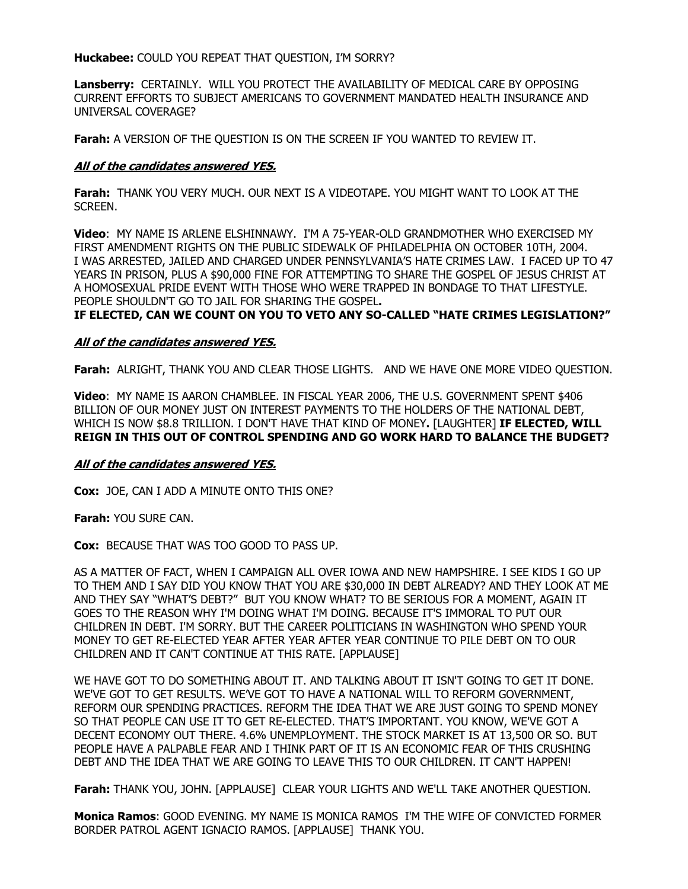**Huckabee:** COULD YOU REPEAT THAT QUESTION, I'M SORRY?

**Lansberry:** CERTAINLY. WILL YOU PROTECT THE AVAILABILITY OF MEDICAL CARE BY OPPOSING CURRENT EFFORTS TO SUBJECT AMERICANS TO GOVERNMENT MANDATED HEALTH INSURANCE AND UNIVERSAL COVERAGE?

**Farah:** A VERSION OF THE QUESTION IS ON THE SCREEN IF YOU WANTED TO REVIEW IT.

***All of the candidates answered YES.***

**Farah:** THANK YOU VERY MUCH. OUR NEXT IS A VIDEOTAPE. YOU MIGHT WANT TO LOOK AT THE SCREEN.

**Video**: MY NAME IS ARLENE ELSHINNAWY. I'M A 75-YEAR-OLD GRANDMOTHER WHO EXERCISED MY FIRST AMENDMENT RIGHTS ON THE PUBLIC SIDEWALK OF PHILADELPHIA ON OCTOBER 10TH, 2004. I WAS ARRESTED, JAILED AND CHARGED UNDER PENNSYLVANIA'S HATE CRIMES LAW. I FACED UP TO 47 YEARS IN PRISON, PLUS A $90,000 FINE FOR ATTEMPTING TO SHARE THE GOSPEL OF JESUS CHRIST AT A HOMOSEXUAL PRIDE EVENT WITH THOSE WHO WERE TRAPPED IN BONDAGE TO THAT LIFESTYLE. PEOPLE SHOULDN'T GO TO JAIL FOR SHARING THE GOSPEL**.**
**IF ELECTED, CAN WE COUNT ON YOU TO VETO ANY SO-CALLED "HATE CRIMES LEGISLATION?"**

***All of the candidates answered YES.***

**Farah:** ALRIGHT, THANK YOU AND CLEAR THOSE LIGHTS. AND WE HAVE ONE MORE VIDEO QUESTION.

**Video**: MY NAME IS AARON CHAMBLEE. IN FISCAL YEAR 2006, THE U.S. GOVERNMENT SPENT $406 BILLION OF OUR MONEY JUST ON INTEREST PAYMENTS TO THE HOLDERS OF THE NATIONAL DEBT, WHICH IS NOW $8.8 TRILLION. I DON'T HAVE THAT KIND OF MONEY**.** [LAUGHTER] **IF ELECTED, WILL REIGN IN THIS OUT OF CONTROL SPENDING AND GO WORK HARD TO BALANCE THE BUDGET?**

***All of the candidates answered YES.***

**Cox:** JOE, CAN I ADD A MINUTE ONTO THIS ONE?

**Farah:** YOU SURE CAN.

**Cox:** BECAUSE THAT WAS TOO GOOD TO PASS UP.

AS A MATTER OF FACT, WHEN I CAMPAIGN ALL OVER IOWA AND NEW HAMPSHIRE. I SEE KIDS I GO UP TO THEM AND I SAY DID YOU KNOW THAT YOU ARE $30,000 IN DEBT ALREADY? AND THEY LOOK AT ME AND THEY SAY "WHAT'S DEBT?" BUT YOU KNOW WHAT? TO BE SERIOUS FOR A MOMENT, AGAIN IT GOES TO THE REASON WHY I'M DOING WHAT I'M DOING. BECAUSE IT'S IMMORAL TO PUT OUR CHILDREN IN DEBT. I'M SORRY. BUT THE CAREER POLITICIANS IN WASHINGTON WHO SPEND YOUR MONEY TO GET RE-ELECTED YEAR AFTER YEAR AFTER YEAR CONTINUE TO PILE DEBT ON TO OUR CHILDREN AND IT CAN'T CONTINUE AT THIS RATE. [APPLAUSE]

WE HAVE GOT TO DO SOMETHING ABOUT IT. AND TALKING ABOUT IT ISN'T GOING TO GET IT DONE. WE'VE GOT TO GET RESULTS. WE'VE GOT TO HAVE A NATIONAL WILL TO REFORM GOVERNMENT, REFORM OUR SPENDING PRACTICES. REFORM THE IDEA THAT WE ARE JUST GOING TO SPEND MONEY SO THAT PEOPLE CAN USE IT TO GET RE-ELECTED. THAT'S IMPORTANT. YOU KNOW, WE'VE GOT A DECENT ECONOMY OUT THERE. 4.6% UNEMPLOYMENT. THE STOCK MARKET IS AT 13,500 OR SO. BUT PEOPLE HAVE A PALPABLE FEAR AND I THINK PART OF IT IS AN ECONOMIC FEAR OF THIS CRUSHING DEBT AND THE IDEA THAT WE ARE GOING TO LEAVE THIS TO OUR CHILDREN. IT CAN'T HAPPEN!

**Farah:** THANK YOU, JOHN. [APPLAUSE] CLEAR YOUR LIGHTS AND WE'LL TAKE ANOTHER QUESTION.

**Monica Ramos**: GOOD EVENING. MY NAME IS MONICA RAMOS I'M THE WIFE OF CONVICTED FORMER BORDER PATROL AGENT IGNACIO RAMOS. [APPLAUSE] THANK YOU.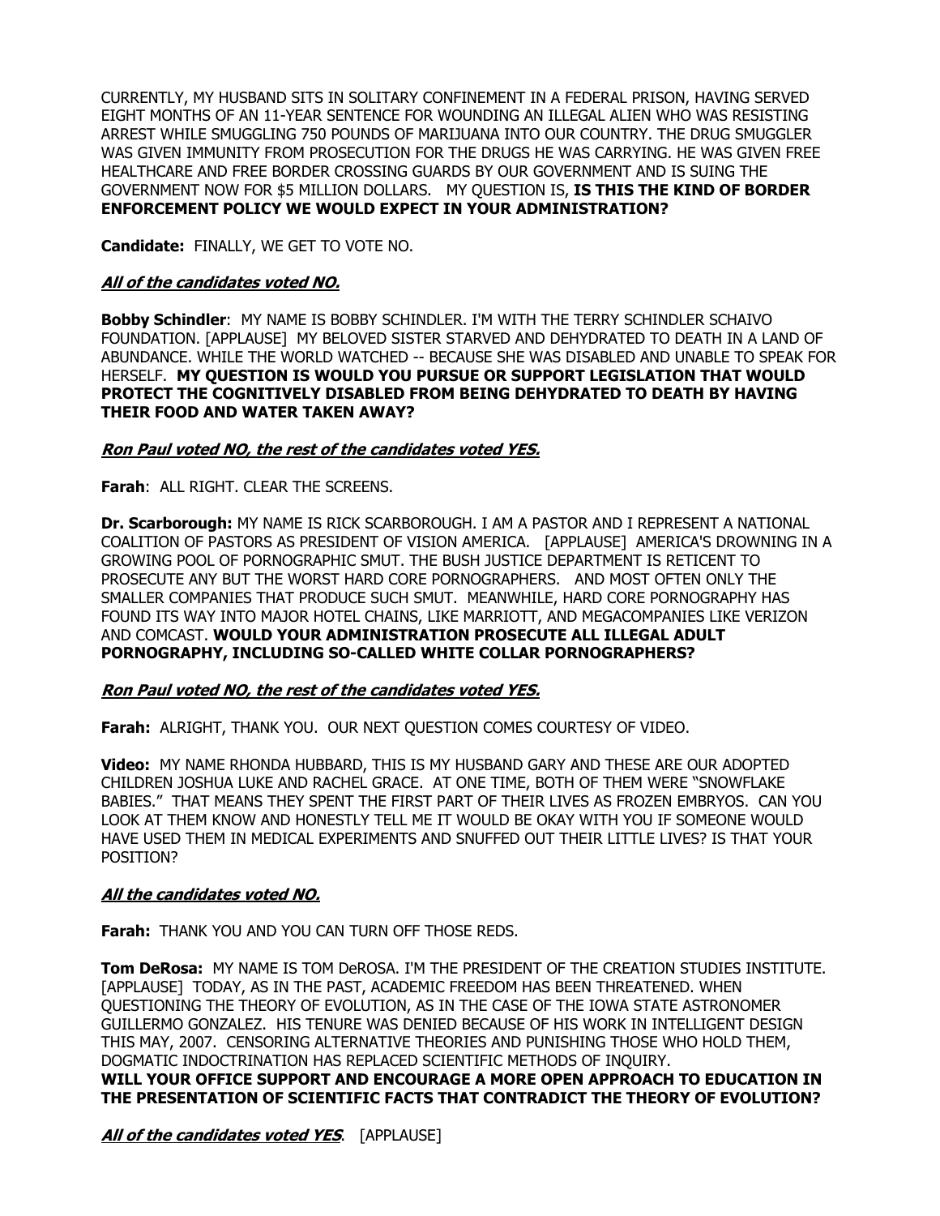CURRENTLY, MY HUSBAND SITS IN SOLITARY CONFINEMENT IN A FEDERAL PRISON, HAVING SERVED EIGHT MONTHS OF AN 11-YEAR SENTENCE FOR WOUNDING AN ILLEGAL ALIEN WHO WAS RESISTING ARREST WHILE SMUGGLING 750 POUNDS OF MARIJUANA INTO OUR COUNTRY. THE DRUG SMUGGLER WAS GIVEN IMMUNITY FROM PROSECUTION FOR THE DRUGS HE WAS CARRYING. HE WAS GIVEN FREE HEALTHCARE AND FREE BORDER CROSSING GUARDS BY OUR GOVERNMENT AND IS SUING THE GOVERNMENT NOW FOR $5 MILLION DOLLARS. MY QUESTION IS, **IS THIS THE KIND OF BORDER ENFORCEMENT POLICY WE WOULD EXPECT IN YOUR ADMINISTRATION?**

**Candidate:** FINALLY, WE GET TO VOTE NO.

***All of the candidates voted NO.***

**Bobby Schindler**: MY NAME IS BOBBY SCHINDLER. I'M WITH THE TERRY SCHINDLER SCHAIVO FOUNDATION. [APPLAUSE] MY BELOVED SISTER STARVED AND DEHYDRATED TO DEATH IN A LAND OF ABUNDANCE. WHILE THE WORLD WATCHED -- BECAUSE SHE WAS DISABLED AND UNABLE TO SPEAK FOR HERSELF. **MY QUESTION IS WOULD YOU PURSUE OR SUPPORT LEGISLATION THAT WOULD PROTECT THE COGNITIVELY DISABLED FROM BEING DEHYDRATED TO DEATH BY HAVING THEIR FOOD AND WATER TAKEN AWAY?**

***Ron Paul voted NO, the rest of the candidates voted YES.***

**Farah**: ALL RIGHT. CLEAR THE SCREENS.

**Dr. Scarborough:** MY NAME IS RICK SCARBOROUGH. I AM A PASTOR AND I REPRESENT A NATIONAL COALITION OF PASTORS AS PRESIDENT OF VISION AMERICA. [APPLAUSE] AMERICA'S DROWNING IN A GROWING POOL OF PORNOGRAPHIC SMUT. THE BUSH JUSTICE DEPARTMENT IS RETICENT TO PROSECUTE ANY BUT THE WORST HARD CORE PORNOGRAPHERS. AND MOST OFTEN ONLY THE SMALLER COMPANIES THAT PRODUCE SUCH SMUT. MEANWHILE, HARD CORE PORNOGRAPHY HAS FOUND ITS WAY INTO MAJOR HOTEL CHAINS, LIKE MARRIOTT, AND MEGACOMPANIES LIKE VERIZON AND COMCAST. **WOULD YOUR ADMINISTRATION PROSECUTE ALL ILLEGAL ADULT PORNOGRAPHY, INCLUDING SO-CALLED WHITE COLLAR PORNOGRAPHERS?**

***Ron Paul voted NO, the rest of the candidates voted YES.***

**Farah:** ALRIGHT, THANK YOU. OUR NEXT QUESTION COMES COURTESY OF VIDEO.

**Video:** MY NAME RHONDA HUBBARD, THIS IS MY HUSBAND GARY AND THESE ARE OUR ADOPTED CHILDREN JOSHUA LUKE AND RACHEL GRACE. AT ONE TIME, BOTH OF THEM WERE "SNOWFLAKE BABIES." THAT MEANS THEY SPENT THE FIRST PART OF THEIR LIVES AS FROZEN EMBRYOS. CAN YOU LOOK AT THEM KNOW AND HONESTLY TELL ME IT WOULD BE OKAY WITH YOU IF SOMEONE WOULD HAVE USED THEM IN MEDICAL EXPERIMENTS AND SNUFFED OUT THEIR LITTLE LIVES? IS THAT YOUR POSITION?

***All the candidates voted NO.***

**Farah:** THANK YOU AND YOU CAN TURN OFF THOSE REDS.

**Tom DeRosa:** MY NAME IS TOM DeROSA. I'M THE PRESIDENT OF THE CREATION STUDIES INSTITUTE. [APPLAUSE] TODAY, AS IN THE PAST, ACADEMIC FREEDOM HAS BEEN THREATENED. WHEN QUESTIONING THE THEORY OF EVOLUTION, AS IN THE CASE OF THE IOWA STATE ASTRONOMER GUILLERMO GONZALEZ. HIS TENURE WAS DENIED BECAUSE OF HIS WORK IN INTELLIGENT DESIGN THIS MAY, 2007. CENSORING ALTERNATIVE THEORIES AND PUNISHING THOSE WHO HOLD THEM, DOGMATIC INDOCTRINATION HAS REPLACED SCIENTIFIC METHODS OF INQUIRY.
**WILL YOUR OFFICE SUPPORT AND ENCOURAGE A MORE OPEN APPROACH TO EDUCATION IN THE PRESENTATION OF SCIENTIFIC FACTS THAT CONTRADICT THE THEORY OF EVOLUTION?**

***All of the candidates voted YES***. [APPLAUSE]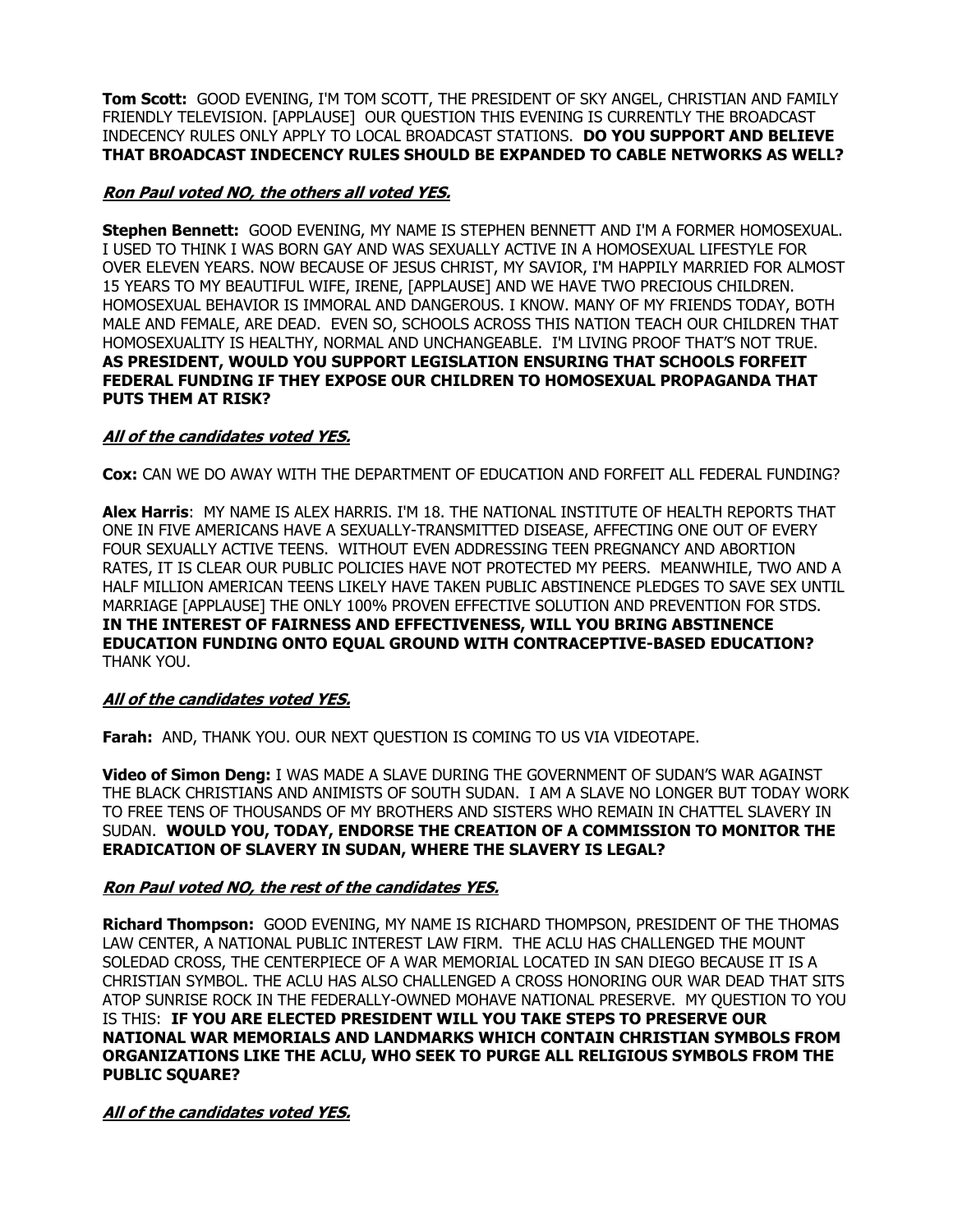**Tom Scott:** GOOD EVENING, I'M TOM SCOTT, THE PRESIDENT OF SKY ANGEL, CHRISTIAN AND FAMILY FRIENDLY TELEVISION. [APPLAUSE] OUR QUESTION THIS EVENING IS CURRENTLY THE BROADCAST INDECENCY RULES ONLY APPLY TO LOCAL BROADCAST STATIONS. **DO YOU SUPPORT AND BELIEVE THAT BROADCAST INDECENCY RULES SHOULD BE EXPANDED TO CABLE NETWORKS AS WELL?**

***Ron Paul voted NO, the others all voted YES.***

**Stephen Bennett:** GOOD EVENING, MY NAME IS STEPHEN BENNETT AND I'M A FORMER HOMOSEXUAL. I USED TO THINK I WAS BORN GAY AND WAS SEXUALLY ACTIVE IN A HOMOSEXUAL LIFESTYLE FOR OVER ELEVEN YEARS. NOW BECAUSE OF JESUS CHRIST, MY SAVIOR, I'M HAPPILY MARRIED FOR ALMOST 15 YEARS TO MY BEAUTIFUL WIFE, IRENE, [APPLAUSE] AND WE HAVE TWO PRECIOUS CHILDREN. HOMOSEXUAL BEHAVIOR IS IMMORAL AND DANGEROUS. I KNOW. MANY OF MY FRIENDS TODAY, BOTH MALE AND FEMALE, ARE DEAD. EVEN SO, SCHOOLS ACROSS THIS NATION TEACH OUR CHILDREN THAT HOMOSEXUALITY IS HEALTHY, NORMAL AND UNCHANGEABLE. I'M LIVING PROOF THAT'S NOT TRUE. **AS PRESIDENT, WOULD YOU SUPPORT LEGISLATION ENSURING THAT SCHOOLS FORFEIT FEDERAL FUNDING IF THEY EXPOSE OUR CHILDREN TO HOMOSEXUAL PROPAGANDA THAT PUTS THEM AT RISK?**

***All of the candidates voted YES.***

**Cox:** CAN WE DO AWAY WITH THE DEPARTMENT OF EDUCATION AND FORFEIT ALL FEDERAL FUNDING?

**Alex Harris**: MY NAME IS ALEX HARRIS. I'M 18. THE NATIONAL INSTITUTE OF HEALTH REPORTS THAT ONE IN FIVE AMERICANS HAVE A SEXUALLY-TRANSMITTED DISEASE, AFFECTING ONE OUT OF EVERY FOUR SEXUALLY ACTIVE TEENS. WITHOUT EVEN ADDRESSING TEEN PREGNANCY AND ABORTION RATES, IT IS CLEAR OUR PUBLIC POLICIES HAVE NOT PROTECTED MY PEERS. MEANWHILE, TWO AND A HALF MILLION AMERICAN TEENS LIKELY HAVE TAKEN PUBLIC ABSTINENCE PLEDGES TO SAVE SEX UNTIL MARRIAGE [APPLAUSE] THE ONLY 100% PROVEN EFFECTIVE SOLUTION AND PREVENTION FOR STDS. **IN THE INTEREST OF FAIRNESS AND EFFECTIVENESS, WILL YOU BRING ABSTINENCE EDUCATION FUNDING ONTO EQUAL GROUND WITH CONTRACEPTIVE-BASED EDUCATION?** THANK YOU.

***All of the candidates voted YES.***

**Farah:** AND, THANK YOU. OUR NEXT QUESTION IS COMING TO US VIA VIDEOTAPE.

**Video of Simon Deng:** I WAS MADE A SLAVE DURING THE GOVERNMENT OF SUDAN'S WAR AGAINST THE BLACK CHRISTIANS AND ANIMISTS OF SOUTH SUDAN. I AM A SLAVE NO LONGER BUT TODAY WORK TO FREE TENS OF THOUSANDS OF MY BROTHERS AND SISTERS WHO REMAIN IN CHATTEL SLAVERY IN SUDAN. **WOULD YOU, TODAY, ENDORSE THE CREATION OF A COMMISSION TO MONITOR THE ERADICATION OF SLAVERY IN SUDAN, WHERE THE SLAVERY IS LEGAL?**

***Ron Paul voted NO, the rest of the candidates YES.***

**Richard Thompson:** GOOD EVENING, MY NAME IS RICHARD THOMPSON, PRESIDENT OF THE THOMAS LAW CENTER, A NATIONAL PUBLIC INTEREST LAW FIRM. THE ACLU HAS CHALLENGED THE MOUNT SOLEDAD CROSS, THE CENTERPIECE OF A WAR MEMORIAL LOCATED IN SAN DIEGO BECAUSE IT IS A CHRISTIAN SYMBOL. THE ACLU HAS ALSO CHALLENGED A CROSS HONORING OUR WAR DEAD THAT SITS ATOP SUNRISE ROCK IN THE FEDERALLY-OWNED MOHAVE NATIONAL PRESERVE. MY QUESTION TO YOU IS THIS: **IF YOU ARE ELECTED PRESIDENT WILL YOU TAKE STEPS TO PRESERVE OUR NATIONAL WAR MEMORIALS AND LANDMARKS WHICH CONTAIN CHRISTIAN SYMBOLS FROM ORGANIZATIONS LIKE THE ACLU, WHO SEEK TO PURGE ALL RELIGIOUS SYMBOLS FROM THE PUBLIC SQUARE?**

***All of the candidates voted YES.***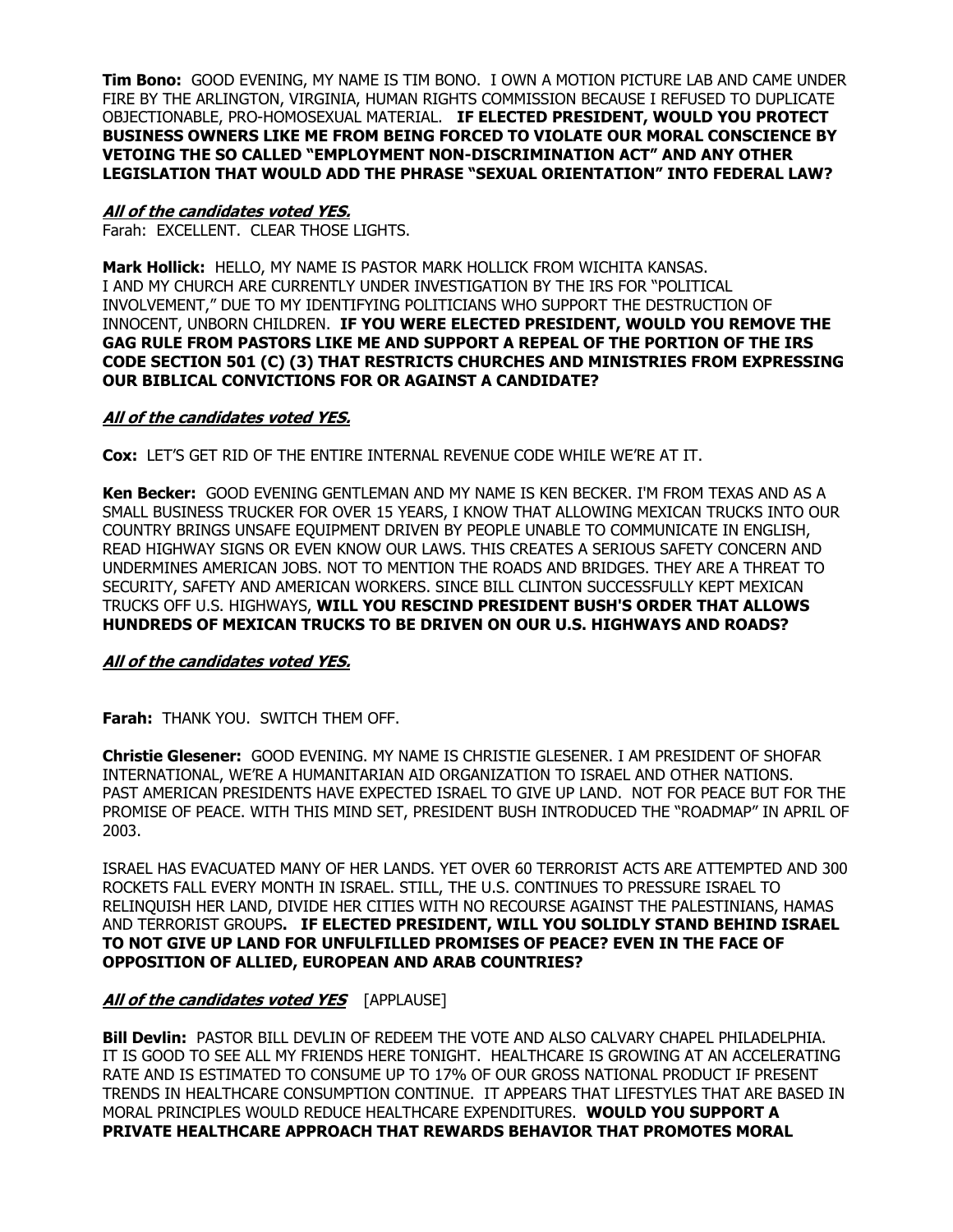**Tim Bono:** GOOD EVENING, MY NAME IS TIM BONO. I OWN A MOTION PICTURE LAB AND CAME UNDER FIRE BY THE ARLINGTON, VIRGINIA, HUMAN RIGHTS COMMISSION BECAUSE I REFUSED TO DUPLICATE OBJECTIONABLE, PRO-HOMOSEXUAL MATERIAL. **IF ELECTED PRESIDENT, WOULD YOU PROTECT BUSINESS OWNERS LIKE ME FROM BEING FORCED TO VIOLATE OUR MORAL CONSCIENCE BY VETOING THE SO CALLED "EMPLOYMENT NON-DISCRIMINATION ACT" AND ANY OTHER LEGISLATION THAT WOULD ADD THE PHRASE "SEXUAL ORIENTATION" INTO FEDERAL LAW?**

***All of the candidates voted YES.***

Farah: EXCELLENT. CLEAR THOSE LIGHTS.

**Mark Hollick:** HELLO, MY NAME IS PASTOR MARK HOLLICK FROM WICHITA KANSAS. I AND MY CHURCH ARE CURRENTLY UNDER INVESTIGATION BY THE IRS FOR "POLITICAL INVOLVEMENT," DUE TO MY IDENTIFYING POLITICIANS WHO SUPPORT THE DESTRUCTION OF INNOCENT, UNBORN CHILDREN. **IF YOU WERE ELECTED PRESIDENT, WOULD YOU REMOVE THE GAG RULE FROM PASTORS LIKE ME AND SUPPORT A REPEAL OF THE PORTION OF THE IRS CODE SECTION 501 (C) (3) THAT RESTRICTS CHURCHES AND MINISTRIES FROM EXPRESSING OUR BIBLICAL CONVICTIONS FOR OR AGAINST A CANDIDATE?**

***All of the candidates voted YES.***

**Cox:** LET'S GET RID OF THE ENTIRE INTERNAL REVENUE CODE WHILE WE'RE AT IT.

**Ken Becker:** GOOD EVENING GENTLEMAN AND MY NAME IS KEN BECKER. I'M FROM TEXAS AND AS A SMALL BUSINESS TRUCKER FOR OVER 15 YEARS, I KNOW THAT ALLOWING MEXICAN TRUCKS INTO OUR COUNTRY BRINGS UNSAFE EQUIPMENT DRIVEN BY PEOPLE UNABLE TO COMMUNICATE IN ENGLISH, READ HIGHWAY SIGNS OR EVEN KNOW OUR LAWS. THIS CREATES A SERIOUS SAFETY CONCERN AND UNDERMINES AMERICAN JOBS. NOT TO MENTION THE ROADS AND BRIDGES. THEY ARE A THREAT TO SECURITY, SAFETY AND AMERICAN WORKERS. SINCE BILL CLINTON SUCCESSFULLY KEPT MEXICAN TRUCKS OFF U.S. HIGHWAYS, **WILL YOU RESCIND PRESIDENT BUSH'S ORDER THAT ALLOWS HUNDREDS OF MEXICAN TRUCKS TO BE DRIVEN ON OUR U.S. HIGHWAYS AND ROADS?**

***All of the candidates voted YES.***

**Farah:** THANK YOU. SWITCH THEM OFF.

**Christie Glesener:** GOOD EVENING. MY NAME IS CHRISTIE GLESENER. I AM PRESIDENT OF SHOFAR INTERNATIONAL, WE'RE A HUMANITARIAN AID ORGANIZATION TO ISRAEL AND OTHER NATIONS. PAST AMERICAN PRESIDENTS HAVE EXPECTED ISRAEL TO GIVE UP LAND. NOT FOR PEACE BUT FOR THE PROMISE OF PEACE. WITH THIS MIND SET, PRESIDENT BUSH INTRODUCED THE "ROADMAP" IN APRIL OF 2003.

ISRAEL HAS EVACUATED MANY OF HER LANDS. YET OVER 60 TERRORIST ACTS ARE ATTEMPTED AND 300 ROCKETS FALL EVERY MONTH IN ISRAEL. STILL, THE U.S. CONTINUES TO PRESSURE ISRAEL TO RELINQUISH HER LAND, DIVIDE HER CITIES WITH NO RECOURSE AGAINST THE PALESTINIANS, HAMAS AND TERRORIST GROUPS**. IF ELECTED PRESIDENT, WILL YOU SOLIDLY STAND BEHIND ISRAEL TO NOT GIVE UP LAND FOR UNFULFILLED PROMISES OF PEACE? EVEN IN THE FACE OF OPPOSITION OF ALLIED, EUROPEAN AND ARAB COUNTRIES?**

***All of the candidates voted YES*** [APPLAUSE]

**Bill Devlin:** PASTOR BILL DEVLIN OF REDEEM THE VOTE AND ALSO CALVARY CHAPEL PHILADELPHIA. IT IS GOOD TO SEE ALL MY FRIENDS HERE TONIGHT. HEALTHCARE IS GROWING AT AN ACCELERATING RATE AND IS ESTIMATED TO CONSUME UP TO 17% OF OUR GROSS NATIONAL PRODUCT IF PRESENT TRENDS IN HEALTHCARE CONSUMPTION CONTINUE. IT APPEARS THAT LIFESTYLES THAT ARE BASED IN MORAL PRINCIPLES WOULD REDUCE HEALTHCARE EXPENDITURES. **WOULD YOU SUPPORT A PRIVATE HEALTHCARE APPROACH THAT REWARDS BEHAVIOR THAT PROMOTES MORAL**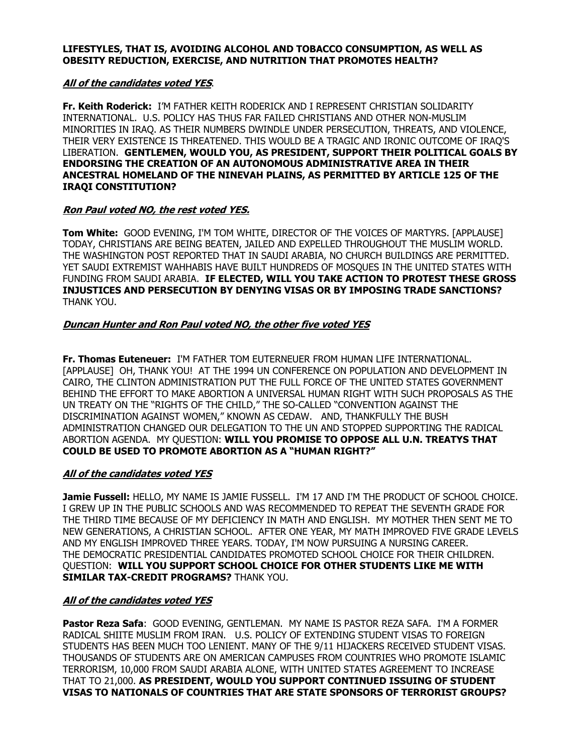**LIFESTYLES, THAT IS, AVOIDING ALCOHOL AND TOBACCO CONSUMPTION, AS WELL AS OBESITY REDUCTION, EXERCISE, AND NUTRITION THAT PROMOTES HEALTH?**

***All of the candidates voted YES***.

**Fr. Keith Roderick:** I'M FATHER KEITH RODERICK AND I REPRESENT CHRISTIAN SOLIDARITY INTERNATIONAL. U.S. POLICY HAS THUS FAR FAILED CHRISTIANS AND OTHER NON-MUSLIM MINORITIES IN IRAQ. AS THEIR NUMBERS DWINDLE UNDER PERSECUTION, THREATS, AND VIOLENCE, THEIR VERY EXISTENCE IS THREATENED. THIS WOULD BE A TRAGIC AND IRONIC OUTCOME OF IRAQ'S LIBERATION. **GENTLEMEN, WOULD YOU, AS PRESIDENT, SUPPORT THEIR POLITICAL GOALS BY ENDORSING THE CREATION OF AN AUTONOMOUS ADMINISTRATIVE AREA IN THEIR ANCESTRAL HOMELAND OF THE NINEVAH PLAINS, AS PERMITTED BY ARTICLE 125 OF THE IRAQI CONSTITUTION?**

***Ron Paul voted NO, the rest voted YES.***

**Tom White:** GOOD EVENING, I'M TOM WHITE, DIRECTOR OF THE VOICES OF MARTYRS. [APPLAUSE] TODAY, CHRISTIANS ARE BEING BEATEN, JAILED AND EXPELLED THROUGHOUT THE MUSLIM WORLD. THE WASHINGTON POST REPORTED THAT IN SAUDI ARABIA, NO CHURCH BUILDINGS ARE PERMITTED. YET SAUDI EXTREMIST WAHHABIS HAVE BUILT HUNDREDS OF MOSQUES IN THE UNITED STATES WITH FUNDING FROM SAUDI ARABIA. **IF ELECTED, WILL YOU TAKE ACTION TO PROTEST THESE GROSS INJUSTICES AND PERSECUTION BY DENYING VISAS OR BY IMPOSING TRADE SANCTIONS?** THANK YOU.

***Duncan Hunter and Ron Paul voted NO, the other five voted YES***

**Fr. Thomas Euteneuer:** I'M FATHER TOM EUTERNEUER FROM HUMAN LIFE INTERNATIONAL. [APPLAUSE] OH, THANK YOU! AT THE 1994 UN CONFERENCE ON POPULATION AND DEVELOPMENT IN CAIRO, THE CLINTON ADMINISTRATION PUT THE FULL FORCE OF THE UNITED STATES GOVERNMENT BEHIND THE EFFORT TO MAKE ABORTION A UNIVERSAL HUMAN RIGHT WITH SUCH PROPOSALS AS THE UN TREATY ON THE "RIGHTS OF THE CHILD," THE SO-CALLED "CONVENTION AGAINST THE DISCRIMINATION AGAINST WOMEN," KNOWN AS CEDAW. AND, THANKFULLY THE BUSH ADMINISTRATION CHANGED OUR DELEGATION TO THE UN AND STOPPED SUPPORTING THE RADICAL ABORTION AGENDA. MY QUESTION: **WILL YOU PROMISE TO OPPOSE ALL U.N. TREATYS THAT COULD BE USED TO PROMOTE ABORTION AS A "HUMAN RIGHT?"**

***All of the candidates voted YES***

**Jamie Fussell:** HELLO, MY NAME IS JAMIE FUSSELL. I'M 17 AND I'M THE PRODUCT OF SCHOOL CHOICE. I GREW UP IN THE PUBLIC SCHOOLS AND WAS RECOMMENDED TO REPEAT THE SEVENTH GRADE FOR THE THIRD TIME BECAUSE OF MY DEFICIENCY IN MATH AND ENGLISH. MY MOTHER THEN SENT ME TO NEW GENERATIONS, A CHRISTIAN SCHOOL. AFTER ONE YEAR, MY MATH IMPROVED FIVE GRADE LEVELS AND MY ENGLISH IMPROVED THREE YEARS. TODAY, I'M NOW PURSUING A NURSING CAREER. THE DEMOCRATIC PRESIDENTIAL CANDIDATES PROMOTED SCHOOL CHOICE FOR THEIR CHILDREN. QUESTION: **WILL YOU SUPPORT SCHOOL CHOICE FOR OTHER STUDENTS LIKE ME WITH SIMILAR TAX-CREDIT PROGRAMS?** THANK YOU.

***All of the candidates voted YES***

**Pastor Reza Safa**: GOOD EVENING, GENTLEMAN. MY NAME IS PASTOR REZA SAFA. I'M A FORMER RADICAL SHIITE MUSLIM FROM IRAN. U.S. POLICY OF EXTENDING STUDENT VISAS TO FOREIGN STUDENTS HAS BEEN MUCH TOO LENIENT. MANY OF THE 9/11 HIJACKERS RECEIVED STUDENT VISAS. THOUSANDS OF STUDENTS ARE ON AMERICAN CAMPUSES FROM COUNTRIES WHO PROMOTE ISLAMIC TERRORISM, 10,000 FROM SAUDI ARABIA ALONE, WITH UNITED STATES AGREEMENT TO INCREASE THAT TO 21,000. **AS PRESIDENT, WOULD YOU SUPPORT CONTINUED ISSUING OF STUDENT VISAS TO NATIONALS OF COUNTRIES THAT ARE STATE SPONSORS OF TERRORIST GROUPS?**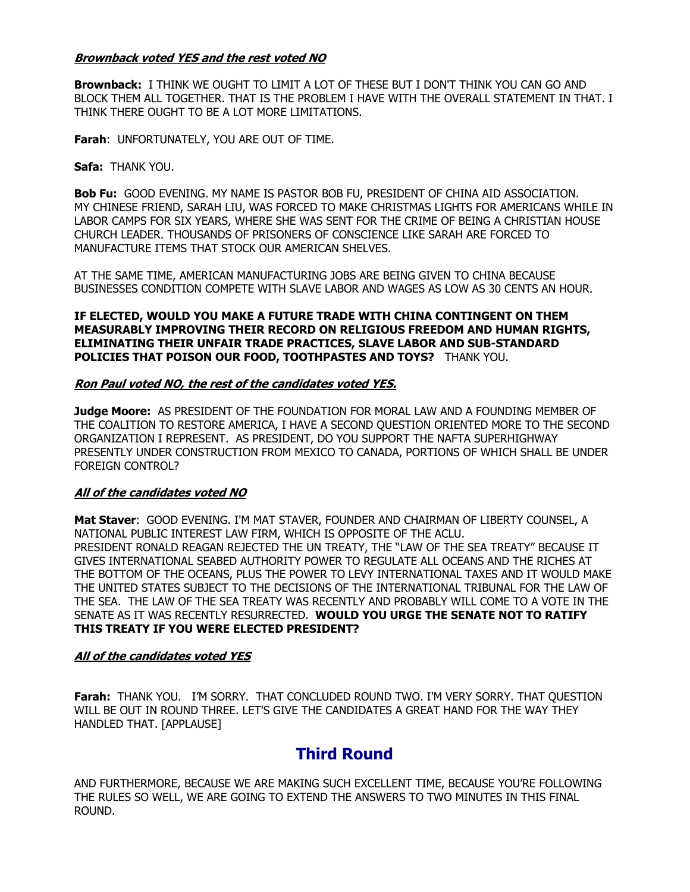***Brownback voted YES and the rest voted NO***

**Brownback:** I THINK WE OUGHT TO LIMIT A LOT OF THESE BUT I DON'T THINK YOU CAN GO AND BLOCK THEM ALL TOGETHER. THAT IS THE PROBLEM I HAVE WITH THE OVERALL STATEMENT IN THAT. I THINK THERE OUGHT TO BE A LOT MORE LIMITATIONS.

**Farah**: UNFORTUNATELY, YOU ARE OUT OF TIME.

**Safa:** THANK YOU.

**Bob Fu:** GOOD EVENING. MY NAME IS PASTOR BOB FU, PRESIDENT OF CHINA AID ASSOCIATION. MY CHINESE FRIEND, SARAH LIU, WAS FORCED TO MAKE CHRISTMAS LIGHTS FOR AMERICANS WHILE IN LABOR CAMPS FOR SIX YEARS, WHERE SHE WAS SENT FOR THE CRIME OF BEING A CHRISTIAN HOUSE CHURCH LEADER. THOUSANDS OF PRISONERS OF CONSCIENCE LIKE SARAH ARE FORCED TO MANUFACTURE ITEMS THAT STOCK OUR AMERICAN SHELVES.

AT THE SAME TIME, AMERICAN MANUFACTURING JOBS ARE BEING GIVEN TO CHINA BECAUSE BUSINESSES CONDITION COMPETE WITH SLAVE LABOR AND WAGES AS LOW AS 30 CENTS AN HOUR.

**IF ELECTED, WOULD YOU MAKE A FUTURE TRADE WITH CHINA CONTINGENT ON THEM MEASURABLY IMPROVING THEIR RECORD ON RELIGIOUS FREEDOM AND HUMAN RIGHTS, ELIMINATING THEIR UNFAIR TRADE PRACTICES, SLAVE LABOR AND SUB-STANDARD POLICIES THAT POISON OUR FOOD, TOOTHPASTES AND TOYS?** THANK YOU.

***Ron Paul voted NO, the rest of the candidates voted YES.***

**Judge Moore:** AS PRESIDENT OF THE FOUNDATION FOR MORAL LAW AND A FOUNDING MEMBER OF THE COALITION TO RESTORE AMERICA, I HAVE A SECOND QUESTION ORIENTED MORE TO THE SECOND ORGANIZATION I REPRESENT. AS PRESIDENT, DO YOU SUPPORT THE NAFTA SUPERHIGHWAY PRESENTLY UNDER CONSTRUCTION FROM MEXICO TO CANADA, PORTIONS OF WHICH SHALL BE UNDER FOREIGN CONTROL?

***All of the candidates voted NO***

**Mat Staver**: GOOD EVENING. I'M MAT STAVER, FOUNDER AND CHAIRMAN OF LIBERTY COUNSEL, A NATIONAL PUBLIC INTEREST LAW FIRM, WHICH IS OPPOSITE OF THE ACLU.
PRESIDENT RONALD REAGAN REJECTED THE UN TREATY, THE "LAW OF THE SEA TREATY" BECAUSE IT GIVES INTERNATIONAL SEABED AUTHORITY POWER TO REGULATE ALL OCEANS AND THE RICHES AT THE BOTTOM OF THE OCEANS, PLUS THE POWER TO LEVY INTERNATIONAL TAXES AND IT WOULD MAKE THE UNITED STATES SUBJECT TO THE DECISIONS OF THE INTERNATIONAL TRIBUNAL FOR THE LAW OF THE SEA. THE LAW OF THE SEA TREATY WAS RECENTLY AND PROBABLY WILL COME TO A VOTE IN THE SENATE AS IT WAS RECENTLY RESURRECTED. **WOULD YOU URGE THE SENATE NOT TO RATIFY THIS TREATY IF YOU WERE ELECTED PRESIDENT?**

***All of the candidates voted YES***

**Farah:** THANK YOU. I'M SORRY. THAT CONCLUDED ROUND TWO. I'M VERY SORRY. THAT QUESTION WILL BE OUT IN ROUND THREE. LET'S GIVE THE CANDIDATES A GREAT HAND FOR THE WAY THEY HANDLED THAT. [APPLAUSE]

## Third Round

AND FURTHERMORE, BECAUSE WE ARE MAKING SUCH EXCELLENT TIME, BECAUSE YOU'RE FOLLOWING THE RULES SO WELL, WE ARE GOING TO EXTEND THE ANSWERS TO TWO MINUTES IN THIS FINAL ROUND.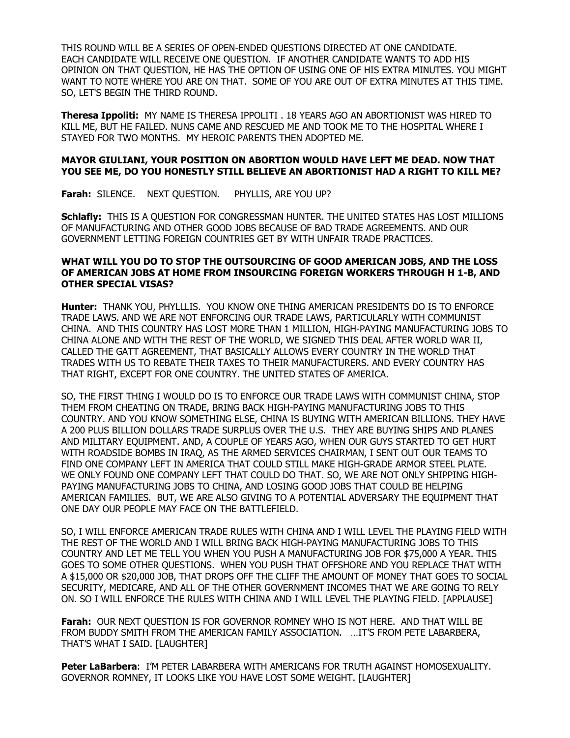THIS ROUND WILL BE A SERIES OF OPEN-ENDED QUESTIONS DIRECTED AT ONE CANDIDATE. EACH CANDIDATE WILL RECEIVE ONE QUESTION. IF ANOTHER CANDIDATE WANTS TO ADD HIS OPINION ON THAT QUESTION, HE HAS THE OPTION OF USING ONE OF HIS EXTRA MINUTES. YOU MIGHT WANT TO NOTE WHERE YOU ARE ON THAT. SOME OF YOU ARE OUT OF EXTRA MINUTES AT THIS TIME. SO, LET'S BEGIN THE THIRD ROUND.

**Theresa Ippoliti:** MY NAME IS THERESA IPPOLITI . 18 YEARS AGO AN ABORTIONIST WAS HIRED TO KILL ME, BUT HE FAILED. NUNS CAME AND RESCUED ME AND TOOK ME TO THE HOSPITAL WHERE I STAYED FOR TWO MONTHS. MY HEROIC PARENTS THEN ADOPTED ME.

**MAYOR GIULIANI, YOUR POSITION ON ABORTION WOULD HAVE LEFT ME DEAD. NOW THAT YOU SEE ME, DO YOU HONESTLY STILL BELIEVE AN ABORTIONIST HAD A RIGHT TO KILL ME?**

**Farah:** SILENCE. NEXT QUESTION. PHYLLIS, ARE YOU UP?

**Schlafly:** THIS IS A QUESTION FOR CONGRESSMAN HUNTER. THE UNITED STATES HAS LOST MILLIONS OF MANUFACTURING AND OTHER GOOD JOBS BECAUSE OF BAD TRADE AGREEMENTS. AND OUR GOVERNMENT LETTING FOREIGN COUNTRIES GET BY WITH UNFAIR TRADE PRACTICES.

**WHAT WILL YOU DO TO STOP THE OUTSOURCING OF GOOD AMERICAN JOBS, AND THE LOSS OF AMERICAN JOBS AT HOME FROM INSOURCING FOREIGN WORKERS THROUGH H 1-B, AND OTHER SPECIAL VISAS?**

**Hunter:** THANK YOU, PHYLLLIS. YOU KNOW ONE THING AMERICAN PRESIDENTS DO IS TO ENFORCE TRADE LAWS. AND WE ARE NOT ENFORCING OUR TRADE LAWS, PARTICULARLY WITH COMMUNIST CHINA. AND THIS COUNTRY HAS LOST MORE THAN 1 MILLION, HIGH-PAYING MANUFACTURING JOBS TO CHINA ALONE AND WITH THE REST OF THE WORLD, WE SIGNED THIS DEAL AFTER WORLD WAR II, CALLED THE GATT AGREEMENT, THAT BASICALLY ALLOWS EVERY COUNTRY IN THE WORLD THAT TRADES WITH US TO REBATE THEIR TAXES TO THEIR MANUFACTURERS. AND EVERY COUNTRY HAS THAT RIGHT, EXCEPT FOR ONE COUNTRY. THE UNITED STATES OF AMERICA.

SO, THE FIRST THING I WOULD DO IS TO ENFORCE OUR TRADE LAWS WITH COMMUNIST CHINA, STOP THEM FROM CHEATING ON TRADE, BRING BACK HIGH-PAYING MANUFACTURING JOBS TO THIS COUNTRY. AND YOU KNOW SOMETHING ELSE, CHINA IS BUYING WITH AMERICAN BILLIONS. THEY HAVE A 200 PLUS BILLION DOLLARS TRADE SURPLUS OVER THE U.S. THEY ARE BUYING SHIPS AND PLANES AND MILITARY EQUIPMENT. AND, A COUPLE OF YEARS AGO, WHEN OUR GUYS STARTED TO GET HURT WITH ROADSIDE BOMBS IN IRAQ, AS THE ARMED SERVICES CHAIRMAN, I SENT OUT OUR TEAMS TO FIND ONE COMPANY LEFT IN AMERICA THAT COULD STILL MAKE HIGH-GRADE ARMOR STEEL PLATE. WE ONLY FOUND ONE COMPANY LEFT THAT COULD DO THAT. SO, WE ARE NOT ONLY SHIPPING HIGH-PAYING MANUFACTURING JOBS TO CHINA, AND LOSING GOOD JOBS THAT COULD BE HELPING AMERICAN FAMILIES. BUT, WE ARE ALSO GIVING TO A POTENTIAL ADVERSARY THE EQUIPMENT THAT ONE DAY OUR PEOPLE MAY FACE ON THE BATTLEFIELD.

SO, I WILL ENFORCE AMERICAN TRADE RULES WITH CHINA AND I WILL LEVEL THE PLAYING FIELD WITH THE REST OF THE WORLD AND I WILL BRING BACK HIGH-PAYING MANUFACTURING JOBS TO THIS COUNTRY AND LET ME TELL YOU WHEN YOU PUSH A MANUFACTURING JOB FOR $75,000 A YEAR. THIS GOES TO SOME OTHER QUESTIONS. WHEN YOU PUSH THAT OFFSHORE AND YOU REPLACE THAT WITH A $15,000 OR $20,000 JOB, THAT DROPS OFF THE CLIFF THE AMOUNT OF MONEY THAT GOES TO SOCIAL SECURITY, MEDICARE, AND ALL OF THE OTHER GOVERNMENT INCOMES THAT WE ARE GOING TO RELY ON. SO I WILL ENFORCE THE RULES WITH CHINA AND I WILL LEVEL THE PLAYING FIELD. [APPLAUSE]

**Farah:** OUR NEXT QUESTION IS FOR GOVERNOR ROMNEY WHO IS NOT HERE. AND THAT WILL BE FROM BUDDY SMITH FROM THE AMERICAN FAMILY ASSOCIATION. …IT'S FROM PETE LABARBERA, THAT'S WHAT I SAID. [LAUGHTER]

**Peter LaBarbera**: I'M PETER LABARBERA WITH AMERICANS FOR TRUTH AGAINST HOMOSEXUALITY. GOVERNOR ROMNEY, IT LOOKS LIKE YOU HAVE LOST SOME WEIGHT. [LAUGHTER]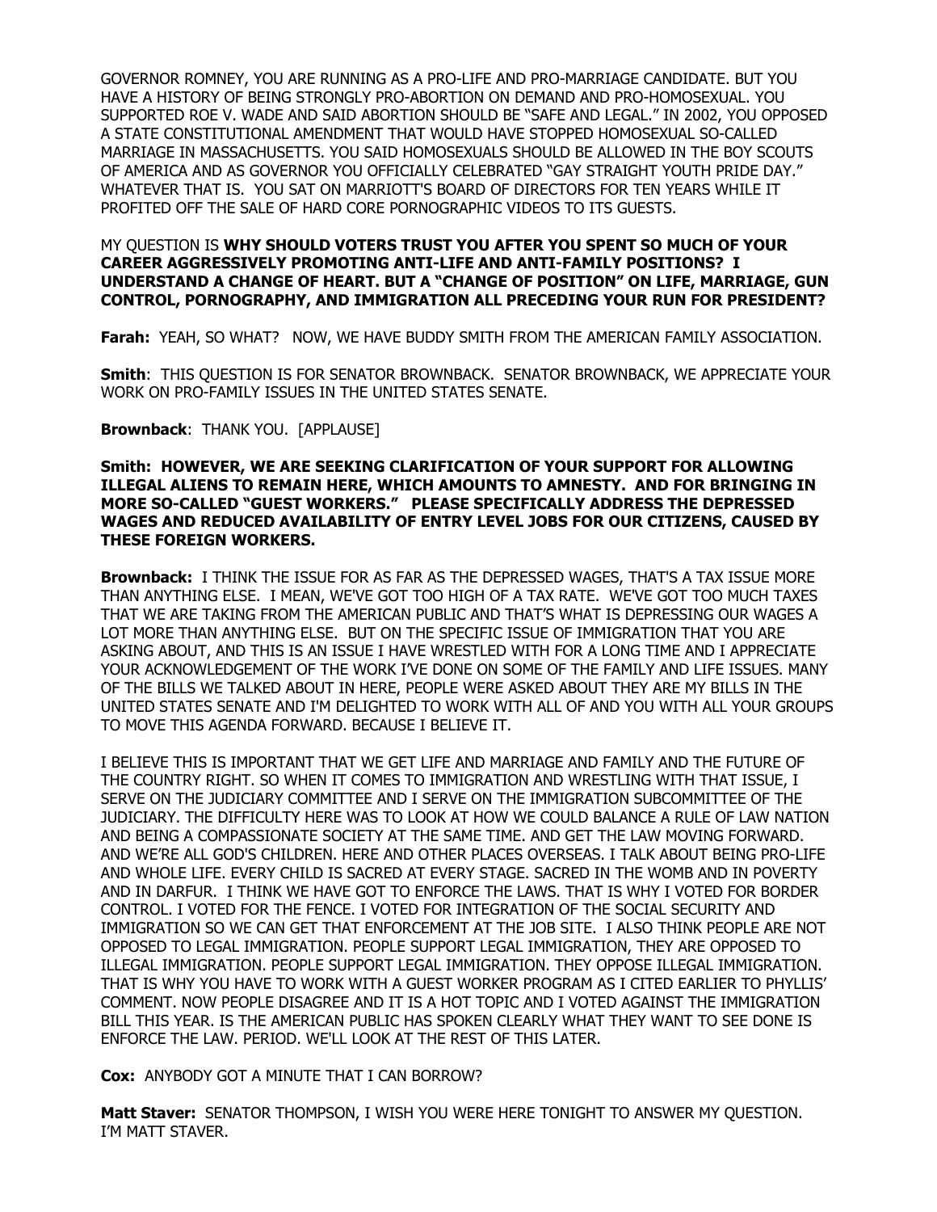GOVERNOR ROMNEY, YOU ARE RUNNING AS A PRO-LIFE AND PRO-MARRIAGE CANDIDATE. BUT YOU HAVE A HISTORY OF BEING STRONGLY PRO-ABORTION ON DEMAND AND PRO-HOMOSEXUAL. YOU SUPPORTED ROE V. WADE AND SAID ABORTION SHOULD BE "SAFE AND LEGAL." IN 2002, YOU OPPOSED A STATE CONSTITUTIONAL AMENDMENT THAT WOULD HAVE STOPPED HOMOSEXUAL SO-CALLED MARRIAGE IN MASSACHUSETTS. YOU SAID HOMOSEXUALS SHOULD BE ALLOWED IN THE BOY SCOUTS OF AMERICA AND AS GOVERNOR YOU OFFICIALLY CELEBRATED "GAY STRAIGHT YOUTH PRIDE DAY." WHATEVER THAT IS. YOU SAT ON MARRIOTT'S BOARD OF DIRECTORS FOR TEN YEARS WHILE IT PROFITED OFF THE SALE OF HARD CORE PORNOGRAPHIC VIDEOS TO ITS GUESTS.

MY QUESTION IS **WHY SHOULD VOTERS TRUST YOU AFTER YOU SPENT SO MUCH OF YOUR CAREER AGGRESSIVELY PROMOTING ANTI-LIFE AND ANTI-FAMILY POSITIONS? I UNDERSTAND A CHANGE OF HEART. BUT A "CHANGE OF POSITION" ON LIFE, MARRIAGE, GUN CONTROL, PORNOGRAPHY, AND IMMIGRATION ALL PRECEDING YOUR RUN FOR PRESIDENT?**

**Farah:** YEAH, SO WHAT? NOW, WE HAVE BUDDY SMITH FROM THE AMERICAN FAMILY ASSOCIATION.

**Smith**: THIS QUESTION IS FOR SENATOR BROWNBACK. SENATOR BROWNBACK, WE APPRECIATE YOUR WORK ON PRO-FAMILY ISSUES IN THE UNITED STATES SENATE.

**Brownback**: THANK YOU. [APPLAUSE]

**Smith: HOWEVER, WE ARE SEEKING CLARIFICATION OF YOUR SUPPORT FOR ALLOWING ILLEGAL ALIENS TO REMAIN HERE, WHICH AMOUNTS TO AMNESTY. AND FOR BRINGING IN MORE SO-CALLED "GUEST WORKERS." PLEASE SPECIFICALLY ADDRESS THE DEPRESSED WAGES AND REDUCED AVAILABILITY OF ENTRY LEVEL JOBS FOR OUR CITIZENS, CAUSED BY THESE FOREIGN WORKERS.**

**Brownback:** I THINK THE ISSUE FOR AS FAR AS THE DEPRESSED WAGES, THAT'S A TAX ISSUE MORE THAN ANYTHING ELSE. I MEAN, WE'VE GOT TOO HIGH OF A TAX RATE. WE'VE GOT TOO MUCH TAXES THAT WE ARE TAKING FROM THE AMERICAN PUBLIC AND THAT'S WHAT IS DEPRESSING OUR WAGES A LOT MORE THAN ANYTHING ELSE. BUT ON THE SPECIFIC ISSUE OF IMMIGRATION THAT YOU ARE ASKING ABOUT, AND THIS IS AN ISSUE I HAVE WRESTLED WITH FOR A LONG TIME AND I APPRECIATE YOUR ACKNOWLEDGEMENT OF THE WORK I'VE DONE ON SOME OF THE FAMILY AND LIFE ISSUES. MANY OF THE BILLS WE TALKED ABOUT IN HERE, PEOPLE WERE ASKED ABOUT THEY ARE MY BILLS IN THE UNITED STATES SENATE AND I'M DELIGHTED TO WORK WITH ALL OF AND YOU WITH ALL YOUR GROUPS TO MOVE THIS AGENDA FORWARD. BECAUSE I BELIEVE IT.

I BELIEVE THIS IS IMPORTANT THAT WE GET LIFE AND MARRIAGE AND FAMILY AND THE FUTURE OF THE COUNTRY RIGHT. SO WHEN IT COMES TO IMMIGRATION AND WRESTLING WITH THAT ISSUE, I SERVE ON THE JUDICIARY COMMITTEE AND I SERVE ON THE IMMIGRATION SUBCOMMITTEE OF THE JUDICIARY. THE DIFFICULTY HERE WAS TO LOOK AT HOW WE COULD BALANCE A RULE OF LAW NATION AND BEING A COMPASSIONATE SOCIETY AT THE SAME TIME. AND GET THE LAW MOVING FORWARD. AND WE'RE ALL GOD'S CHILDREN. HERE AND OTHER PLACES OVERSEAS. I TALK ABOUT BEING PRO-LIFE AND WHOLE LIFE. EVERY CHILD IS SACRED AT EVERY STAGE. SACRED IN THE WOMB AND IN POVERTY AND IN DARFUR. I THINK WE HAVE GOT TO ENFORCE THE LAWS. THAT IS WHY I VOTED FOR BORDER CONTROL. I VOTED FOR THE FENCE. I VOTED FOR INTEGRATION OF THE SOCIAL SECURITY AND IMMIGRATION SO WE CAN GET THAT ENFORCEMENT AT THE JOB SITE. I ALSO THINK PEOPLE ARE NOT OPPOSED TO LEGAL IMMIGRATION. PEOPLE SUPPORT LEGAL IMMIGRATION, THEY ARE OPPOSED TO ILLEGAL IMMIGRATION. PEOPLE SUPPORT LEGAL IMMIGRATION. THEY OPPOSE ILLEGAL IMMIGRATION. THAT IS WHY YOU HAVE TO WORK WITH A GUEST WORKER PROGRAM AS I CITED EARLIER TO PHYLLIS' COMMENT. NOW PEOPLE DISAGREE AND IT IS A HOT TOPIC AND I VOTED AGAINST THE IMMIGRATION BILL THIS YEAR. IS THE AMERICAN PUBLIC HAS SPOKEN CLEARLY WHAT THEY WANT TO SEE DONE IS ENFORCE THE LAW. PERIOD. WE'LL LOOK AT THE REST OF THIS LATER.

**Cox:** ANYBODY GOT A MINUTE THAT I CAN BORROW?

**Matt Staver:** SENATOR THOMPSON, I WISH YOU WERE HERE TONIGHT TO ANSWER MY QUESTION. I'M MATT STAVER.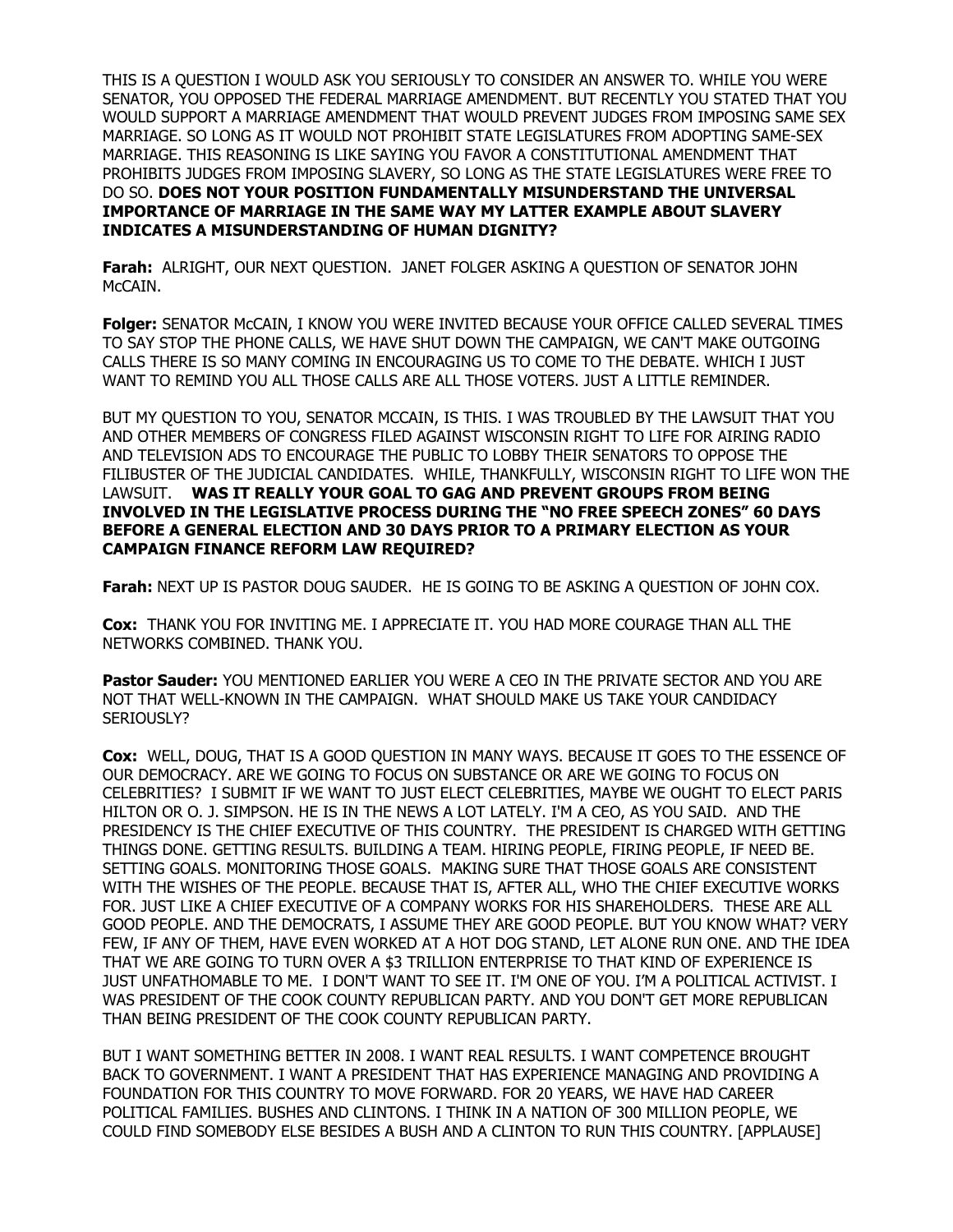THIS IS A QUESTION I WOULD ASK YOU SERIOUSLY TO CONSIDER AN ANSWER TO. WHILE YOU WERE SENATOR, YOU OPPOSED THE FEDERAL MARRIAGE AMENDMENT. BUT RECENTLY YOU STATED THAT YOU WOULD SUPPORT A MARRIAGE AMENDMENT THAT WOULD PREVENT JUDGES FROM IMPOSING SAME SEX MARRIAGE. SO LONG AS IT WOULD NOT PROHIBIT STATE LEGISLATURES FROM ADOPTING SAME-SEX MARRIAGE. THIS REASONING IS LIKE SAYING YOU FAVOR A CONSTITUTIONAL AMENDMENT THAT PROHIBITS JUDGES FROM IMPOSING SLAVERY, SO LONG AS THE STATE LEGISLATURES WERE FREE TO DO SO. **DOES NOT YOUR POSITION FUNDAMENTALLY MISUNDERSTAND THE UNIVERSAL IMPORTANCE OF MARRIAGE IN THE SAME WAY MY LATTER EXAMPLE ABOUT SLAVERY INDICATES A MISUNDERSTANDING OF HUMAN DIGNITY?**

**Farah:** ALRIGHT, OUR NEXT QUESTION. JANET FOLGER ASKING A QUESTION OF SENATOR JOHN McCAIN.

**Folger:** SENATOR McCAIN, I KNOW YOU WERE INVITED BECAUSE YOUR OFFICE CALLED SEVERAL TIMES TO SAY STOP THE PHONE CALLS, WE HAVE SHUT DOWN THE CAMPAIGN, WE CAN'T MAKE OUTGOING CALLS THERE IS SO MANY COMING IN ENCOURAGING US TO COME TO THE DEBATE. WHICH I JUST WANT TO REMIND YOU ALL THOSE CALLS ARE ALL THOSE VOTERS. JUST A LITTLE REMINDER.

BUT MY QUESTION TO YOU, SENATOR MCCAIN, IS THIS. I WAS TROUBLED BY THE LAWSUIT THAT YOU AND OTHER MEMBERS OF CONGRESS FILED AGAINST WISCONSIN RIGHT TO LIFE FOR AIRING RADIO AND TELEVISION ADS TO ENCOURAGE THE PUBLIC TO LOBBY THEIR SENATORS TO OPPOSE THE FILIBUSTER OF THE JUDICIAL CANDIDATES. WHILE, THANKFULLY, WISCONSIN RIGHT TO LIFE WON THE LAWSUIT. **WAS IT REALLY YOUR GOAL TO GAG AND PREVENT GROUPS FROM BEING INVOLVED IN THE LEGISLATIVE PROCESS DURING THE "NO FREE SPEECH ZONES" 60 DAYS BEFORE A GENERAL ELECTION AND 30 DAYS PRIOR TO A PRIMARY ELECTION AS YOUR CAMPAIGN FINANCE REFORM LAW REQUIRED?**

**Farah:** NEXT UP IS PASTOR DOUG SAUDER. HE IS GOING TO BE ASKING A QUESTION OF JOHN COX.

**Cox:** THANK YOU FOR INVITING ME. I APPRECIATE IT. YOU HAD MORE COURAGE THAN ALL THE NETWORKS COMBINED. THANK YOU.

**Pastor Sauder:** YOU MENTIONED EARLIER YOU WERE A CEO IN THE PRIVATE SECTOR AND YOU ARE NOT THAT WELL-KNOWN IN THE CAMPAIGN. WHAT SHOULD MAKE US TAKE YOUR CANDIDACY SERIOUSLY?

**Cox:** WELL, DOUG, THAT IS A GOOD QUESTION IN MANY WAYS. BECAUSE IT GOES TO THE ESSENCE OF OUR DEMOCRACY. ARE WE GOING TO FOCUS ON SUBSTANCE OR ARE WE GOING TO FOCUS ON CELEBRITIES? I SUBMIT IF WE WANT TO JUST ELECT CELEBRITIES, MAYBE WE OUGHT TO ELECT PARIS HILTON OR O. J. SIMPSON. HE IS IN THE NEWS A LOT LATELY. I'M A CEO, AS YOU SAID. AND THE PRESIDENCY IS THE CHIEF EXECUTIVE OF THIS COUNTRY. THE PRESIDENT IS CHARGED WITH GETTING THINGS DONE. GETTING RESULTS. BUILDING A TEAM. HIRING PEOPLE, FIRING PEOPLE, IF NEED BE. SETTING GOALS. MONITORING THOSE GOALS. MAKING SURE THAT THOSE GOALS ARE CONSISTENT WITH THE WISHES OF THE PEOPLE. BECAUSE THAT IS, AFTER ALL, WHO THE CHIEF EXECUTIVE WORKS FOR. JUST LIKE A CHIEF EXECUTIVE OF A COMPANY WORKS FOR HIS SHAREHOLDERS. THESE ARE ALL GOOD PEOPLE. AND THE DEMOCRATS, I ASSUME THEY ARE GOOD PEOPLE. BUT YOU KNOW WHAT? VERY FEW, IF ANY OF THEM, HAVE EVEN WORKED AT A HOT DOG STAND, LET ALONE RUN ONE. AND THE IDEA THAT WE ARE GOING TO TURN OVER A $3 TRILLION ENTERPRISE TO THAT KIND OF EXPERIENCE IS JUST UNFATHOMABLE TO ME. I DON'T WANT TO SEE IT. I'M ONE OF YOU. I'M A POLITICAL ACTIVIST. I WAS PRESIDENT OF THE COOK COUNTY REPUBLICAN PARTY. AND YOU DON'T GET MORE REPUBLICAN THAN BEING PRESIDENT OF THE COOK COUNTY REPUBLICAN PARTY.

BUT I WANT SOMETHING BETTER IN 2008. I WANT REAL RESULTS. I WANT COMPETENCE BROUGHT BACK TO GOVERNMENT. I WANT A PRESIDENT THAT HAS EXPERIENCE MANAGING AND PROVIDING A FOUNDATION FOR THIS COUNTRY TO MOVE FORWARD. FOR 20 YEARS, WE HAVE HAD CAREER POLITICAL FAMILIES. BUSHES AND CLINTONS. I THINK IN A NATION OF 300 MILLION PEOPLE, WE COULD FIND SOMEBODY ELSE BESIDES A BUSH AND A CLINTON TO RUN THIS COUNTRY. [APPLAUSE]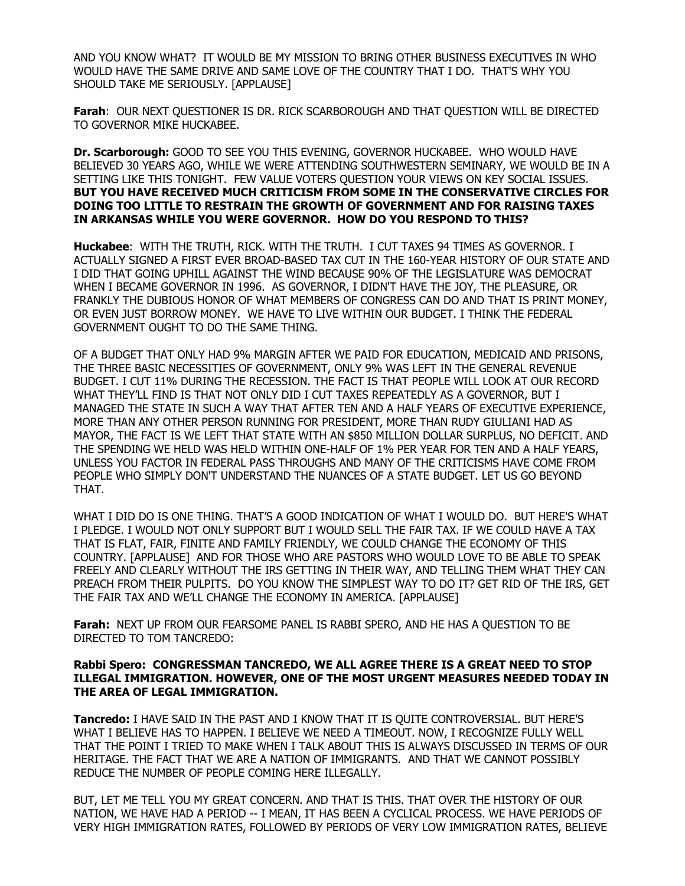AND YOU KNOW WHAT? IT WOULD BE MY MISSION TO BRING OTHER BUSINESS EXECUTIVES IN WHO WOULD HAVE THE SAME DRIVE AND SAME LOVE OF THE COUNTRY THAT I DO. THAT'S WHY YOU SHOULD TAKE ME SERIOUSLY. [APPLAUSE]

**Farah**: OUR NEXT QUESTIONER IS DR. RICK SCARBOROUGH AND THAT QUESTION WILL BE DIRECTED TO GOVERNOR MIKE HUCKABEE.

**Dr. Scarborough:** GOOD TO SEE YOU THIS EVENING, GOVERNOR HUCKABEE. WHO WOULD HAVE BELIEVED 30 YEARS AGO, WHILE WE WERE ATTENDING SOUTHWESTERN SEMINARY, WE WOULD BE IN A SETTING LIKE THIS TONIGHT. FEW VALUE VOTERS QUESTION YOUR VIEWS ON KEY SOCIAL ISSUES. **BUT YOU HAVE RECEIVED MUCH CRITICISM FROM SOME IN THE CONSERVATIVE CIRCLES FOR DOING TOO LITTLE TO RESTRAIN THE GROWTH OF GOVERNMENT AND FOR RAISING TAXES IN ARKANSAS WHILE YOU WERE GOVERNOR. HOW DO YOU RESPOND TO THIS?**

**Huckabee**: WITH THE TRUTH, RICK. WITH THE TRUTH. I CUT TAXES 94 TIMES AS GOVERNOR. I ACTUALLY SIGNED A FIRST EVER BROAD-BASED TAX CUT IN THE 160-YEAR HISTORY OF OUR STATE AND I DID THAT GOING UPHILL AGAINST THE WIND BECAUSE 90% OF THE LEGISLATURE WAS DEMOCRAT WHEN I BECAME GOVERNOR IN 1996. AS GOVERNOR, I DIDN'T HAVE THE JOY, THE PLEASURE, OR FRANKLY THE DUBIOUS HONOR OF WHAT MEMBERS OF CONGRESS CAN DO AND THAT IS PRINT MONEY, OR EVEN JUST BORROW MONEY. WE HAVE TO LIVE WITHIN OUR BUDGET. I THINK THE FEDERAL GOVERNMENT OUGHT TO DO THE SAME THING.

OF A BUDGET THAT ONLY HAD 9% MARGIN AFTER WE PAID FOR EDUCATION, MEDICAID AND PRISONS, THE THREE BASIC NECESSITIES OF GOVERNMENT, ONLY 9% WAS LEFT IN THE GENERAL REVENUE BUDGET. I CUT 11% DURING THE RECESSION. THE FACT IS THAT PEOPLE WILL LOOK AT OUR RECORD WHAT THEY'LL FIND IS THAT NOT ONLY DID I CUT TAXES REPEATEDLY AS A GOVERNOR, BUT I MANAGED THE STATE IN SUCH A WAY THAT AFTER TEN AND A HALF YEARS OF EXECUTIVE EXPERIENCE, MORE THAN ANY OTHER PERSON RUNNING FOR PRESIDENT, MORE THAN RUDY GIULIANI HAD AS MAYOR, THE FACT IS WE LEFT THAT STATE WITH AN $850 MILLION DOLLAR SURPLUS, NO DEFICIT. AND THE SPENDING WE HELD WAS HELD WITHIN ONE-HALF OF 1% PER YEAR FOR TEN AND A HALF YEARS, UNLESS YOU FACTOR IN FEDERAL PASS THROUGHS AND MANY OF THE CRITICISMS HAVE COME FROM PEOPLE WHO SIMPLY DON'T UNDERSTAND THE NUANCES OF A STATE BUDGET. LET US GO BEYOND THAT.

WHAT I DID DO IS ONE THING. THAT'S A GOOD INDICATION OF WHAT I WOULD DO. BUT HERE'S WHAT I PLEDGE. I WOULD NOT ONLY SUPPORT BUT I WOULD SELL THE FAIR TAX. IF WE COULD HAVE A TAX THAT IS FLAT, FAIR, FINITE AND FAMILY FRIENDLY, WE COULD CHANGE THE ECONOMY OF THIS COUNTRY. [APPLAUSE] AND FOR THOSE WHO ARE PASTORS WHO WOULD LOVE TO BE ABLE TO SPEAK FREELY AND CLEARLY WITHOUT THE IRS GETTING IN THEIR WAY, AND TELLING THEM WHAT THEY CAN PREACH FROM THEIR PULPITS. DO YOU KNOW THE SIMPLEST WAY TO DO IT? GET RID OF THE IRS, GET THE FAIR TAX AND WE'LL CHANGE THE ECONOMY IN AMERICA. [APPLAUSE]

**Farah:** NEXT UP FROM OUR FEARSOME PANEL IS RABBI SPERO, AND HE HAS A QUESTION TO BE DIRECTED TO TOM TANCREDO:

**Rabbi Spero: CONGRESSMAN TANCREDO, WE ALL AGREE THERE IS A GREAT NEED TO STOP ILLEGAL IMMIGRATION. HOWEVER, ONE OF THE MOST URGENT MEASURES NEEDED TODAY IN THE AREA OF LEGAL IMMIGRATION.**

**Tancredo:** I HAVE SAID IN THE PAST AND I KNOW THAT IT IS QUITE CONTROVERSIAL. BUT HERE'S WHAT I BELIEVE HAS TO HAPPEN. I BELIEVE WE NEED A TIMEOUT. NOW, I RECOGNIZE FULLY WELL THAT THE POINT I TRIED TO MAKE WHEN I TALK ABOUT THIS IS ALWAYS DISCUSSED IN TERMS OF OUR HERITAGE. THE FACT THAT WE ARE A NATION OF IMMIGRANTS. AND THAT WE CANNOT POSSIBLY REDUCE THE NUMBER OF PEOPLE COMING HERE ILLEGALLY.

BUT, LET ME TELL YOU MY GREAT CONCERN. AND THAT IS THIS. THAT OVER THE HISTORY OF OUR NATION, WE HAVE HAD A PERIOD -- I MEAN, IT HAS BEEN A CYCLICAL PROCESS. WE HAVE PERIODS OF VERY HIGH IMMIGRATION RATES, FOLLOWED BY PERIODS OF VERY LOW IMMIGRATION RATES, BELIEVE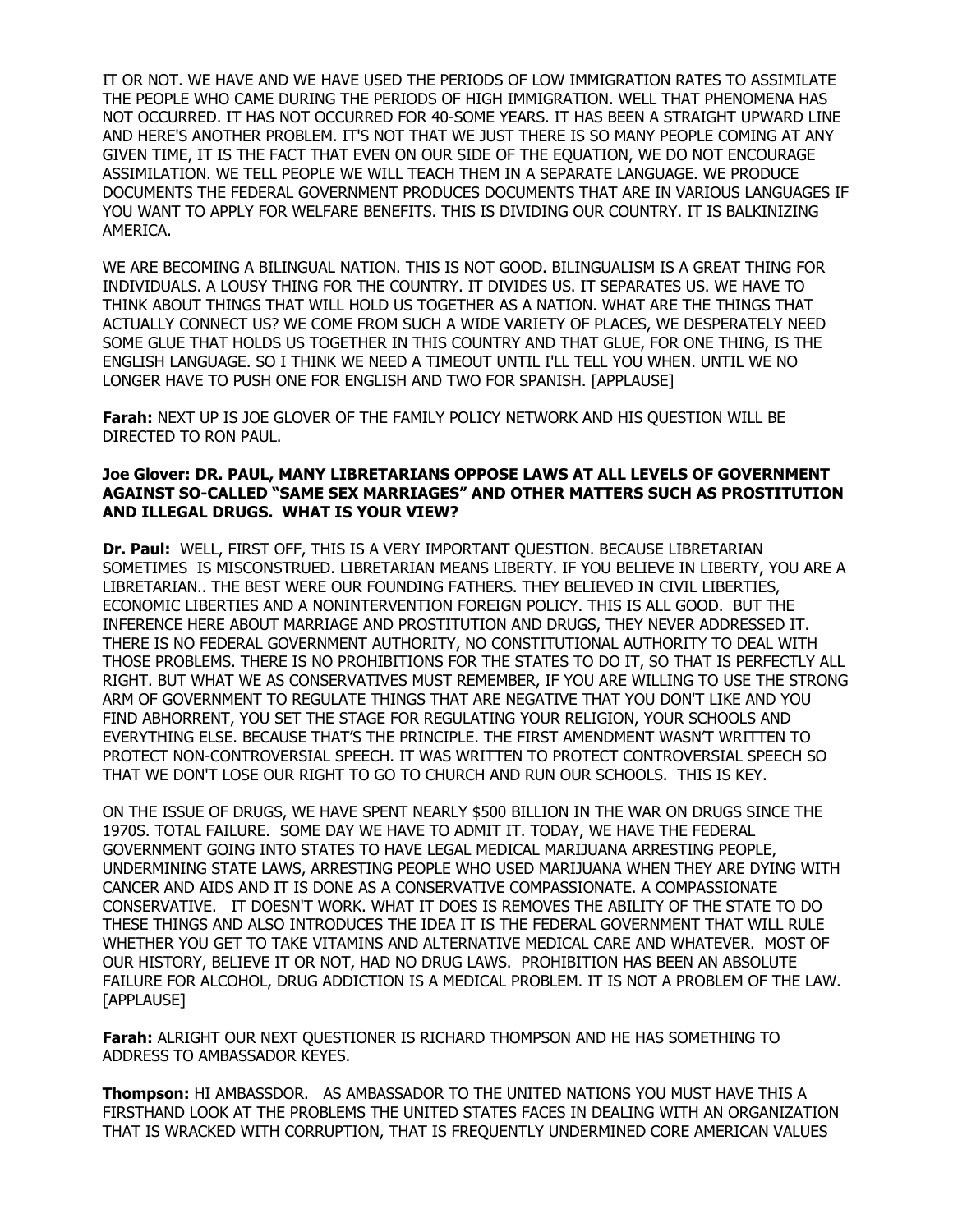IT OR NOT. WE HAVE AND WE HAVE USED THE PERIODS OF LOW IMMIGRATION RATES TO ASSIMILATE THE PEOPLE WHO CAME DURING THE PERIODS OF HIGH IMMIGRATION. WELL THAT PHENOMENA HAS NOT OCCURRED. IT HAS NOT OCCURRED FOR 40-SOME YEARS. IT HAS BEEN A STRAIGHT UPWARD LINE AND HERE'S ANOTHER PROBLEM. IT'S NOT THAT WE JUST THERE IS SO MANY PEOPLE COMING AT ANY GIVEN TIME, IT IS THE FACT THAT EVEN ON OUR SIDE OF THE EQUATION, WE DO NOT ENCOURAGE ASSIMILATION. WE TELL PEOPLE WE WILL TEACH THEM IN A SEPARATE LANGUAGE. WE PRODUCE DOCUMENTS THE FEDERAL GOVERNMENT PRODUCES DOCUMENTS THAT ARE IN VARIOUS LANGUAGES IF YOU WANT TO APPLY FOR WELFARE BENEFITS. THIS IS DIVIDING OUR COUNTRY. IT IS BALKINIZING AMERICA.

WE ARE BECOMING A BILINGUAL NATION. THIS IS NOT GOOD. BILINGUALISM IS A GREAT THING FOR INDIVIDUALS. A LOUSY THING FOR THE COUNTRY. IT DIVIDES US. IT SEPARATES US. WE HAVE TO THINK ABOUT THINGS THAT WILL HOLD US TOGETHER AS A NATION. WHAT ARE THE THINGS THAT ACTUALLY CONNECT US? WE COME FROM SUCH A WIDE VARIETY OF PLACES, WE DESPERATELY NEED SOME GLUE THAT HOLDS US TOGETHER IN THIS COUNTRY AND THAT GLUE, FOR ONE THING, IS THE ENGLISH LANGUAGE. SO I THINK WE NEED A TIMEOUT UNTIL I'LL TELL YOU WHEN. UNTIL WE NO LONGER HAVE TO PUSH ONE FOR ENGLISH AND TWO FOR SPANISH. [APPLAUSE]

**Farah:** NEXT UP IS JOE GLOVER OF THE FAMILY POLICY NETWORK AND HIS QUESTION WILL BE DIRECTED TO RON PAUL.

**Joe Glover: DR. PAUL, MANY LIBRETARIANS OPPOSE LAWS AT ALL LEVELS OF GOVERNMENT AGAINST SO-CALLED "SAME SEX MARRIAGES" AND OTHER MATTERS SUCH AS PROSTITUTION AND ILLEGAL DRUGS. WHAT IS YOUR VIEW?**

**Dr. Paul:** WELL, FIRST OFF, THIS IS A VERY IMPORTANT QUESTION. BECAUSE LIBRETARIAN SOMETIMES IS MISCONSTRUED. LIBRETARIAN MEANS LIBERTY. IF YOU BELIEVE IN LIBERTY, YOU ARE A LIBRETARIAN.. THE BEST WERE OUR FOUNDING FATHERS. THEY BELIEVED IN CIVIL LIBERTIES, ECONOMIC LIBERTIES AND A NONINTERVENTION FOREIGN POLICY. THIS IS ALL GOOD. BUT THE INFERENCE HERE ABOUT MARRIAGE AND PROSTITUTION AND DRUGS, THEY NEVER ADDRESSED IT. THERE IS NO FEDERAL GOVERNMENT AUTHORITY, NO CONSTITUTIONAL AUTHORITY TO DEAL WITH THOSE PROBLEMS. THERE IS NO PROHIBITIONS FOR THE STATES TO DO IT, SO THAT IS PERFECTLY ALL RIGHT. BUT WHAT WE AS CONSERVATIVES MUST REMEMBER, IF YOU ARE WILLING TO USE THE STRONG ARM OF GOVERNMENT TO REGULATE THINGS THAT ARE NEGATIVE THAT YOU DON'T LIKE AND YOU FIND ABHORRENT, YOU SET THE STAGE FOR REGULATING YOUR RELIGION, YOUR SCHOOLS AND EVERYTHING ELSE. BECAUSE THAT'S THE PRINCIPLE. THE FIRST AMENDMENT WASN'T WRITTEN TO PROTECT NON-CONTROVERSIAL SPEECH. IT WAS WRITTEN TO PROTECT CONTROVERSIAL SPEECH SO THAT WE DON'T LOSE OUR RIGHT TO GO TO CHURCH AND RUN OUR SCHOOLS. THIS IS KEY.

ON THE ISSUE OF DRUGS, WE HAVE SPENT NEARLY $500 BILLION IN THE WAR ON DRUGS SINCE THE 1970S. TOTAL FAILURE. SOME DAY WE HAVE TO ADMIT IT. TODAY, WE HAVE THE FEDERAL GOVERNMENT GOING INTO STATES TO HAVE LEGAL MEDICAL MARIJUANA ARRESTING PEOPLE, UNDERMINING STATE LAWS, ARRESTING PEOPLE WHO USED MARIJUANA WHEN THEY ARE DYING WITH CANCER AND AIDS AND IT IS DONE AS A CONSERVATIVE COMPASSIONATE. A COMPASSIONATE CONSERVATIVE. IT DOESN'T WORK. WHAT IT DOES IS REMOVES THE ABILITY OF THE STATE TO DO THESE THINGS AND ALSO INTRODUCES THE IDEA IT IS THE FEDERAL GOVERNMENT THAT WILL RULE WHETHER YOU GET TO TAKE VITAMINS AND ALTERNATIVE MEDICAL CARE AND WHATEVER. MOST OF OUR HISTORY, BELIEVE IT OR NOT, HAD NO DRUG LAWS. PROHIBITION HAS BEEN AN ABSOLUTE FAILURE FOR ALCOHOL, DRUG ADDICTION IS A MEDICAL PROBLEM. IT IS NOT A PROBLEM OF THE LAW. [APPLAUSE]

**Farah:** ALRIGHT OUR NEXT QUESTIONER IS RICHARD THOMPSON AND HE HAS SOMETHING TO ADDRESS TO AMBASSADOR KEYES.

**Thompson:** HI AMBASSDOR. AS AMBASSADOR TO THE UNITED NATIONS YOU MUST HAVE THIS A FIRSTHAND LOOK AT THE PROBLEMS THE UNITED STATES FACES IN DEALING WITH AN ORGANIZATION THAT IS WRACKED WITH CORRUPTION, THAT IS FREQUENTLY UNDERMINED CORE AMERICAN VALUES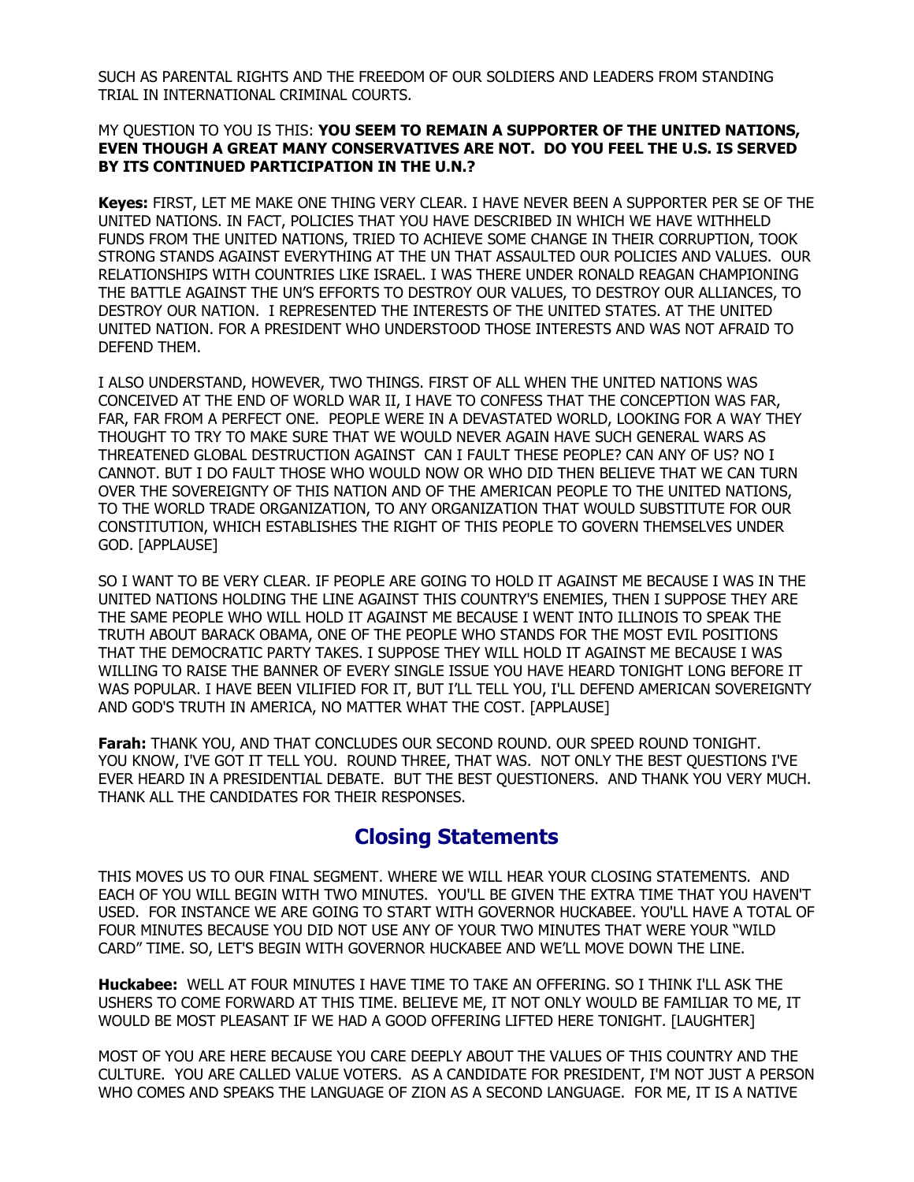SUCH AS PARENTAL RIGHTS AND THE FREEDOM OF OUR SOLDIERS AND LEADERS FROM STANDING TRIAL IN INTERNATIONAL CRIMINAL COURTS.

MY QUESTION TO YOU IS THIS: **YOU SEEM TO REMAIN A SUPPORTER OF THE UNITED NATIONS, EVEN THOUGH A GREAT MANY CONSERVATIVES ARE NOT. DO YOU FEEL THE U.S. IS SERVED BY ITS CONTINUED PARTICIPATION IN THE U.N.?**

**Keyes:** FIRST, LET ME MAKE ONE THING VERY CLEAR. I HAVE NEVER BEEN A SUPPORTER PER SE OF THE UNITED NATIONS. IN FACT, POLICIES THAT YOU HAVE DESCRIBED IN WHICH WE HAVE WITHHELD FUNDS FROM THE UNITED NATIONS, TRIED TO ACHIEVE SOME CHANGE IN THEIR CORRUPTION, TOOK STRONG STANDS AGAINST EVERYTHING AT THE UN THAT ASSAULTED OUR POLICIES AND VALUES. OUR RELATIONSHIPS WITH COUNTRIES LIKE ISRAEL. I WAS THERE UNDER RONALD REAGAN CHAMPIONING THE BATTLE AGAINST THE UN'S EFFORTS TO DESTROY OUR VALUES, TO DESTROY OUR ALLIANCES, TO DESTROY OUR NATION. I REPRESENTED THE INTERESTS OF THE UNITED STATES. AT THE UNITED UNITED NATION. FOR A PRESIDENT WHO UNDERSTOOD THOSE INTERESTS AND WAS NOT AFRAID TO DEFEND THEM.

I ALSO UNDERSTAND, HOWEVER, TWO THINGS. FIRST OF ALL WHEN THE UNITED NATIONS WAS CONCEIVED AT THE END OF WORLD WAR II, I HAVE TO CONFESS THAT THE CONCEPTION WAS FAR, FAR, FAR FROM A PERFECT ONE. PEOPLE WERE IN A DEVASTATED WORLD, LOOKING FOR A WAY THEY THOUGHT TO TRY TO MAKE SURE THAT WE WOULD NEVER AGAIN HAVE SUCH GENERAL WARS AS THREATENED GLOBAL DESTRUCTION AGAINST CAN I FAULT THESE PEOPLE? CAN ANY OF US? NO I CANNOT. BUT I DO FAULT THOSE WHO WOULD NOW OR WHO DID THEN BELIEVE THAT WE CAN TURN OVER THE SOVEREIGNTY OF THIS NATION AND OF THE AMERICAN PEOPLE TO THE UNITED NATIONS, TO THE WORLD TRADE ORGANIZATION, TO ANY ORGANIZATION THAT WOULD SUBSTITUTE FOR OUR CONSTITUTION, WHICH ESTABLISHES THE RIGHT OF THIS PEOPLE TO GOVERN THEMSELVES UNDER GOD. [APPLAUSE]

SO I WANT TO BE VERY CLEAR. IF PEOPLE ARE GOING TO HOLD IT AGAINST ME BECAUSE I WAS IN THE UNITED NATIONS HOLDING THE LINE AGAINST THIS COUNTRY'S ENEMIES, THEN I SUPPOSE THEY ARE THE SAME PEOPLE WHO WILL HOLD IT AGAINST ME BECAUSE I WENT INTO ILLINOIS TO SPEAK THE TRUTH ABOUT BARACK OBAMA, ONE OF THE PEOPLE WHO STANDS FOR THE MOST EVIL POSITIONS THAT THE DEMOCRATIC PARTY TAKES. I SUPPOSE THEY WILL HOLD IT AGAINST ME BECAUSE I WAS WILLING TO RAISE THE BANNER OF EVERY SINGLE ISSUE YOU HAVE HEARD TONIGHT LONG BEFORE IT WAS POPULAR. I HAVE BEEN VILIFIED FOR IT, BUT I'LL TELL YOU, I'LL DEFEND AMERICAN SOVEREIGNTY AND GOD'S TRUTH IN AMERICA, NO MATTER WHAT THE COST. [APPLAUSE]

**Farah:** THANK YOU, AND THAT CONCLUDES OUR SECOND ROUND. OUR SPEED ROUND TONIGHT. YOU KNOW, I'VE GOT IT TELL YOU. ROUND THREE, THAT WAS. NOT ONLY THE BEST QUESTIONS I'VE EVER HEARD IN A PRESIDENTIAL DEBATE. BUT THE BEST QUESTIONERS. AND THANK YOU VERY MUCH. THANK ALL THE CANDIDATES FOR THEIR RESPONSES.

## Closing Statements

THIS MOVES US TO OUR FINAL SEGMENT. WHERE WE WILL HEAR YOUR CLOSING STATEMENTS. AND EACH OF YOU WILL BEGIN WITH TWO MINUTES. YOU'LL BE GIVEN THE EXTRA TIME THAT YOU HAVEN'T USED. FOR INSTANCE WE ARE GOING TO START WITH GOVERNOR HUCKABEE. YOU'LL HAVE A TOTAL OF FOUR MINUTES BECAUSE YOU DID NOT USE ANY OF YOUR TWO MINUTES THAT WERE YOUR "WILD CARD" TIME. SO, LET'S BEGIN WITH GOVERNOR HUCKABEE AND WE'LL MOVE DOWN THE LINE.

**Huckabee:** WELL AT FOUR MINUTES I HAVE TIME TO TAKE AN OFFERING. SO I THINK I'LL ASK THE USHERS TO COME FORWARD AT THIS TIME. BELIEVE ME, IT NOT ONLY WOULD BE FAMILIAR TO ME, IT WOULD BE MOST PLEASANT IF WE HAD A GOOD OFFERING LIFTED HERE TONIGHT. [LAUGHTER]

MOST OF YOU ARE HERE BECAUSE YOU CARE DEEPLY ABOUT THE VALUES OF THIS COUNTRY AND THE CULTURE. YOU ARE CALLED VALUE VOTERS. AS A CANDIDATE FOR PRESIDENT, I'M NOT JUST A PERSON WHO COMES AND SPEAKS THE LANGUAGE OF ZION AS A SECOND LANGUAGE. FOR ME, IT IS A NATIVE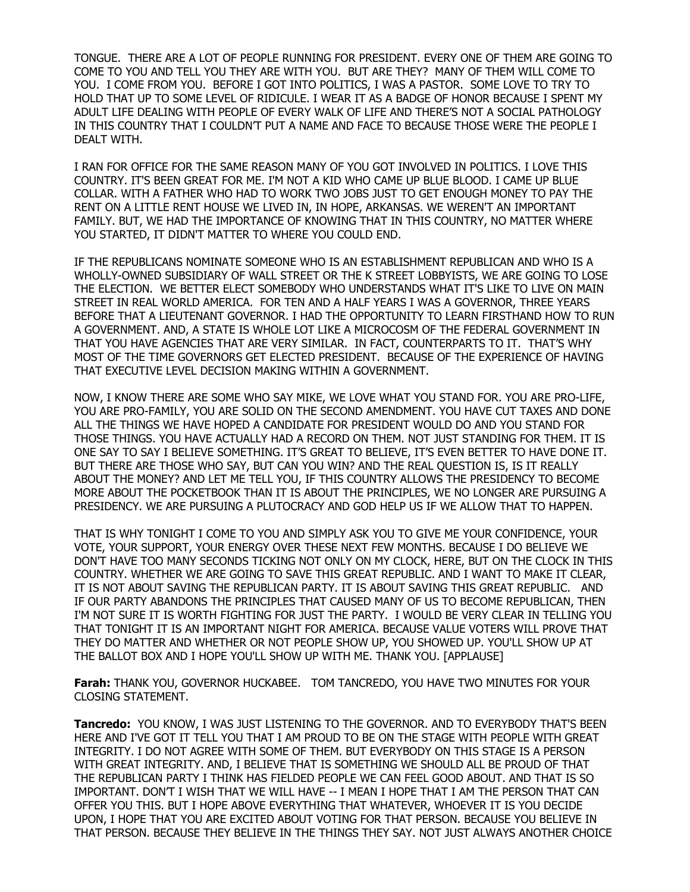TONGUE. THERE ARE A LOT OF PEOPLE RUNNING FOR PRESIDENT. EVERY ONE OF THEM ARE GOING TO COME TO YOU AND TELL YOU THEY ARE WITH YOU. BUT ARE THEY? MANY OF THEM WILL COME TO YOU. I COME FROM YOU. BEFORE I GOT INTO POLITICS, I WAS A PASTOR. SOME LOVE TO TRY TO HOLD THAT UP TO SOME LEVEL OF RIDICULE. I WEAR IT AS A BADGE OF HONOR BECAUSE I SPENT MY ADULT LIFE DEALING WITH PEOPLE OF EVERY WALK OF LIFE AND THERE'S NOT A SOCIAL PATHOLOGY IN THIS COUNTRY THAT I COULDN'T PUT A NAME AND FACE TO BECAUSE THOSE WERE THE PEOPLE I DEALT WITH.

I RAN FOR OFFICE FOR THE SAME REASON MANY OF YOU GOT INVOLVED IN POLITICS. I LOVE THIS COUNTRY. IT'S BEEN GREAT FOR ME. I'M NOT A KID WHO CAME UP BLUE BLOOD. I CAME UP BLUE COLLAR. WITH A FATHER WHO HAD TO WORK TWO JOBS JUST TO GET ENOUGH MONEY TO PAY THE RENT ON A LITTLE RENT HOUSE WE LIVED IN, IN HOPE, ARKANSAS. WE WEREN'T AN IMPORTANT FAMILY. BUT, WE HAD THE IMPORTANCE OF KNOWING THAT IN THIS COUNTRY, NO MATTER WHERE YOU STARTED, IT DIDN'T MATTER TO WHERE YOU COULD END.

IF THE REPUBLICANS NOMINATE SOMEONE WHO IS AN ESTABLISHMENT REPUBLICAN AND WHO IS A WHOLLY-OWNED SUBSIDIARY OF WALL STREET OR THE K STREET LOBBYISTS, WE ARE GOING TO LOSE THE ELECTION. WE BETTER ELECT SOMEBODY WHO UNDERSTANDS WHAT IT'S LIKE TO LIVE ON MAIN STREET IN REAL WORLD AMERICA. FOR TEN AND A HALF YEARS I WAS A GOVERNOR, THREE YEARS BEFORE THAT A LIEUTENANT GOVERNOR. I HAD THE OPPORTUNITY TO LEARN FIRSTHAND HOW TO RUN A GOVERNMENT. AND, A STATE IS WHOLE LOT LIKE A MICROCOSM OF THE FEDERAL GOVERNMENT IN THAT YOU HAVE AGENCIES THAT ARE VERY SIMILAR. IN FACT, COUNTERPARTS TO IT. THAT'S WHY MOST OF THE TIME GOVERNORS GET ELECTED PRESIDENT. BECAUSE OF THE EXPERIENCE OF HAVING THAT EXECUTIVE LEVEL DECISION MAKING WITHIN A GOVERNMENT.

NOW, I KNOW THERE ARE SOME WHO SAY MIKE, WE LOVE WHAT YOU STAND FOR. YOU ARE PRO-LIFE, YOU ARE PRO-FAMILY, YOU ARE SOLID ON THE SECOND AMENDMENT. YOU HAVE CUT TAXES AND DONE ALL THE THINGS WE HAVE HOPED A CANDIDATE FOR PRESIDENT WOULD DO AND YOU STAND FOR THOSE THINGS. YOU HAVE ACTUALLY HAD A RECORD ON THEM. NOT JUST STANDING FOR THEM. IT IS ONE SAY TO SAY I BELIEVE SOMETHING. IT'S GREAT TO BELIEVE, IT'S EVEN BETTER TO HAVE DONE IT. BUT THERE ARE THOSE WHO SAY, BUT CAN YOU WIN? AND THE REAL QUESTION IS, IS IT REALLY ABOUT THE MONEY? AND LET ME TELL YOU, IF THIS COUNTRY ALLOWS THE PRESIDENCY TO BECOME MORE ABOUT THE POCKETBOOK THAN IT IS ABOUT THE PRINCIPLES, WE NO LONGER ARE PURSUING A PRESIDENCY. WE ARE PURSUING A PLUTOCRACY AND GOD HELP US IF WE ALLOW THAT TO HAPPEN.

THAT IS WHY TONIGHT I COME TO YOU AND SIMPLY ASK YOU TO GIVE ME YOUR CONFIDENCE, YOUR VOTE, YOUR SUPPORT, YOUR ENERGY OVER THESE NEXT FEW MONTHS. BECAUSE I DO BELIEVE WE DON'T HAVE TOO MANY SECONDS TICKING NOT ONLY ON MY CLOCK, HERE, BUT ON THE CLOCK IN THIS COUNTRY. WHETHER WE ARE GOING TO SAVE THIS GREAT REPUBLIC. AND I WANT TO MAKE IT CLEAR, IT IS NOT ABOUT SAVING THE REPUBLICAN PARTY. IT IS ABOUT SAVING THIS GREAT REPUBLIC. AND IF OUR PARTY ABANDONS THE PRINCIPLES THAT CAUSED MANY OF US TO BECOME REPUBLICAN, THEN I'M NOT SURE IT IS WORTH FIGHTING FOR JUST THE PARTY. I WOULD BE VERY CLEAR IN TELLING YOU THAT TONIGHT IT IS AN IMPORTANT NIGHT FOR AMERICA. BECAUSE VALUE VOTERS WILL PROVE THAT THEY DO MATTER AND WHETHER OR NOT PEOPLE SHOW UP, YOU SHOWED UP. YOU'LL SHOW UP AT THE BALLOT BOX AND I HOPE YOU'LL SHOW UP WITH ME. THANK YOU. [APPLAUSE]

**Farah:** THANK YOU, GOVERNOR HUCKABEE. TOM TANCREDO, YOU HAVE TWO MINUTES FOR YOUR CLOSING STATEMENT.

**Tancredo:** YOU KNOW, I WAS JUST LISTENING TO THE GOVERNOR. AND TO EVERYBODY THAT'S BEEN HERE AND I'VE GOT IT TELL YOU THAT I AM PROUD TO BE ON THE STAGE WITH PEOPLE WITH GREAT INTEGRITY. I DO NOT AGREE WITH SOME OF THEM. BUT EVERYBODY ON THIS STAGE IS A PERSON WITH GREAT INTEGRITY. AND, I BELIEVE THAT IS SOMETHING WE SHOULD ALL BE PROUD OF THAT THE REPUBLICAN PARTY I THINK HAS FIELDED PEOPLE WE CAN FEEL GOOD ABOUT. AND THAT IS SO IMPORTANT. DON'T I WISH THAT WE WILL HAVE -- I MEAN I HOPE THAT I AM THE PERSON THAT CAN OFFER YOU THIS. BUT I HOPE ABOVE EVERYTHING THAT WHATEVER, WHOEVER IT IS YOU DECIDE UPON, I HOPE THAT YOU ARE EXCITED ABOUT VOTING FOR THAT PERSON. BECAUSE YOU BELIEVE IN THAT PERSON. BECAUSE THEY BELIEVE IN THE THINGS THEY SAY. NOT JUST ALWAYS ANOTHER CHOICE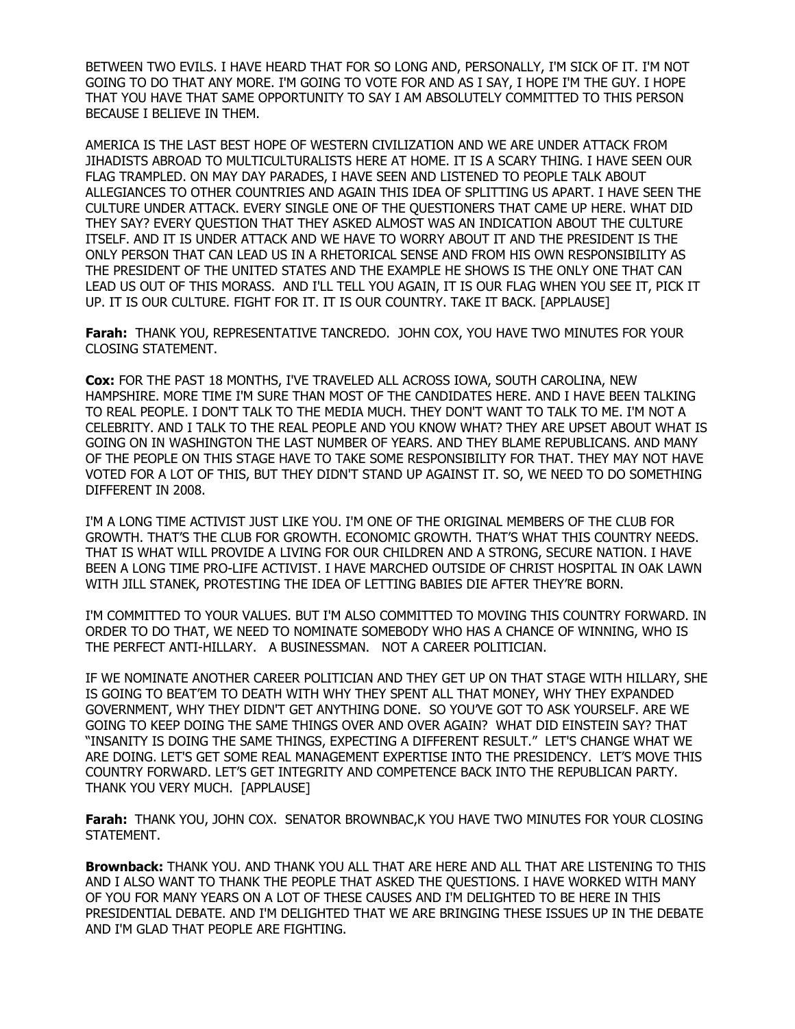BETWEEN TWO EVILS. I HAVE HEARD THAT FOR SO LONG AND, PERSONALLY, I'M SICK OF IT. I'M NOT GOING TO DO THAT ANY MORE. I'M GOING TO VOTE FOR AND AS I SAY, I HOPE I'M THE GUY. I HOPE THAT YOU HAVE THAT SAME OPPORTUNITY TO SAY I AM ABSOLUTELY COMMITTED TO THIS PERSON BECAUSE I BELIEVE IN THEM.

AMERICA IS THE LAST BEST HOPE OF WESTERN CIVILIZATION AND WE ARE UNDER ATTACK FROM JIHADISTS ABROAD TO MULTICULTURALISTS HERE AT HOME. IT IS A SCARY THING. I HAVE SEEN OUR FLAG TRAMPLED. ON MAY DAY PARADES, I HAVE SEEN AND LISTENED TO PEOPLE TALK ABOUT ALLEGIANCES TO OTHER COUNTRIES AND AGAIN THIS IDEA OF SPLITTING US APART. I HAVE SEEN THE CULTURE UNDER ATTACK. EVERY SINGLE ONE OF THE QUESTIONERS THAT CAME UP HERE. WHAT DID THEY SAY? EVERY QUESTION THAT THEY ASKED ALMOST WAS AN INDICATION ABOUT THE CULTURE ITSELF. AND IT IS UNDER ATTACK AND WE HAVE TO WORRY ABOUT IT AND THE PRESIDENT IS THE ONLY PERSON THAT CAN LEAD US IN A RHETORICAL SENSE AND FROM HIS OWN RESPONSIBILITY AS THE PRESIDENT OF THE UNITED STATES AND THE EXAMPLE HE SHOWS IS THE ONLY ONE THAT CAN LEAD US OUT OF THIS MORASS. AND I'LL TELL YOU AGAIN, IT IS OUR FLAG WHEN YOU SEE IT, PICK IT UP. IT IS OUR CULTURE. FIGHT FOR IT. IT IS OUR COUNTRY. TAKE IT BACK. [APPLAUSE]

**Farah:** THANK YOU, REPRESENTATIVE TANCREDO. JOHN COX, YOU HAVE TWO MINUTES FOR YOUR CLOSING STATEMENT.

**Cox:** FOR THE PAST 18 MONTHS, I'VE TRAVELED ALL ACROSS IOWA, SOUTH CAROLINA, NEW HAMPSHIRE. MORE TIME I'M SURE THAN MOST OF THE CANDIDATES HERE. AND I HAVE BEEN TALKING TO REAL PEOPLE. I DON'T TALK TO THE MEDIA MUCH. THEY DON'T WANT TO TALK TO ME. I'M NOT A CELEBRITY. AND I TALK TO THE REAL PEOPLE AND YOU KNOW WHAT? THEY ARE UPSET ABOUT WHAT IS GOING ON IN WASHINGTON THE LAST NUMBER OF YEARS. AND THEY BLAME REPUBLICANS. AND MANY OF THE PEOPLE ON THIS STAGE HAVE TO TAKE SOME RESPONSIBILITY FOR THAT. THEY MAY NOT HAVE VOTED FOR A LOT OF THIS, BUT THEY DIDN'T STAND UP AGAINST IT. SO, WE NEED TO DO SOMETHING DIFFERENT IN 2008.

I'M A LONG TIME ACTIVIST JUST LIKE YOU. I'M ONE OF THE ORIGINAL MEMBERS OF THE CLUB FOR GROWTH. THAT'S THE CLUB FOR GROWTH. ECONOMIC GROWTH. THAT'S WHAT THIS COUNTRY NEEDS. THAT IS WHAT WILL PROVIDE A LIVING FOR OUR CHILDREN AND A STRONG, SECURE NATION. I HAVE BEEN A LONG TIME PRO-LIFE ACTIVIST. I HAVE MARCHED OUTSIDE OF CHRIST HOSPITAL IN OAK LAWN WITH JILL STANEK, PROTESTING THE IDEA OF LETTING BABIES DIE AFTER THEY'RE BORN.

I'M COMMITTED TO YOUR VALUES. BUT I'M ALSO COMMITTED TO MOVING THIS COUNTRY FORWARD. IN ORDER TO DO THAT, WE NEED TO NOMINATE SOMEBODY WHO HAS A CHANCE OF WINNING, WHO IS THE PERFECT ANTI-HILLARY. A BUSINESSMAN. NOT A CAREER POLITICIAN.

IF WE NOMINATE ANOTHER CAREER POLITICIAN AND THEY GET UP ON THAT STAGE WITH HILLARY, SHE IS GOING TO BEAT'EM TO DEATH WITH WHY THEY SPENT ALL THAT MONEY, WHY THEY EXPANDED GOVERNMENT, WHY THEY DIDN'T GET ANYTHING DONE. SO YOU'VE GOT TO ASK YOURSELF. ARE WE GOING TO KEEP DOING THE SAME THINGS OVER AND OVER AGAIN? WHAT DID EINSTEIN SAY? THAT "INSANITY IS DOING THE SAME THINGS, EXPECTING A DIFFERENT RESULT." LET'S CHANGE WHAT WE ARE DOING. LET'S GET SOME REAL MANAGEMENT EXPERTISE INTO THE PRESIDENCY. LET'S MOVE THIS COUNTRY FORWARD. LET'S GET INTEGRITY AND COMPETENCE BACK INTO THE REPUBLICAN PARTY. THANK YOU VERY MUCH. [APPLAUSE]

**Farah:** THANK YOU, JOHN COX. SENATOR BROWNBAC,K YOU HAVE TWO MINUTES FOR YOUR CLOSING STATEMENT.

**Brownback:** THANK YOU. AND THANK YOU ALL THAT ARE HERE AND ALL THAT ARE LISTENING TO THIS AND I ALSO WANT TO THANK THE PEOPLE THAT ASKED THE QUESTIONS. I HAVE WORKED WITH MANY OF YOU FOR MANY YEARS ON A LOT OF THESE CAUSES AND I'M DELIGHTED TO BE HERE IN THIS PRESIDENTIAL DEBATE. AND I'M DELIGHTED THAT WE ARE BRINGING THESE ISSUES UP IN THE DEBATE AND I'M GLAD THAT PEOPLE ARE FIGHTING.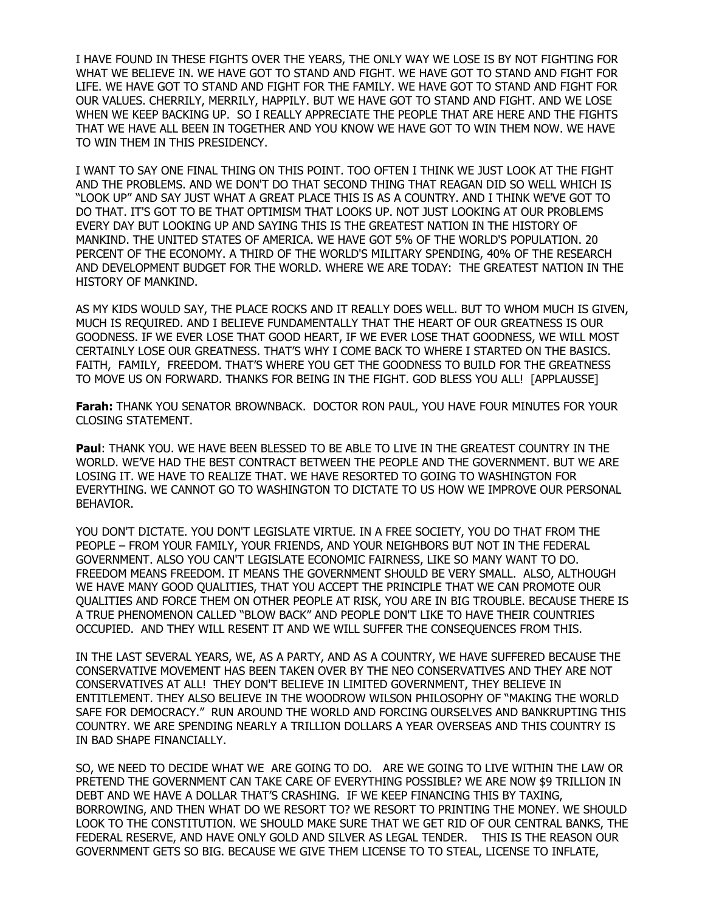I HAVE FOUND IN THESE FIGHTS OVER THE YEARS, THE ONLY WAY WE LOSE IS BY NOT FIGHTING FOR WHAT WE BELIEVE IN. WE HAVE GOT TO STAND AND FIGHT. WE HAVE GOT TO STAND AND FIGHT FOR LIFE. WE HAVE GOT TO STAND AND FIGHT FOR THE FAMILY. WE HAVE GOT TO STAND AND FIGHT FOR OUR VALUES. CHERRILY, MERRILY, HAPPILY. BUT WE HAVE GOT TO STAND AND FIGHT. AND WE LOSE WHEN WE KEEP BACKING UP. SO I REALLY APPRECIATE THE PEOPLE THAT ARE HERE AND THE FIGHTS THAT WE HAVE ALL BEEN IN TOGETHER AND YOU KNOW WE HAVE GOT TO WIN THEM NOW. WE HAVE TO WIN THEM IN THIS PRESIDENCY.

I WANT TO SAY ONE FINAL THING ON THIS POINT. TOO OFTEN I THINK WE JUST LOOK AT THE FIGHT AND THE PROBLEMS. AND WE DON'T DO THAT SECOND THING THAT REAGAN DID SO WELL WHICH IS "LOOK UP" AND SAY JUST WHAT A GREAT PLACE THIS IS AS A COUNTRY. AND I THINK WE'VE GOT TO DO THAT. IT'S GOT TO BE THAT OPTIMISM THAT LOOKS UP. NOT JUST LOOKING AT OUR PROBLEMS EVERY DAY BUT LOOKING UP AND SAYING THIS IS THE GREATEST NATION IN THE HISTORY OF MANKIND. THE UNITED STATES OF AMERICA. WE HAVE GOT 5% OF THE WORLD'S POPULATION. 20 PERCENT OF THE ECONOMY. A THIRD OF THE WORLD'S MILITARY SPENDING, 40% OF THE RESEARCH AND DEVELOPMENT BUDGET FOR THE WORLD. WHERE WE ARE TODAY: THE GREATEST NATION IN THE HISTORY OF MANKIND.

AS MY KIDS WOULD SAY, THE PLACE ROCKS AND IT REALLY DOES WELL. BUT TO WHOM MUCH IS GIVEN, MUCH IS REQUIRED. AND I BELIEVE FUNDAMENTALLY THAT THE HEART OF OUR GREATNESS IS OUR GOODNESS. IF WE EVER LOSE THAT GOOD HEART, IF WE EVER LOSE THAT GOODNESS, WE WILL MOST CERTAINLY LOSE OUR GREATNESS. THAT'S WHY I COME BACK TO WHERE I STARTED ON THE BASICS. FAITH, FAMILY, FREEDOM. THAT'S WHERE YOU GET THE GOODNESS TO BUILD FOR THE GREATNESS TO MOVE US ON FORWARD. THANKS FOR BEING IN THE FIGHT. GOD BLESS YOU ALL! [APPLAUSSE]

**Farah:** THANK YOU SENATOR BROWNBACK. DOCTOR RON PAUL, YOU HAVE FOUR MINUTES FOR YOUR CLOSING STATEMENT.

**Paul**: THANK YOU. WE HAVE BEEN BLESSED TO BE ABLE TO LIVE IN THE GREATEST COUNTRY IN THE WORLD. WE'VE HAD THE BEST CONTRACT BETWEEN THE PEOPLE AND THE GOVERNMENT. BUT WE ARE LOSING IT. WE HAVE TO REALIZE THAT. WE HAVE RESORTED TO GOING TO WASHINGTON FOR EVERYTHING. WE CANNOT GO TO WASHINGTON TO DICTATE TO US HOW WE IMPROVE OUR PERSONAL BEHAVIOR.

YOU DON'T DICTATE. YOU DON'T LEGISLATE VIRTUE. IN A FREE SOCIETY, YOU DO THAT FROM THE PEOPLE – FROM YOUR FAMILY, YOUR FRIENDS, AND YOUR NEIGHBORS BUT NOT IN THE FEDERAL GOVERNMENT. ALSO YOU CAN'T LEGISLATE ECONOMIC FAIRNESS, LIKE SO MANY WANT TO DO. FREEDOM MEANS FREEDOM. IT MEANS THE GOVERNMENT SHOULD BE VERY SMALL. ALSO, ALTHOUGH WE HAVE MANY GOOD QUALITIES, THAT YOU ACCEPT THE PRINCIPLE THAT WE CAN PROMOTE OUR QUALITIES AND FORCE THEM ON OTHER PEOPLE AT RISK, YOU ARE IN BIG TROUBLE. BECAUSE THERE IS A TRUE PHENOMENON CALLED "BLOW BACK" AND PEOPLE DON'T LIKE TO HAVE THEIR COUNTRIES OCCUPIED. AND THEY WILL RESENT IT AND WE WILL SUFFER THE CONSEQUENCES FROM THIS.

IN THE LAST SEVERAL YEARS, WE, AS A PARTY, AND AS A COUNTRY, WE HAVE SUFFERED BECAUSE THE CONSERVATIVE MOVEMENT HAS BEEN TAKEN OVER BY THE NEO CONSERVATIVES AND THEY ARE NOT CONSERVATIVES AT ALL! THEY DON'T BELIEVE IN LIMITED GOVERNMENT, THEY BELIEVE IN ENTITLEMENT. THEY ALSO BELIEVE IN THE WOODROW WILSON PHILOSOPHY OF "MAKING THE WORLD SAFE FOR DEMOCRACY." RUN AROUND THE WORLD AND FORCING OURSELVES AND BANKRUPTING THIS COUNTRY. WE ARE SPENDING NEARLY A TRILLION DOLLARS A YEAR OVERSEAS AND THIS COUNTRY IS IN BAD SHAPE FINANCIALLY.

SO, WE NEED TO DECIDE WHAT WE ARE GOING TO DO. ARE WE GOING TO LIVE WITHIN THE LAW OR PRETEND THE GOVERNMENT CAN TAKE CARE OF EVERYTHING POSSIBLE? WE ARE NOW $9 TRILLION IN DEBT AND WE HAVE A DOLLAR THAT'S CRASHING. IF WE KEEP FINANCING THIS BY TAXING, BORROWING, AND THEN WHAT DO WE RESORT TO? WE RESORT TO PRINTING THE MONEY. WE SHOULD LOOK TO THE CONSTITUTION. WE SHOULD MAKE SURE THAT WE GET RID OF OUR CENTRAL BANKS, THE FEDERAL RESERVE, AND HAVE ONLY GOLD AND SILVER AS LEGAL TENDER. THIS IS THE REASON OUR GOVERNMENT GETS SO BIG. BECAUSE WE GIVE THEM LICENSE TO TO STEAL, LICENSE TO INFLATE,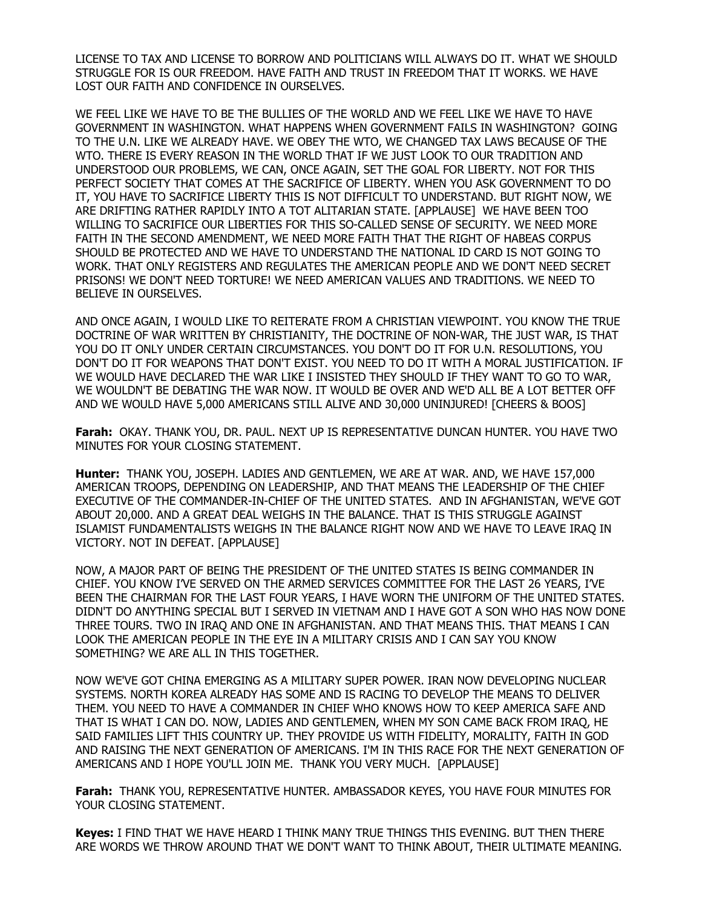LICENSE TO TAX AND LICENSE TO BORROW AND POLITICIANS WILL ALWAYS DO IT. WHAT WE SHOULD STRUGGLE FOR IS OUR FREEDOM. HAVE FAITH AND TRUST IN FREEDOM THAT IT WORKS. WE HAVE LOST OUR FAITH AND CONFIDENCE IN OURSELVES.

WE FEEL LIKE WE HAVE TO BE THE BULLIES OF THE WORLD AND WE FEEL LIKE WE HAVE TO HAVE GOVERNMENT IN WASHINGTON. WHAT HAPPENS WHEN GOVERNMENT FAILS IN WASHINGTON? GOING TO THE U.N. LIKE WE ALREADY HAVE. WE OBEY THE WTO, WE CHANGED TAX LAWS BECAUSE OF THE WTO. THERE IS EVERY REASON IN THE WORLD THAT IF WE JUST LOOK TO OUR TRADITION AND UNDERSTOOD OUR PROBLEMS, WE CAN, ONCE AGAIN, SET THE GOAL FOR LIBERTY. NOT FOR THIS PERFECT SOCIETY THAT COMES AT THE SACRIFICE OF LIBERTY. WHEN YOU ASK GOVERNMENT TO DO IT, YOU HAVE TO SACRIFICE LIBERTY THIS IS NOT DIFFICULT TO UNDERSTAND. BUT RIGHT NOW, WE ARE DRIFTING RATHER RAPIDLY INTO A TOT ALITARIAN STATE. [APPLAUSE] WE HAVE BEEN TOO WILLING TO SACRIFICE OUR LIBERTIES FOR THIS SO-CALLED SENSE OF SECURITY. WE NEED MORE FAITH IN THE SECOND AMENDMENT, WE NEED MORE FAITH THAT THE RIGHT OF HABEAS CORPUS SHOULD BE PROTECTED AND WE HAVE TO UNDERSTAND THE NATIONAL ID CARD IS NOT GOING TO WORK. THAT ONLY REGISTERS AND REGULATES THE AMERICAN PEOPLE AND WE DON'T NEED SECRET PRISONS! WE DON'T NEED TORTURE! WE NEED AMERICAN VALUES AND TRADITIONS. WE NEED TO BELIEVE IN OURSELVES.

AND ONCE AGAIN, I WOULD LIKE TO REITERATE FROM A CHRISTIAN VIEWPOINT. YOU KNOW THE TRUE DOCTRINE OF WAR WRITTEN BY CHRISTIANITY, THE DOCTRINE OF NON-WAR, THE JUST WAR, IS THAT YOU DO IT ONLY UNDER CERTAIN CIRCUMSTANCES. YOU DON'T DO IT FOR U.N. RESOLUTIONS, YOU DON'T DO IT FOR WEAPONS THAT DON'T EXIST. YOU NEED TO DO IT WITH A MORAL JUSTIFICATION. IF WE WOULD HAVE DECLARED THE WAR LIKE I INSISTED THEY SHOULD IF THEY WANT TO GO TO WAR, WE WOULDN'T BE DEBATING THE WAR NOW. IT WOULD BE OVER AND WE'D ALL BE A LOT BETTER OFF AND WE WOULD HAVE 5,000 AMERICANS STILL ALIVE AND 30,000 UNINJURED! [CHEERS & BOOS]

**Farah:** OKAY. THANK YOU, DR. PAUL. NEXT UP IS REPRESENTATIVE DUNCAN HUNTER. YOU HAVE TWO MINUTES FOR YOUR CLOSING STATEMENT.

**Hunter:** THANK YOU, JOSEPH. LADIES AND GENTLEMEN, WE ARE AT WAR. AND, WE HAVE 157,000 AMERICAN TROOPS, DEPENDING ON LEADERSHIP, AND THAT MEANS THE LEADERSHIP OF THE CHIEF EXECUTIVE OF THE COMMANDER-IN-CHIEF OF THE UNITED STATES. AND IN AFGHANISTAN, WE'VE GOT ABOUT 20,000. AND A GREAT DEAL WEIGHS IN THE BALANCE. THAT IS THIS STRUGGLE AGAINST ISLAMIST FUNDAMENTALISTS WEIGHS IN THE BALANCE RIGHT NOW AND WE HAVE TO LEAVE IRAQ IN VICTORY. NOT IN DEFEAT. [APPLAUSE]

NOW, A MAJOR PART OF BEING THE PRESIDENT OF THE UNITED STATES IS BEING COMMANDER IN CHIEF. YOU KNOW I'VE SERVED ON THE ARMED SERVICES COMMITTEE FOR THE LAST 26 YEARS, I'VE BEEN THE CHAIRMAN FOR THE LAST FOUR YEARS, I HAVE WORN THE UNIFORM OF THE UNITED STATES. DIDN'T DO ANYTHING SPECIAL BUT I SERVED IN VIETNAM AND I HAVE GOT A SON WHO HAS NOW DONE THREE TOURS. TWO IN IRAQ AND ONE IN AFGHANISTAN. AND THAT MEANS THIS. THAT MEANS I CAN LOOK THE AMERICAN PEOPLE IN THE EYE IN A MILITARY CRISIS AND I CAN SAY YOU KNOW SOMETHING? WE ARE ALL IN THIS TOGETHER.

NOW WE'VE GOT CHINA EMERGING AS A MILITARY SUPER POWER. IRAN NOW DEVELOPING NUCLEAR SYSTEMS. NORTH KOREA ALREADY HAS SOME AND IS RACING TO DEVELOP THE MEANS TO DELIVER THEM. YOU NEED TO HAVE A COMMANDER IN CHIEF WHO KNOWS HOW TO KEEP AMERICA SAFE AND THAT IS WHAT I CAN DO. NOW, LADIES AND GENTLEMEN, WHEN MY SON CAME BACK FROM IRAQ, HE SAID FAMILIES LIFT THIS COUNTRY UP. THEY PROVIDE US WITH FIDELITY, MORALITY, FAITH IN GOD AND RAISING THE NEXT GENERATION OF AMERICANS. I'M IN THIS RACE FOR THE NEXT GENERATION OF AMERICANS AND I HOPE YOU'LL JOIN ME. THANK YOU VERY MUCH. [APPLAUSE]

**Farah:** THANK YOU, REPRESENTATIVE HUNTER. AMBASSADOR KEYES, YOU HAVE FOUR MINUTES FOR YOUR CLOSING STATEMENT.

**Keyes:** I FIND THAT WE HAVE HEARD I THINK MANY TRUE THINGS THIS EVENING. BUT THEN THERE ARE WORDS WE THROW AROUND THAT WE DON'T WANT TO THINK ABOUT, THEIR ULTIMATE MEANING.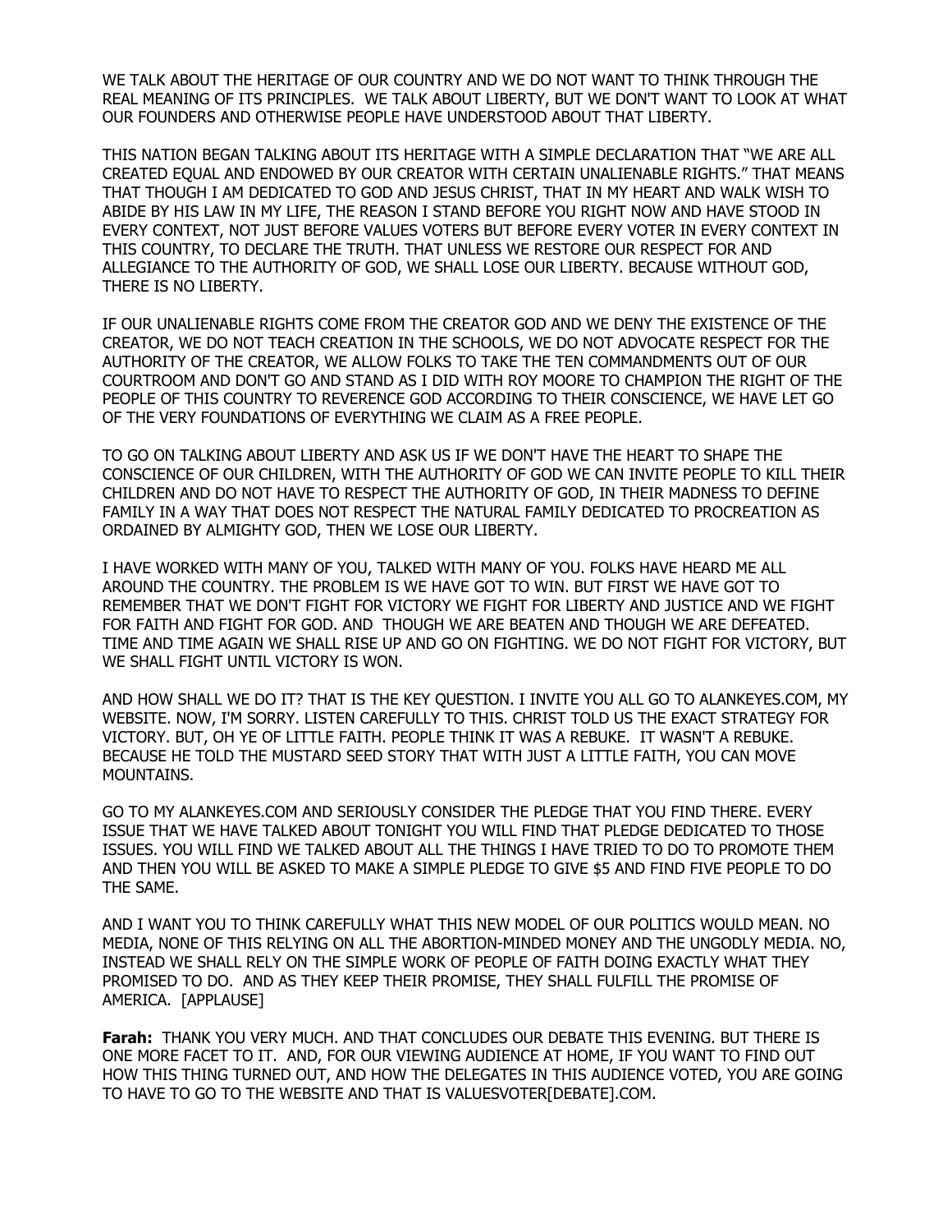WE TALK ABOUT THE HERITAGE OF OUR COUNTRY AND WE DO NOT WANT TO THINK THROUGH THE REAL MEANING OF ITS PRINCIPLES.  WE TALK ABOUT LIBERTY, BUT WE DON'T WANT TO LOOK AT WHAT OUR FOUNDERS AND OTHERWISE PEOPLE HAVE UNDERSTOOD ABOUT THAT LIBERTY.

THIS NATION BEGAN TALKING ABOUT ITS HERITAGE WITH A SIMPLE DECLARATION THAT "WE ARE ALL CREATED EQUAL AND ENDOWED BY OUR CREATOR WITH CERTAIN UNALIENABLE RIGHTS." THAT MEANS THAT THOUGH I AM DEDICATED TO GOD AND JESUS CHRIST, THAT IN MY HEART AND WALK WISH TO ABIDE BY HIS LAW IN MY LIFE, THE REASON I STAND BEFORE YOU RIGHT NOW AND HAVE STOOD IN EVERY CONTEXT, NOT JUST BEFORE VALUES VOTERS BUT BEFORE EVERY VOTER IN EVERY CONTEXT IN THIS COUNTRY, TO DECLARE THE TRUTH. THAT UNLESS WE RESTORE OUR RESPECT FOR AND ALLEGIANCE TO THE AUTHORITY OF GOD, WE SHALL LOSE OUR LIBERTY. BECAUSE WITHOUT GOD, THERE IS NO LIBERTY.

IF OUR UNALIENABLE RIGHTS COME FROM THE CREATOR GOD AND WE DENY THE EXISTENCE OF THE CREATOR, WE DO NOT TEACH CREATION IN THE SCHOOLS, WE DO NOT ADVOCATE RESPECT FOR THE AUTHORITY OF THE CREATOR, WE ALLOW FOLKS TO TAKE THE TEN COMMANDMENTS OUT OF OUR COURTROOM AND DON'T GO AND STAND AS I DID WITH ROY MOORE TO CHAMPION THE RIGHT OF THE PEOPLE OF THIS COUNTRY TO REVERENCE GOD ACCORDING TO THEIR CONSCIENCE, WE HAVE LET GO OF THE VERY FOUNDATIONS OF EVERYTHING WE CLAIM AS A FREE PEOPLE.

TO GO ON TALKING ABOUT LIBERTY AND ASK US IF WE DON'T HAVE THE HEART TO SHAPE THE CONSCIENCE OF OUR CHILDREN, WITH THE AUTHORITY OF GOD WE CAN INVITE PEOPLE TO KILL THEIR CHILDREN AND DO NOT HAVE TO RESPECT THE AUTHORITY OF GOD, IN THEIR MADNESS TO DEFINE FAMILY IN A WAY THAT DOES NOT RESPECT THE NATURAL FAMILY DEDICATED TO PROCREATION AS ORDAINED BY ALMIGHTY GOD, THEN WE LOSE OUR LIBERTY.

I HAVE WORKED WITH MANY OF YOU, TALKED WITH MANY OF YOU. FOLKS HAVE HEARD ME ALL AROUND THE COUNTRY. THE PROBLEM IS WE HAVE GOT TO WIN. BUT FIRST WE HAVE GOT TO REMEMBER THAT WE DON'T FIGHT FOR VICTORY WE FIGHT FOR LIBERTY AND JUSTICE AND WE FIGHT FOR FAITH AND FIGHT FOR GOD. AND  THOUGH WE ARE BEATEN AND THOUGH WE ARE DEFEATED. TIME AND TIME AGAIN WE SHALL RISE UP AND GO ON FIGHTING. WE DO NOT FIGHT FOR VICTORY, BUT WE SHALL FIGHT UNTIL VICTORY IS WON.

AND HOW SHALL WE DO IT? THAT IS THE KEY QUESTION. I INVITE YOU ALL GO TO ALANKEYES.COM, MY WEBSITE. NOW, I'M SORRY. LISTEN CAREFULLY TO THIS. CHRIST TOLD US THE EXACT STRATEGY FOR VICTORY. BUT, OH YE OF LITTLE FAITH. PEOPLE THINK IT WAS A REBUKE.  IT WASN'T A REBUKE. BECAUSE HE TOLD THE MUSTARD SEED STORY THAT WITH JUST A LITTLE FAITH, YOU CAN MOVE MOUNTAINS.

GO TO MY ALANKEYES.COM AND SERIOUSLY CONSIDER THE PLEDGE THAT YOU FIND THERE. EVERY ISSUE THAT WE HAVE TALKED ABOUT TONIGHT YOU WILL FIND THAT PLEDGE DEDICATED TO THOSE ISSUES. YOU WILL FIND WE TALKED ABOUT ALL THE THINGS I HAVE TRIED TO DO TO PROMOTE THEM AND THEN YOU WILL BE ASKED TO MAKE A SIMPLE PLEDGE TO GIVE $5 AND FIND FIVE PEOPLE TO DO THE SAME.

AND I WANT YOU TO THINK CAREFULLY WHAT THIS NEW MODEL OF OUR POLITICS WOULD MEAN. NO MEDIA, NONE OF THIS RELYING ON ALL THE ABORTION-MINDED MONEY AND THE UNGODLY MEDIA. NO, INSTEAD WE SHALL RELY ON THE SIMPLE WORK OF PEOPLE OF FAITH DOING EXACTLY WHAT THEY PROMISED TO DO.  AND AS THEY KEEP THEIR PROMISE, THEY SHALL FULFILL THE PROMISE OF AMERICA.  [APPLAUSE]

**Farah:** THANK YOU VERY MUCH. AND THAT CONCLUDES OUR DEBATE THIS EVENING. BUT THERE IS ONE MORE FACET TO IT.  AND, FOR OUR VIEWING AUDIENCE AT HOME, IF YOU WANT TO FIND OUT HOW THIS THING TURNED OUT, AND HOW THE DELEGATES IN THIS AUDIENCE VOTED, YOU ARE GOING TO HAVE TO GO TO THE WEBSITE AND THAT IS VALUESVOTER[DEBATE].COM.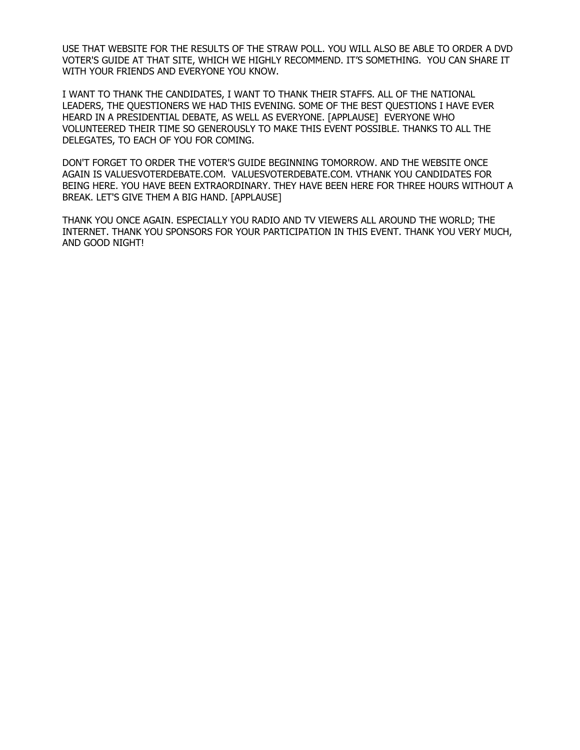USE THAT WEBSITE FOR THE RESULTS OF THE STRAW POLL. YOU WILL ALSO BE ABLE TO ORDER A DVD VOTER'S GUIDE AT THAT SITE, WHICH WE HIGHLY RECOMMEND. IT'S SOMETHING.  YOU CAN SHARE IT WITH YOUR FRIENDS AND EVERYONE YOU KNOW.

I WANT TO THANK THE CANDIDATES, I WANT TO THANK THEIR STAFFS. ALL OF THE NATIONAL LEADERS, THE QUESTIONERS WE HAD THIS EVENING. SOME OF THE BEST QUESTIONS I HAVE EVER HEARD IN A PRESIDENTIAL DEBATE, AS WELL AS EVERYONE. [APPLAUSE]  EVERYONE WHO VOLUNTEERED THEIR TIME SO GENEROUSLY TO MAKE THIS EVENT POSSIBLE. THANKS TO ALL THE DELEGATES, TO EACH OF YOU FOR COMING.

DON'T FORGET TO ORDER THE VOTER'S GUIDE BEGINNING TOMORROW. AND THE WEBSITE ONCE AGAIN IS VALUESVOTERDEBATE.COM.  VALUESVOTERDEBATE.COM. VTHANK YOU CANDIDATES FOR BEING HERE. YOU HAVE BEEN EXTRAORDINARY. THEY HAVE BEEN HERE FOR THREE HOURS WITHOUT A BREAK. LET'S GIVE THEM A BIG HAND. [APPLAUSE]

THANK YOU ONCE AGAIN. ESPECIALLY YOU RADIO AND TV VIEWERS ALL AROUND THE WORLD; THE INTERNET. THANK YOU SPONSORS FOR YOUR PARTICIPATION IN THIS EVENT. THANK YOU VERY MUCH, AND GOOD NIGHT!